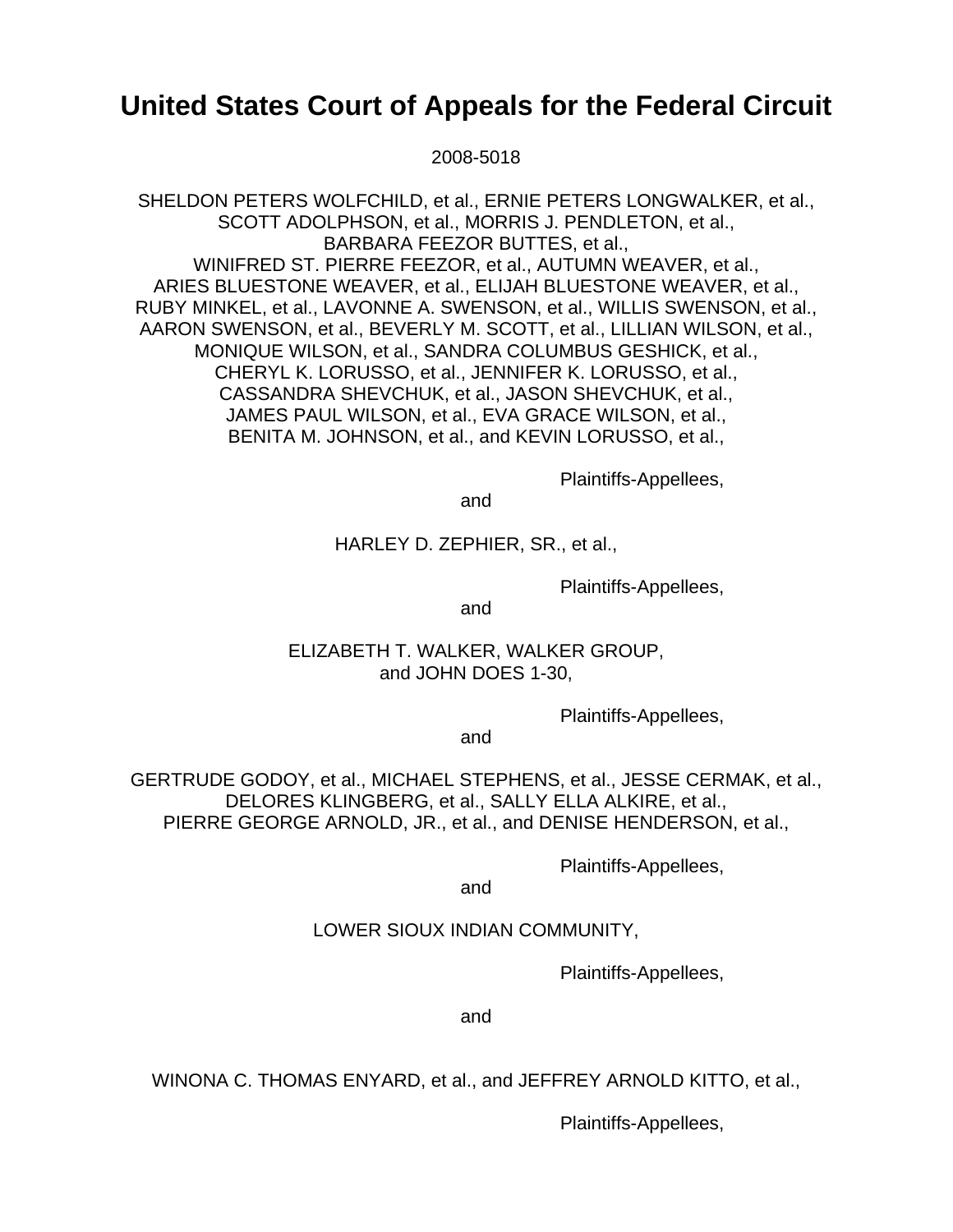# United States Court of Appeals for the Federal Circuit

2008-5018

SHELDON PETERS WOLFCHILD, et al., ERNIE PETERS LONGWALKER, et al., SCOTT ADOLPHSON, et al., MORRIS J. PENDLETON, et al., BARBARA FEEZOR BUTTES, et al., WINIFRED ST. PIERRE FEEZOR, et al., AUTUMN WEAVER, et al., ARIES BLUESTONE WEAVER, et al., ELIJAH BLUESTONE WEAVER, et al., RUBY MINKEL, et al., LAVONNE A. SWENSON, et al., WILLIS SWENSON, et al., AARON SWENSON, et al., BEVERLY M. SCOTT, et al., LILLIAN WILSON, et al., MONIQUE WILSON, et al., SANDRA COLUMBUS GESHICK, et al., CHERYL K. LORUSSO, et al., JENNIFER K. LORUSSO, et al., CASSANDRA SHEVCHUK, et al., JASON SHEVCHUK, et al., JAMES PAUL WILSON, et al., EVA GRACE WILSON, et al., BENITA M. JOHNSON, et al., and KEVIN LORUSSO, et al.,

Plaintiffs-Appellees,

and

HARLEY D. ZEPHIER, SR., et al.,

Plaintiffs-Appellees,

and

ELIZABETH T. WALKER, WALKER GROUP, and JOHN DOES 1-30,

Plaintiffs-Appellees,

and

GERTRUDE GODOY, et al., MICHAEL STEPHENS, et al., JESSE CERMAK, et al., DELORES KLINGBERG, et al., SALLY ELLA ALKIRE, et al., PIERRE GEORGE ARNOLD, JR., et al., and DENISE HENDERSON, et al.,

Plaintiffs-Appellees,

and

LOWER SIOUX INDIAN COMMUNITY,

Plaintiffs-Appellees,

and

WINONA C. THOMAS ENYARD, et al., and JEFFREY ARNOLD KITTO, et al.,

Plaintiffs-Appellees,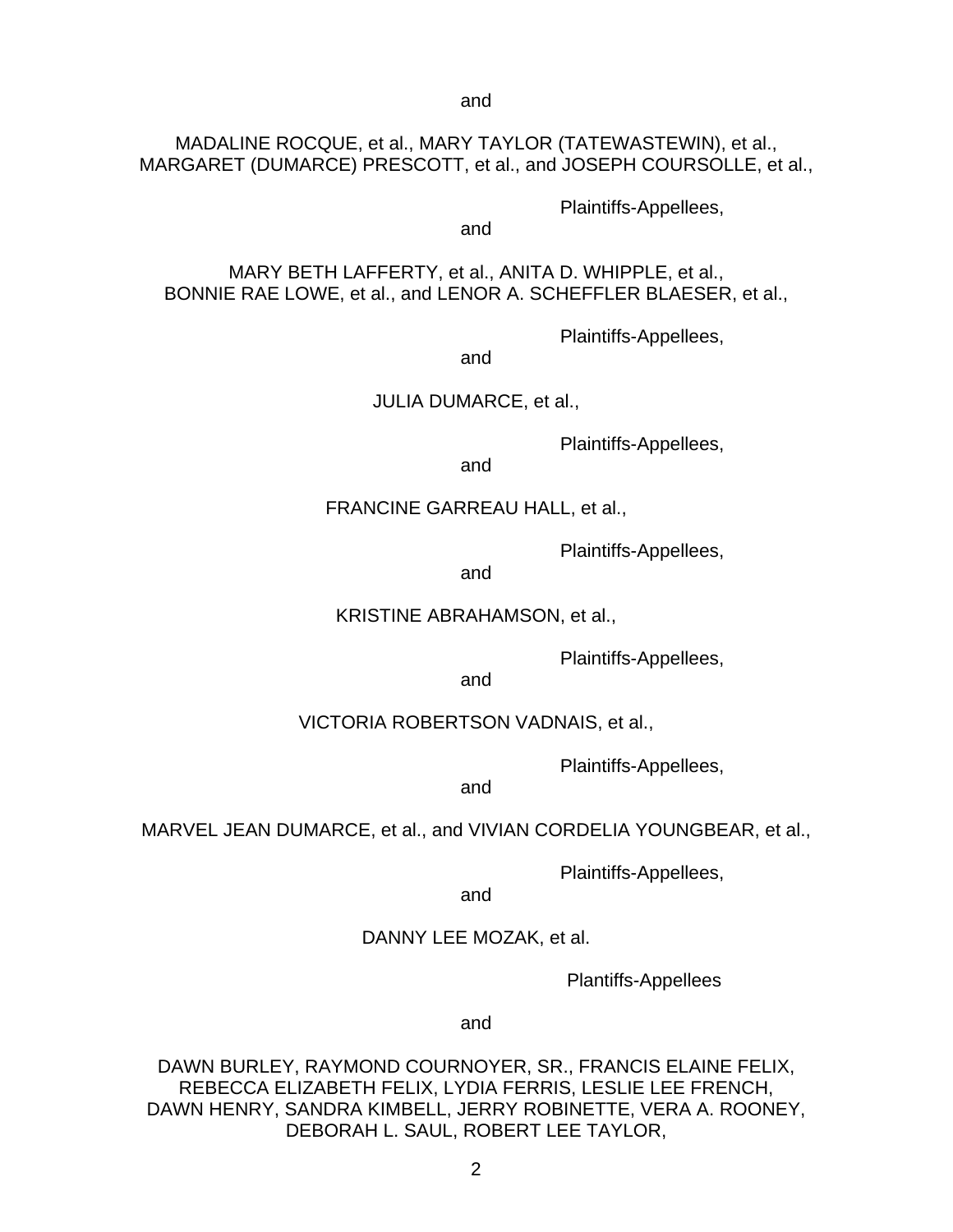and

MADALINE ROCQUE, et al., MARY TAYLOR (TATEWASTEWIN), et al., MARGARET (DUMARCE) PRESCOTT, et al., and JOSEPH COURSOLLE, et al.,

Plaintiffs-Appellees,

and

MARY BETH LAFFERTY, et al., ANITA D. WHIPPLE, et al., BONNIE RAE LOWE, et al., and LENOR A. SCHEFFLER BLAESER, et al.,

Plaintiffs-Appellees,

and

JULIA DUMARCE, et al.,

Plaintiffs-Appellees,

and

FRANCINE GARREAU HALL, et al.,

Plaintiffs-Appellees,

and

KRISTINE ABRAHAMSON, et al.,

Plaintiffs-Appellees,

and

VICTORIA ROBERTSON VADNAIS, et al.,

Plaintiffs-Appellees,

and

MARVEL JEAN DUMARCE, et al., and VIVIAN CORDELIA YOUNGBEAR, et al.,

Plaintiffs-Appellees,

and

DANNY LEE MOZAK, et al.

Plantiffs-Appellees

and

DAWN BURLEY, RAYMOND COURNOYER, SR., FRANCIS ELAINE FELIX, REBECCA ELIZABETH FELIX, LYDIA FERRIS, LESLIE LEE FRENCH, DAWN HENRY, SANDRA KIMBELL, JERRY ROBINETTE, VERA A. ROONEY, DEBORAH L. SAUL, ROBERT LEE TAYLOR,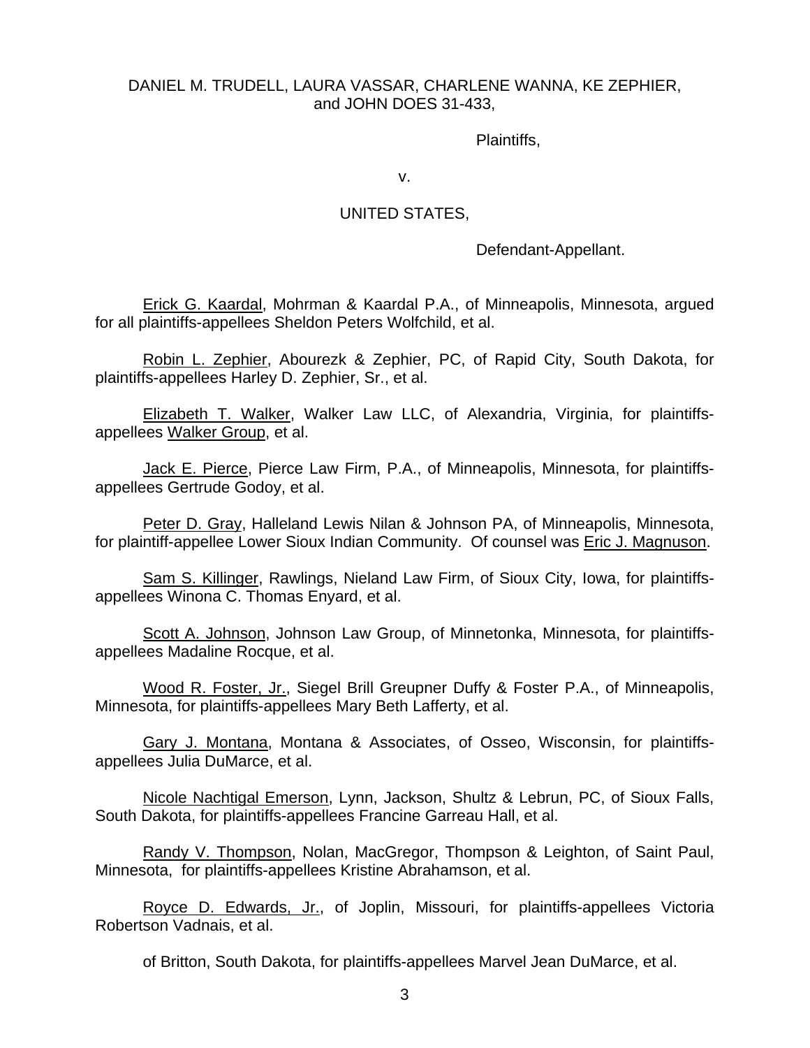DANIEL M. TRUDELL, LAURA VASSAR, CHARLENE WANNA, KE ZEPHIER, and JOHN DOES 31-433,

Plaintiffs,

v.

UNITED STATES,

Defendant-Appellant.

Erick G. Kaardal, Mohrman & Kaardal P.A., of Minneapolis, Minnesota, argued for all plaintiffs-appellees Sheldon Peters Wolfchild, et al.

Robin L. Zephier, Abourezk & Zephier, PC, of Rapid City, South Dakota, for plaintiffs-appellees Harley D. Zephier, Sr., et al.

Elizabeth T. Walker, Walker Law LLC, of Alexandria, Virginia, for plaintiffs-appellees Walker Group, et al.

Jack E. Pierce, Pierce Law Firm, P.A., of Minneapolis, Minnesota, for plaintiffs-appellees Gertrude Godoy, et al.

Peter D. Gray, Halleland Lewis Nilan & Johnson PA, of Minneapolis, Minnesota, for plaintiff-appellee Lower Sioux Indian Community. Of counsel was Eric J. Magnuson.

Sam S. Killinger, Rawlings, Nieland Law Firm, of Sioux City, Iowa, for plaintiffs-appellees Winona C. Thomas Enyard, et al.

Scott A. Johnson, Johnson Law Group, of Minnetonka, Minnesota, for plaintiffs-appellees Madaline Rocque, et al.

Wood R. Foster, Jr., Siegel Brill Greupner Duffy & Foster P.A., of Minneapolis, Minnesota, for plaintiffs-appellees Mary Beth Lafferty, et al.

Gary J. Montana, Montana & Associates, of Osseo, Wisconsin, for plaintiffs-appellees Julia DuMarce, et al.

Nicole Nachtigal Emerson, Lynn, Jackson, Shultz & Lebrun, PC, of Sioux Falls, South Dakota, for plaintiffs-appellees Francine Garreau Hall, et al.

Randy V. Thompson, Nolan, MacGregor, Thompson & Leighton, of Saint Paul, Minnesota, for plaintiffs-appellees Kristine Abrahamson, et al.

Royce D. Edwards, Jr., of Joplin, Missouri, for plaintiffs-appellees Victoria Robertson Vadnais, et al.

of Britton, South Dakota, for plaintiffs-appellees Marvel Jean DuMarce, et al.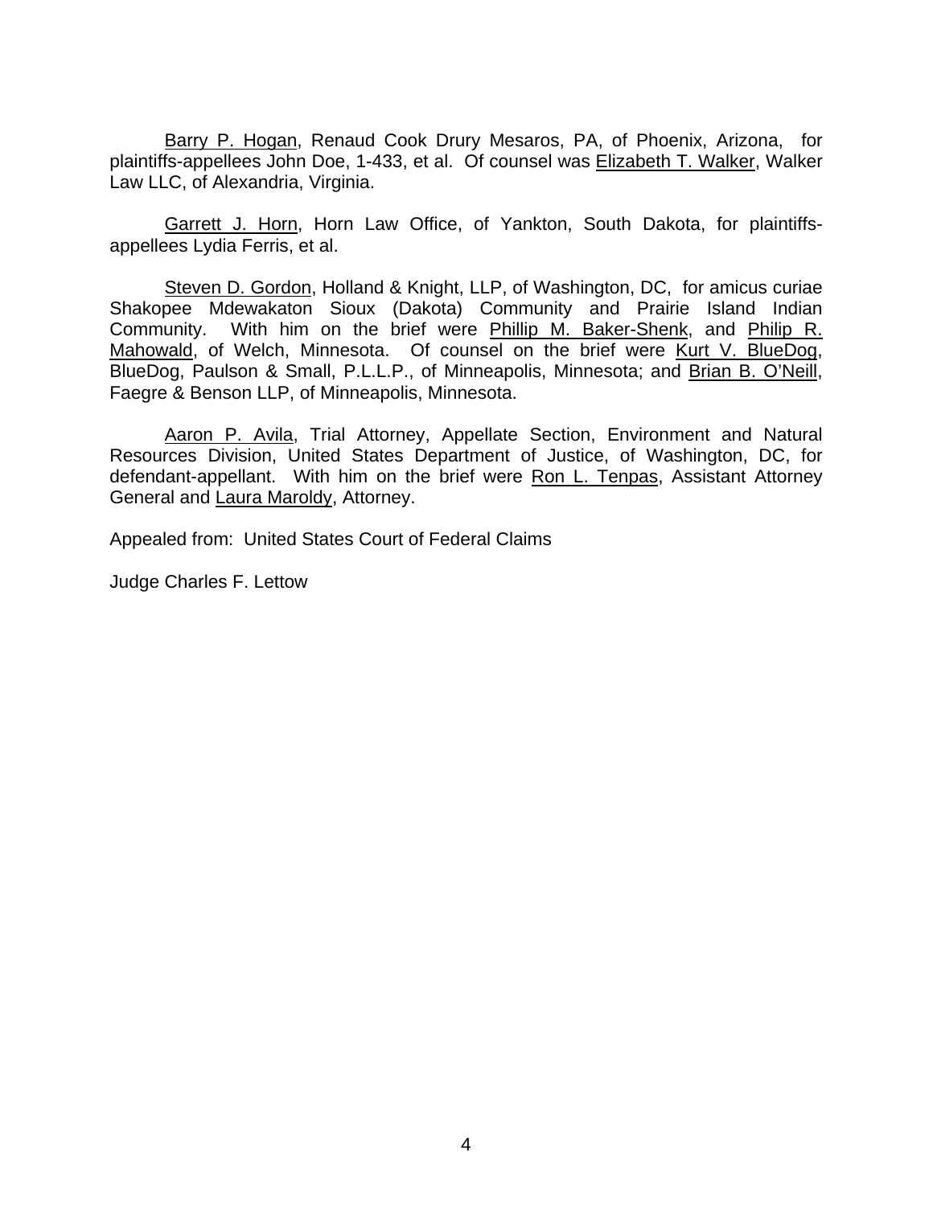Barry P. Hogan, Renaud Cook Drury Mesaros, PA, of Phoenix, Arizona, for plaintiffs-appellees John Doe, 1-433, et al. Of counsel was Elizabeth T. Walker, Walker Law LLC, of Alexandria, Virginia.

Garrett J. Horn, Horn Law Office, of Yankton, South Dakota, for plaintiffs-appellees Lydia Ferris, et al.

Steven D. Gordon, Holland & Knight, LLP, of Washington, DC, for amicus curiae Shakopee Mdewakaton Sioux (Dakota) Community and Prairie Island Indian Community. With him on the brief were Phillip M. Baker-Shenk, and Philip R. Mahowald, of Welch, Minnesota. Of counsel on the brief were Kurt V. BlueDog, BlueDog, Paulson & Small, P.L.L.P., of Minneapolis, Minnesota; and Brian B. O'Neill, Faegre & Benson LLP, of Minneapolis, Minnesota.

Aaron P. Avila, Trial Attorney, Appellate Section, Environment and Natural Resources Division, United States Department of Justice, of Washington, DC, for defendant-appellant. With him on the brief were Ron L. Tenpas, Assistant Attorney General and Laura Maroldy, Attorney.

Appealed from: United States Court of Federal Claims

Judge Charles F. Lettow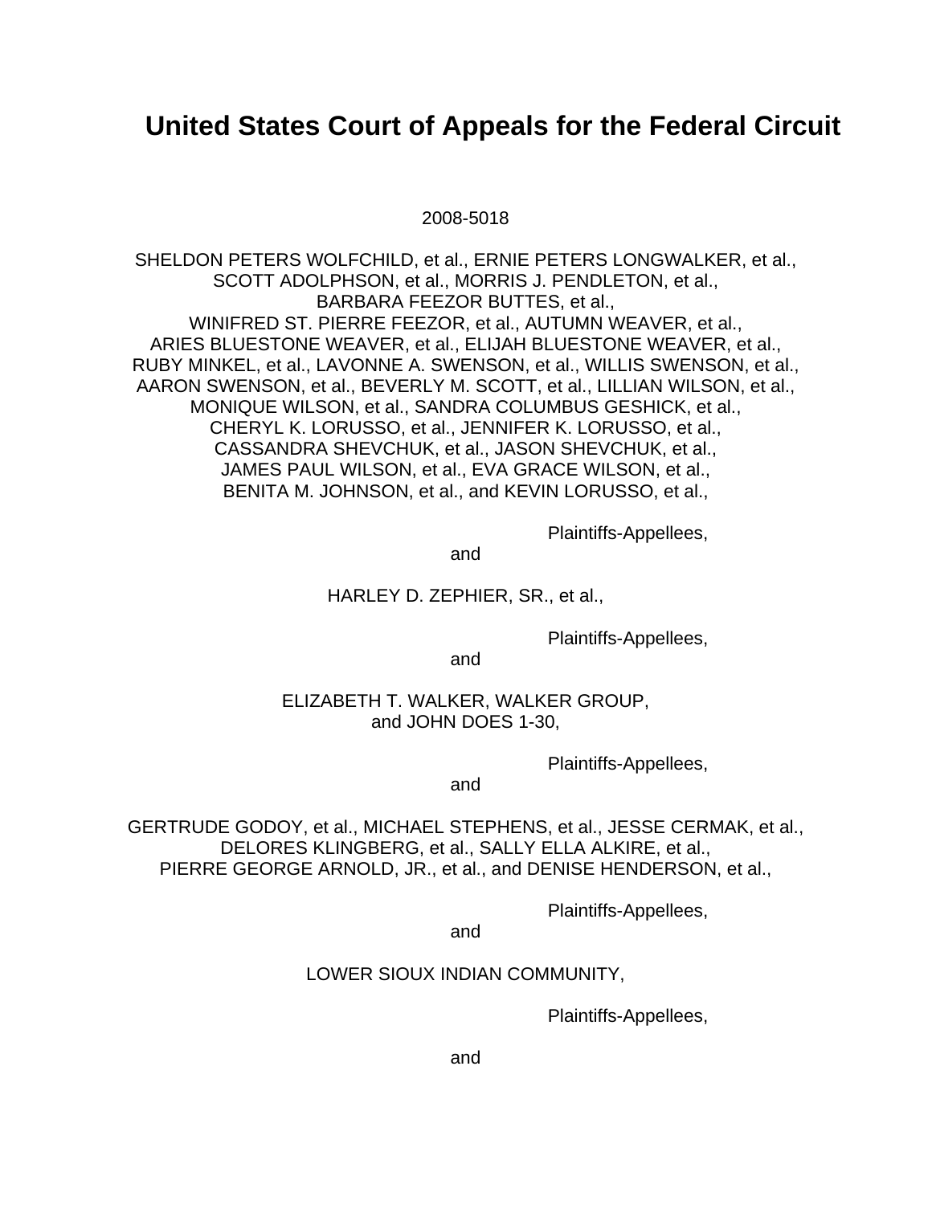# United States Court of Appeals for the Federal Circuit

2008-5018

SHELDON PETERS WOLFCHILD, et al., ERNIE PETERS LONGWALKER, et al.,
SCOTT ADOLPHSON, et al., MORRIS J. PENDLETON, et al.,
BARBARA FEEZOR BUTTES, et al.,
WINIFRED ST. PIERRE FEEZOR, et al., AUTUMN WEAVER, et al.,
ARIES BLUESTONE WEAVER, et al., ELIJAH BLUESTONE WEAVER, et al.,
RUBY MINKEL, et al., LAVONNE A. SWENSON, et al., WILLIS SWENSON, et al.,
AARON SWENSON, et al., BEVERLY M. SCOTT, et al., LILLIAN WILSON, et al.,
MONIQUE WILSON, et al., SANDRA COLUMBUS GESHICK, et al.,
CHERYL K. LORUSSO, et al., JENNIFER K. LORUSSO, et al.,
CASSANDRA SHEVCHUK, et al., JASON SHEVCHUK, et al.,
JAMES PAUL WILSON, et al., EVA GRACE WILSON, et al.,
BENITA M. JOHNSON, et al., and KEVIN LORUSSO, et al.,

Plaintiffs-Appellees,

and

HARLEY D. ZEPHIER, SR., et al.,

Plaintiffs-Appellees,

and

ELIZABETH T. WALKER, WALKER GROUP,
and JOHN DOES 1-30,

Plaintiffs-Appellees,

and

GERTRUDE GODOY, et al., MICHAEL STEPHENS, et al., JESSE CERMAK, et al.,
DELORES KLINGBERG, et al., SALLY ELLA ALKIRE, et al.,
PIERRE GEORGE ARNOLD, JR., et al., and DENISE HENDERSON, et al.,

Plaintiffs-Appellees,

and

LOWER SIOUX INDIAN COMMUNITY,

Plaintiffs-Appellees,

and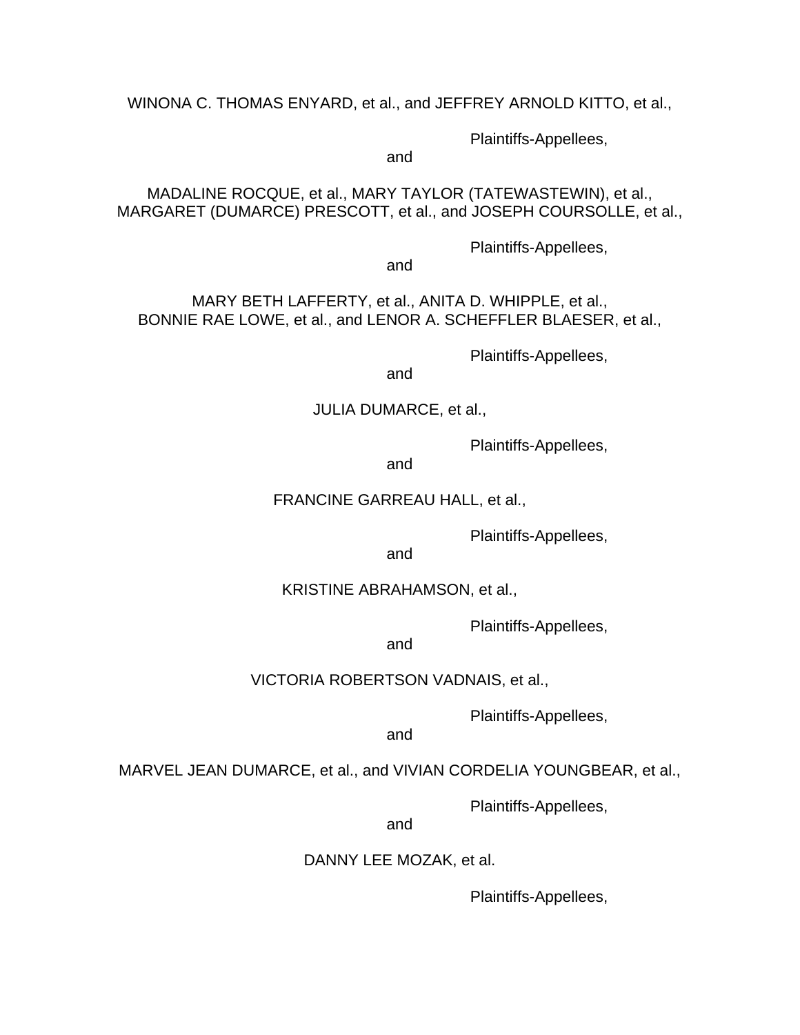WINONA C. THOMAS ENYARD, et al., and JEFFREY ARNOLD KITTO, et al.,

Plaintiffs-Appellees,

and

MADALINE ROCQUE, et al., MARY TAYLOR (TATEWASTEWIN), et al., MARGARET (DUMARCE) PRESCOTT, et al., and JOSEPH COURSOLLE, et al.,

Plaintiffs-Appellees,

and

MARY BETH LAFFERTY, et al., ANITA D. WHIPPLE, et al., BONNIE RAE LOWE, et al., and LENOR A. SCHEFFLER BLAESER, et al.,

Plaintiffs-Appellees,

and

JULIA DUMARCE, et al.,

Plaintiffs-Appellees,

and

FRANCINE GARREAU HALL, et al.,

Plaintiffs-Appellees,

and

KRISTINE ABRAHAMSON, et al.,

Plaintiffs-Appellees,

and

VICTORIA ROBERTSON VADNAIS, et al.,

Plaintiffs-Appellees,

and

MARVEL JEAN DUMARCE, et al., and VIVIAN CORDELIA YOUNGBEAR, et al.,

Plaintiffs-Appellees,

and

DANNY LEE MOZAK, et al.

Plaintiffs-Appellees,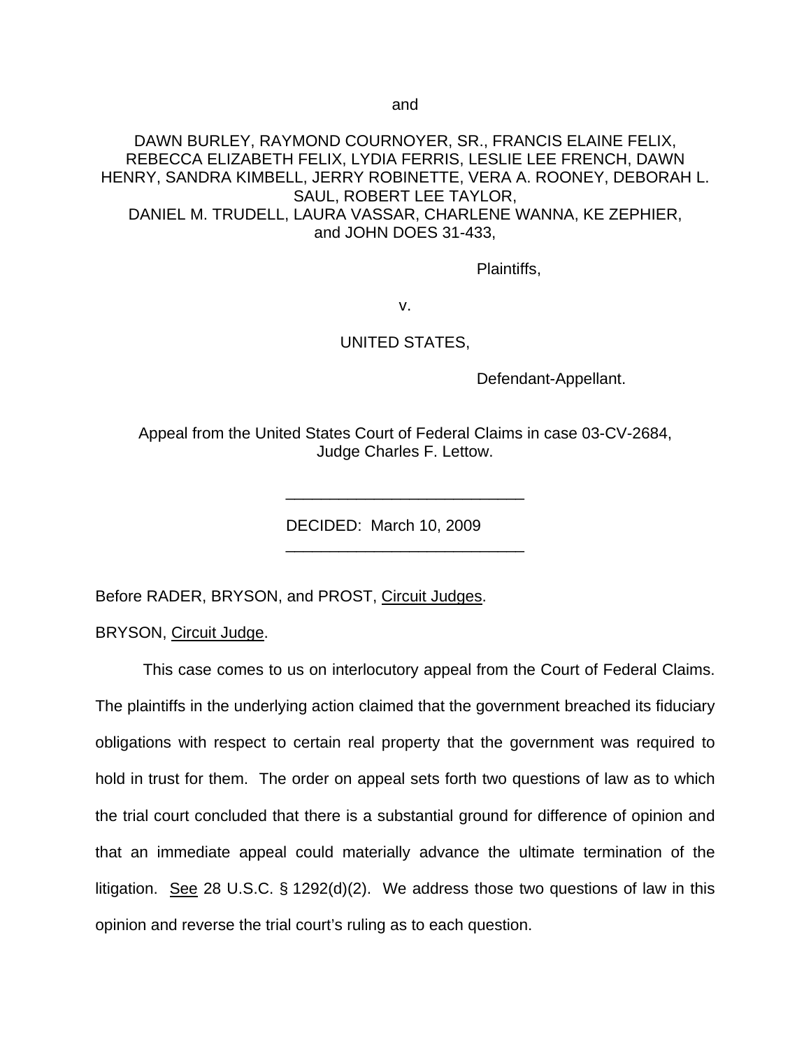and

DAWN BURLEY, RAYMOND COURNOYER, SR., FRANCIS ELAINE FELIX, REBECCA ELIZABETH FELIX, LYDIA FERRIS, LESLIE LEE FRENCH, DAWN HENRY, SANDRA KIMBELL, JERRY ROBINETTE, VERA A. ROONEY, DEBORAH L. SAUL, ROBERT LEE TAYLOR, DANIEL M. TRUDELL, LAURA VASSAR, CHARLENE WANNA, KE ZEPHIER, and JOHN DOES 31-433,

Plaintiffs,

v.

UNITED STATES,

Defendant-Appellant.

Appeal from the United States Court of Federal Claims in case 03-CV-2684, Judge Charles F. Lettow.

---

DECIDED: March 10, 2009

---

Before RADER, BRYSON, and PROST, Circuit Judges.

BRYSON, Circuit Judge.

This case comes to us on interlocutory appeal from the Court of Federal Claims. The plaintiffs in the underlying action claimed that the government breached its fiduciary obligations with respect to certain real property that the government was required to hold in trust for them. The order on appeal sets forth two questions of law as to which the trial court concluded that there is a substantial ground for difference of opinion and that an immediate appeal could materially advance the ultimate termination of the litigation. See 28 U.S.C. § 1292(d)(2). We address those two questions of law in this opinion and reverse the trial court's ruling as to each question.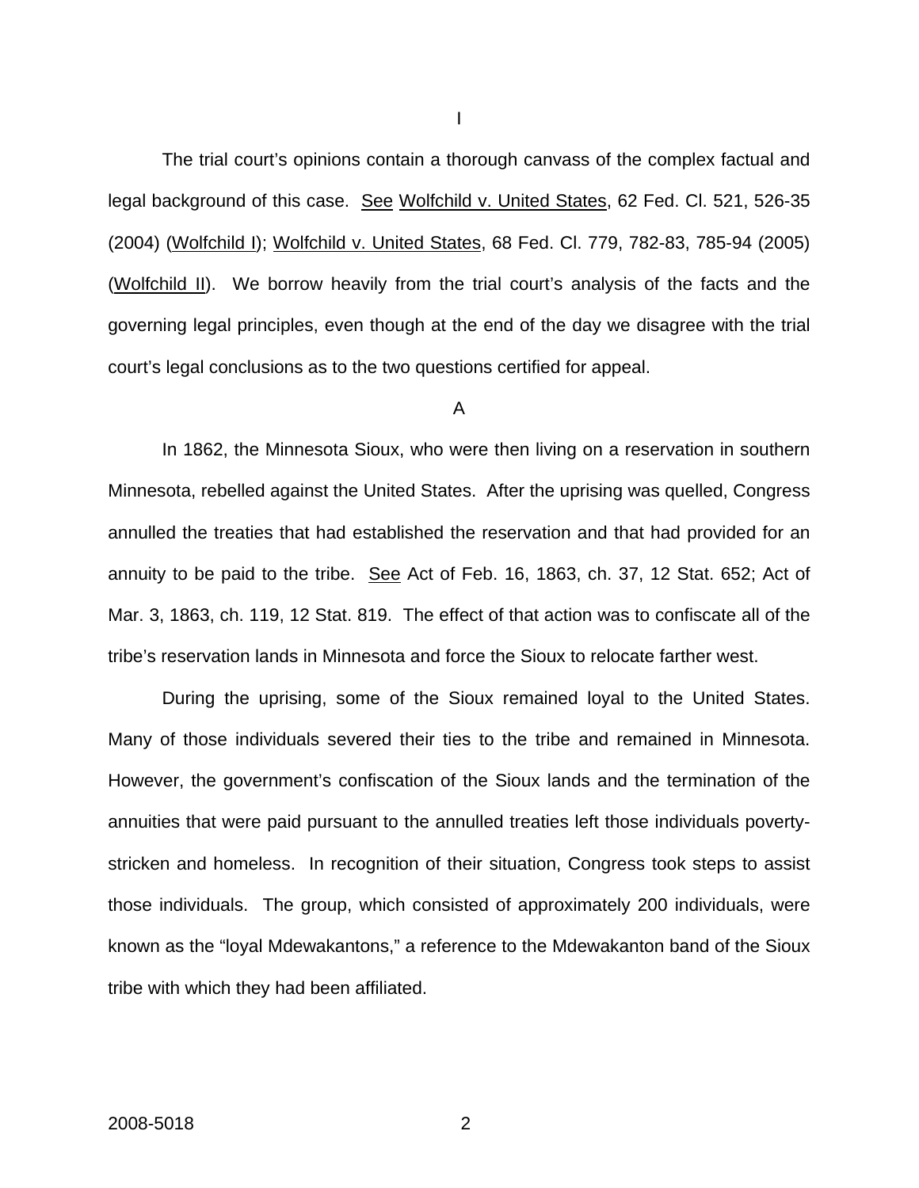# I

The trial court's opinions contain a thorough canvass of the complex factual and legal background of this case. See Wolfchild v. United States, 62 Fed. Cl. 521, 526-35 (2004) (Wolfchild I); Wolfchild v. United States, 68 Fed. Cl. 779, 782-83, 785-94 (2005) (Wolfchild II). We borrow heavily from the trial court's analysis of the facts and the governing legal principles, even though at the end of the day we disagree with the trial court's legal conclusions as to the two questions certified for appeal.

## A

In 1862, the Minnesota Sioux, who were then living on a reservation in southern Minnesota, rebelled against the United States. After the uprising was quelled, Congress annulled the treaties that had established the reservation and that had provided for an annuity to be paid to the tribe. See Act of Feb. 16, 1863, ch. 37, 12 Stat. 652; Act of Mar. 3, 1863, ch. 119, 12 Stat. 819. The effect of that action was to confiscate all of the tribe's reservation lands in Minnesota and force the Sioux to relocate farther west.

During the uprising, some of the Sioux remained loyal to the United States. Many of those individuals severed their ties to the tribe and remained in Minnesota. However, the government's confiscation of the Sioux lands and the termination of the annuities that were paid pursuant to the annulled treaties left those individuals poverty-stricken and homeless. In recognition of their situation, Congress took steps to assist those individuals. The group, which consisted of approximately 200 individuals, were known as the "loyal Mdewakantons," a reference to the Mdewakanton band of the Sioux tribe with which they had been affiliated.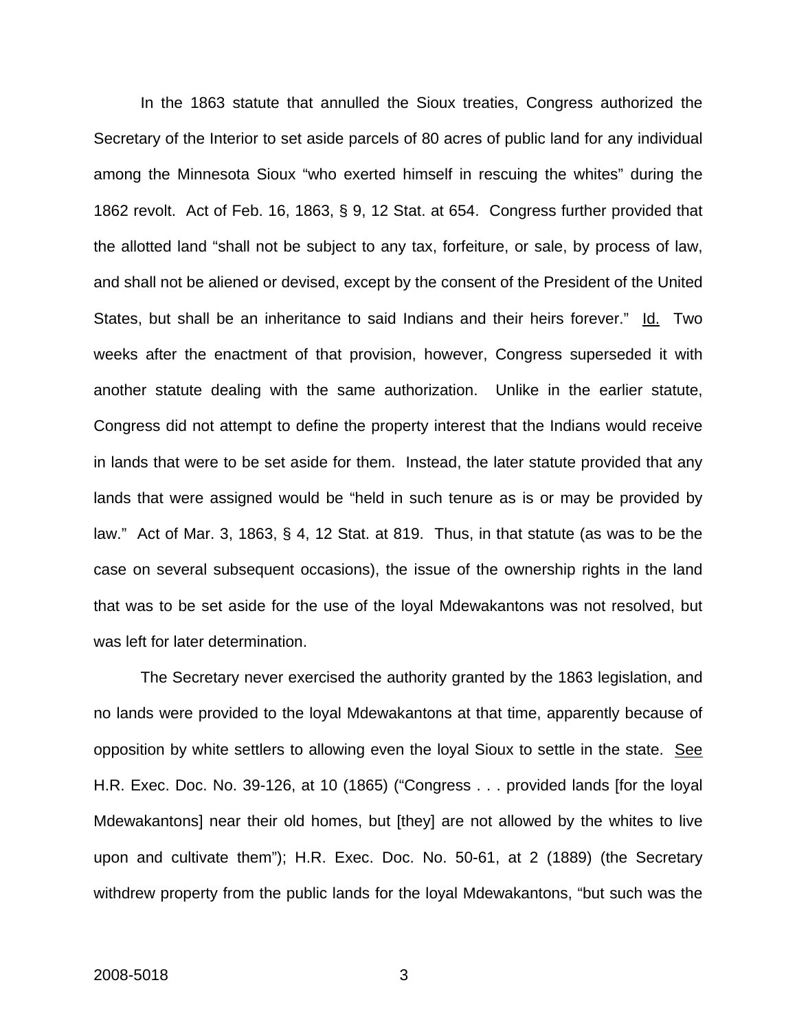In the 1863 statute that annulled the Sioux treaties, Congress authorized the Secretary of the Interior to set aside parcels of 80 acres of public land for any individual among the Minnesota Sioux "who exerted himself in rescuing the whites" during the 1862 revolt. Act of Feb. 16, 1863, § 9, 12 Stat. at 654. Congress further provided that the allotted land "shall not be subject to any tax, forfeiture, or sale, by process of law, and shall not be aliened or devised, except by the consent of the President of the United States, but shall be an inheritance to said Indians and their heirs forever." Id. Two weeks after the enactment of that provision, however, Congress superseded it with another statute dealing with the same authorization. Unlike in the earlier statute, Congress did not attempt to define the property interest that the Indians would receive in lands that were to be set aside for them. Instead, the later statute provided that any lands that were assigned would be "held in such tenure as is or may be provided by law." Act of Mar. 3, 1863, § 4, 12 Stat. at 819. Thus, in that statute (as was to be the case on several subsequent occasions), the issue of the ownership rights in the land that was to be set aside for the use of the loyal Mdewakantons was not resolved, but was left for later determination.

The Secretary never exercised the authority granted by the 1863 legislation, and no lands were provided to the loyal Mdewakantons at that time, apparently because of opposition by white settlers to allowing even the loyal Sioux to settle in the state. See H.R. Exec. Doc. No. 39-126, at 10 (1865) ("Congress . . . provided lands [for the loyal Mdewakantons] near their old homes, but [they] are not allowed by the whites to live upon and cultivate them"); H.R. Exec. Doc. No. 50-61, at 2 (1889) (the Secretary withdrew property from the public lands for the loyal Mdewakantons, "but such was the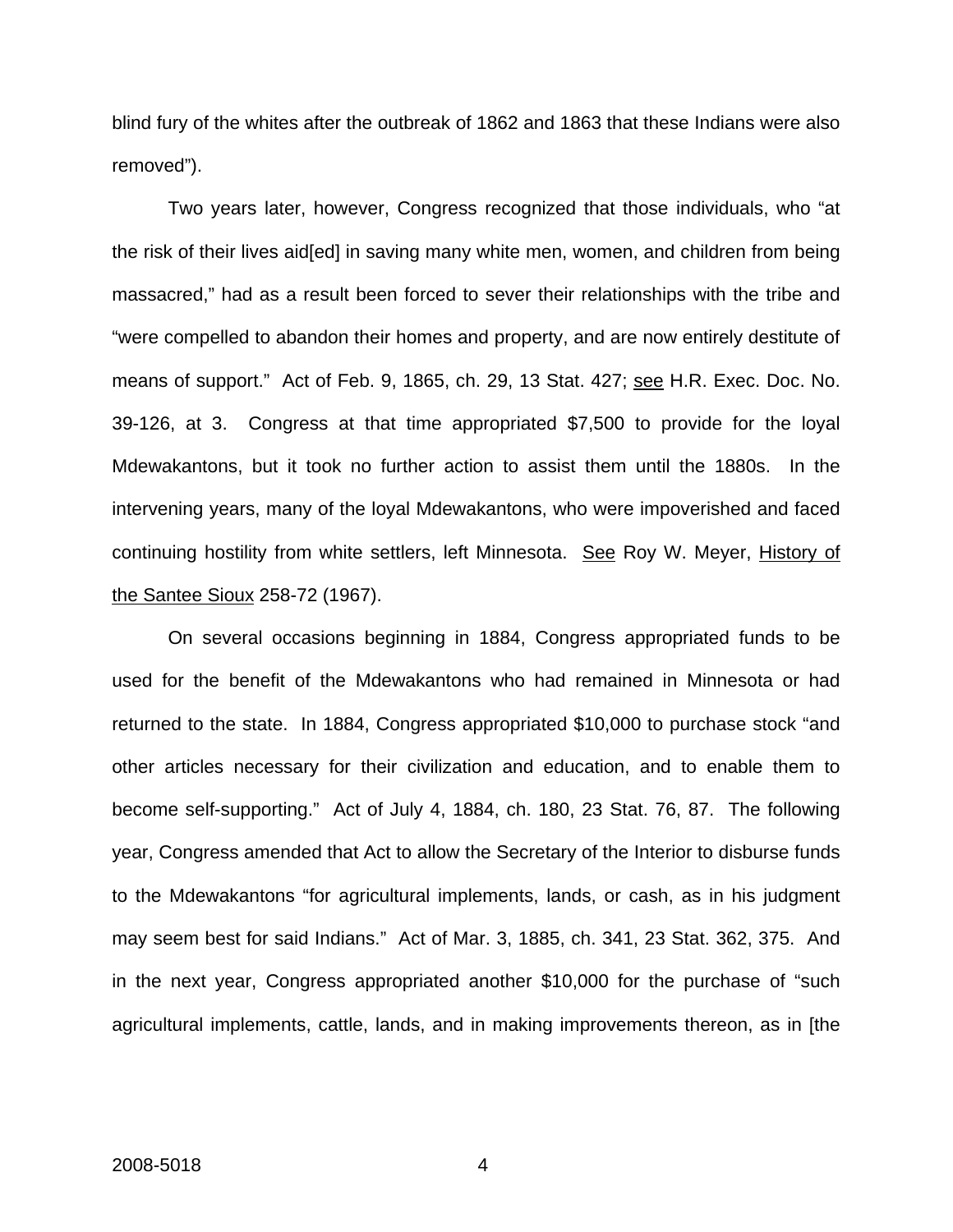blind fury of the whites after the outbreak of 1862 and 1863 that these Indians were also removed").

Two years later, however, Congress recognized that those individuals, who "at the risk of their lives aid[ed] in saving many white men, women, and children from being massacred," had as a result been forced to sever their relationships with the tribe and "were compelled to abandon their homes and property, and are now entirely destitute of means of support." Act of Feb. 9, 1865, ch. 29, 13 Stat. 427; see H.R. Exec. Doc. No. 39-126, at 3. Congress at that time appropriated $7,500 to provide for the loyal Mdewakantons, but it took no further action to assist them until the 1880s. In the intervening years, many of the loyal Mdewakantons, who were impoverished and faced continuing hostility from white settlers, left Minnesota. See Roy W. Meyer, History of the Santee Sioux 258-72 (1967).

On several occasions beginning in 1884, Congress appropriated funds to be used for the benefit of the Mdewakantons who had remained in Minnesota or had returned to the state. In 1884, Congress appropriated $10,000 to purchase stock "and other articles necessary for their civilization and education, and to enable them to become self-supporting." Act of July 4, 1884, ch. 180, 23 Stat. 76, 87. The following year, Congress amended that Act to allow the Secretary of the Interior to disburse funds to the Mdewakantons "for agricultural implements, lands, or cash, as in his judgment may seem best for said Indians." Act of Mar. 3, 1885, ch. 341, 23 Stat. 362, 375. And in the next year, Congress appropriated another $10,000 for the purchase of "such agricultural implements, cattle, lands, and in making improvements thereon, as in [the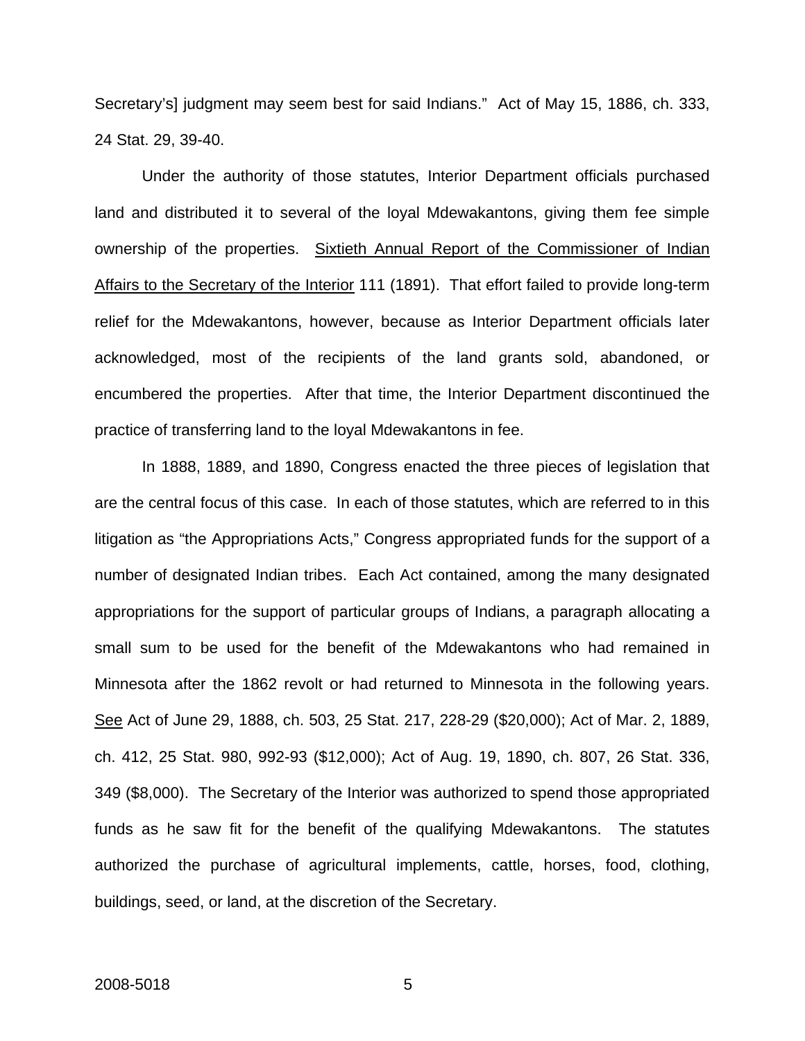Secretary's] judgment may seem best for said Indians." Act of May 15, 1886, ch. 333, 24 Stat. 29, 39-40.

Under the authority of those statutes, Interior Department officials purchased land and distributed it to several of the loyal Mdewakantons, giving them fee simple ownership of the properties. Sixtieth Annual Report of the Commissioner of Indian Affairs to the Secretary of the Interior 111 (1891). That effort failed to provide long-term relief for the Mdewakantons, however, because as Interior Department officials later acknowledged, most of the recipients of the land grants sold, abandoned, or encumbered the properties. After that time, the Interior Department discontinued the practice of transferring land to the loyal Mdewakantons in fee.

In 1888, 1889, and 1890, Congress enacted the three pieces of legislation that are the central focus of this case. In each of those statutes, which are referred to in this litigation as "the Appropriations Acts," Congress appropriated funds for the support of a number of designated Indian tribes. Each Act contained, among the many designated appropriations for the support of particular groups of Indians, a paragraph allocating a small sum to be used for the benefit of the Mdewakantons who had remained in Minnesota after the 1862 revolt or had returned to Minnesota in the following years. See Act of June 29, 1888, ch. 503, 25 Stat. 217, 228-29 ($20,000); Act of Mar. 2, 1889, ch. 412, 25 Stat. 980, 992-93 ($12,000); Act of Aug. 19, 1890, ch. 807, 26 Stat. 336, 349 ($8,000). The Secretary of the Interior was authorized to spend those appropriated funds as he saw fit for the benefit of the qualifying Mdewakantons. The statutes authorized the purchase of agricultural implements, cattle, horses, food, clothing, buildings, seed, or land, at the discretion of the Secretary.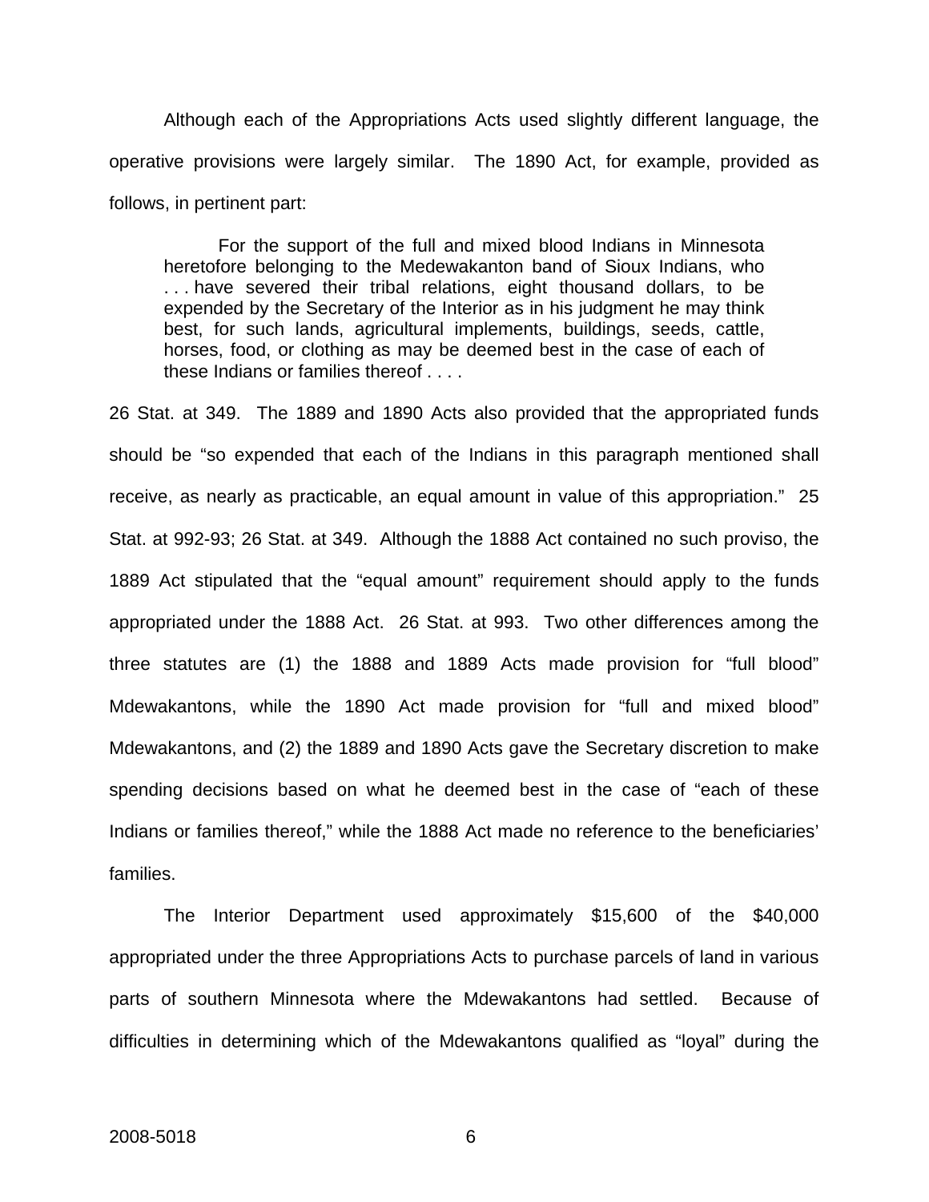Although each of the Appropriations Acts used slightly different language, the operative provisions were largely similar. The 1890 Act, for example, provided as follows, in pertinent part:

> For the support of the full and mixed blood Indians in Minnesota heretofore belonging to the Medewakanton band of Sioux Indians, who . . . have severed their tribal relations, eight thousand dollars, to be expended by the Secretary of the Interior as in his judgment he may think best, for such lands, agricultural implements, buildings, seeds, cattle, horses, food, or clothing as may be deemed best in the case of each of these Indians or families thereof . . . .

26 Stat. at 349. The 1889 and 1890 Acts also provided that the appropriated funds should be "so expended that each of the Indians in this paragraph mentioned shall receive, as nearly as practicable, an equal amount in value of this appropriation." 25 Stat. at 992-93; 26 Stat. at 349. Although the 1888 Act contained no such proviso, the 1889 Act stipulated that the "equal amount" requirement should apply to the funds appropriated under the 1888 Act. 26 Stat. at 993. Two other differences among the three statutes are (1) the 1888 and 1889 Acts made provision for "full blood" Mdewakantons, while the 1890 Act made provision for "full and mixed blood" Mdewakantons, and (2) the 1889 and 1890 Acts gave the Secretary discretion to make spending decisions based on what he deemed best in the case of "each of these Indians or families thereof," while the 1888 Act made no reference to the beneficiaries' families.

The Interior Department used approximately $15,600 of the $40,000 appropriated under the three Appropriations Acts to purchase parcels of land in various parts of southern Minnesota where the Mdewakantons had settled. Because of difficulties in determining which of the Mdewakantons qualified as "loyal" during the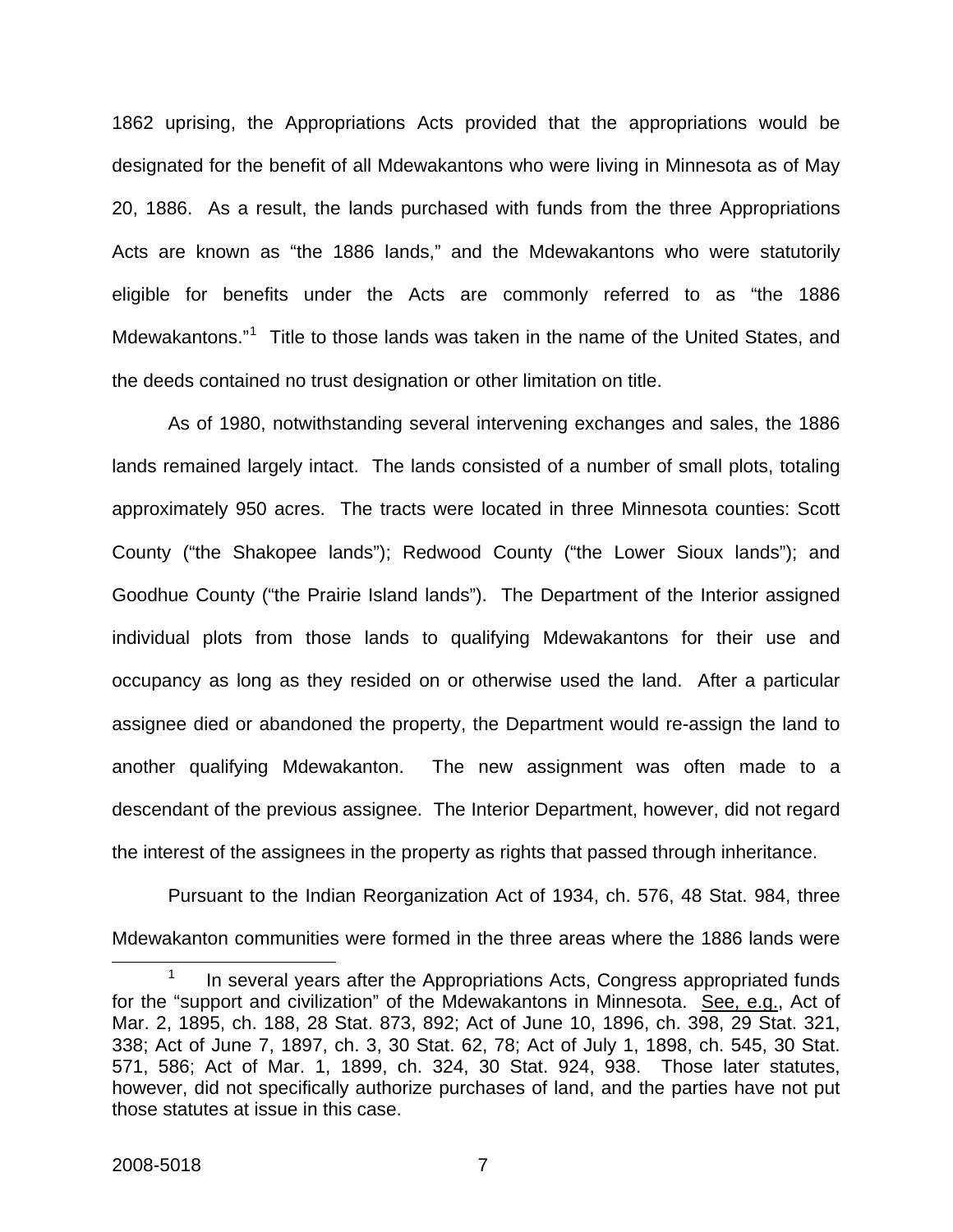1862 uprising, the Appropriations Acts provided that the appropriations would be designated for the benefit of all Mdewakantons who were living in Minnesota as of May 20, 1886. As a result, the lands purchased with funds from the three Appropriations Acts are known as "the 1886 lands," and the Mdewakantons who were statutorily eligible for benefits under the Acts are commonly referred to as "the 1886 Mdewakantons."[1] Title to those lands was taken in the name of the United States, and the deeds contained no trust designation or other limitation on title.

As of 1980, notwithstanding several intervening exchanges and sales, the 1886 lands remained largely intact. The lands consisted of a number of small plots, totaling approximately 950 acres. The tracts were located in three Minnesota counties: Scott County ("the Shakopee lands"); Redwood County ("the Lower Sioux lands"); and Goodhue County ("the Prairie Island lands"). The Department of the Interior assigned individual plots from those lands to qualifying Mdewakantons for their use and occupancy as long as they resided on or otherwise used the land. After a particular assignee died or abandoned the property, the Department would re-assign the land to another qualifying Mdewakanton. The new assignment was often made to a descendant of the previous assignee. The Interior Department, however, did not regard the interest of the assignees in the property as rights that passed through inheritance.

Pursuant to the Indian Reorganization Act of 1934, ch. 576, 48 Stat. 984, three Mdewakanton communities were formed in the three areas where the 1886 lands were

[1] In several years after the Appropriations Acts, Congress appropriated funds for the "support and civilization" of the Mdewakantons in Minnesota. See, e.g., Act of Mar. 2, 1895, ch. 188, 28 Stat. 873, 892; Act of June 10, 1896, ch. 398, 29 Stat. 321, 338; Act of June 7, 1897, ch. 3, 30 Stat. 62, 78; Act of July 1, 1898, ch. 545, 30 Stat. 571, 586; Act of Mar. 1, 1899, ch. 324, 30 Stat. 924, 938. Those later statutes, however, did not specifically authorize purchases of land, and the parties have not put those statutes at issue in this case.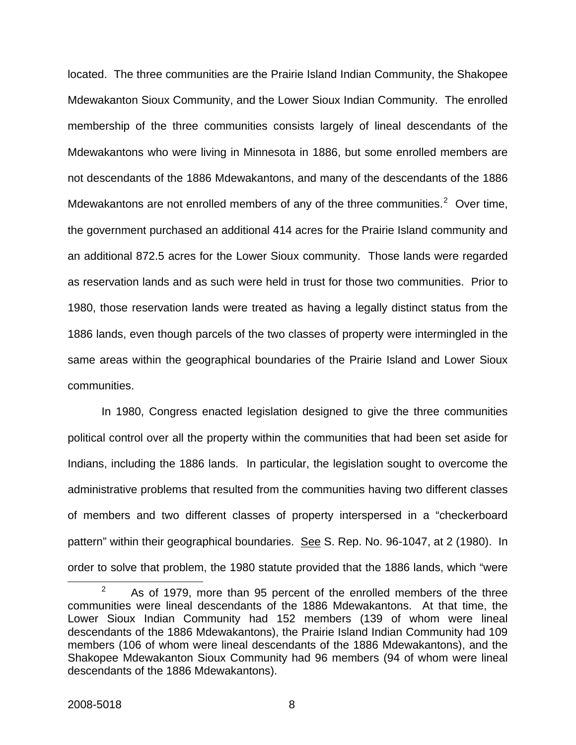located. The three communities are the Prairie Island Indian Community, the Shakopee Mdewakanton Sioux Community, and the Lower Sioux Indian Community. The enrolled membership of the three communities consists largely of lineal descendants of the Mdewakantons who were living in Minnesota in 1886, but some enrolled members are not descendants of the 1886 Mdewakantons, and many of the descendants of the 1886 Mdewakantons are not enrolled members of any of the three communities.[2] Over time, the government purchased an additional 414 acres for the Prairie Island community and an additional 872.5 acres for the Lower Sioux community. Those lands were regarded as reservation lands and as such were held in trust for those two communities. Prior to 1980, those reservation lands were treated as having a legally distinct status from the 1886 lands, even though parcels of the two classes of property were intermingled in the same areas within the geographical boundaries of the Prairie Island and Lower Sioux communities.

In 1980, Congress enacted legislation designed to give the three communities political control over all the property within the communities that had been set aside for Indians, including the 1886 lands. In particular, the legislation sought to overcome the administrative problems that resulted from the communities having two different classes of members and two different classes of property interspersed in a "checkerboard pattern" within their geographical boundaries. See S. Rep. No. 96-1047, at 2 (1980). In order to solve that problem, the 1980 statute provided that the 1886 lands, which "were

[2] As of 1979, more than 95 percent of the enrolled members of the three communities were lineal descendants of the 1886 Mdewakantons. At that time, the Lower Sioux Indian Community had 152 members (139 of whom were lineal descendants of the 1886 Mdewakantons), the Prairie Island Indian Community had 109 members (106 of whom were lineal descendants of the 1886 Mdewakantons), and the Shakopee Mdewakanton Sioux Community had 96 members (94 of whom were lineal descendants of the 1886 Mdewakantons).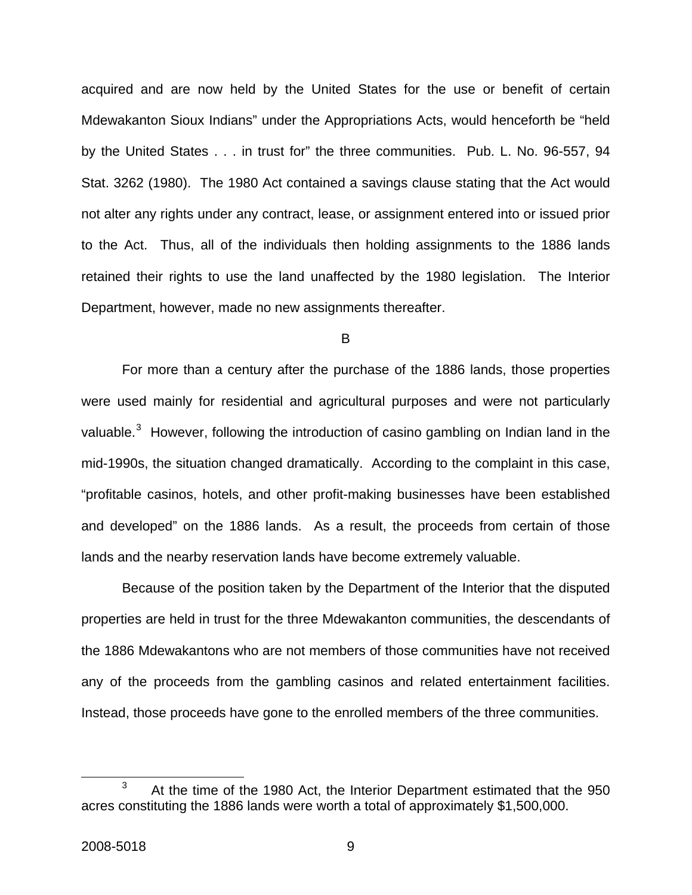acquired and are now held by the United States for the use or benefit of certain Mdewakanton Sioux Indians" under the Appropriations Acts, would henceforth be "held by the United States . . . in trust for" the three communities. Pub. L. No. 96-557, 94 Stat. 3262 (1980). The 1980 Act contained a savings clause stating that the Act would not alter any rights under any contract, lease, or assignment entered into or issued prior to the Act. Thus, all of the individuals then holding assignments to the 1886 lands retained their rights to use the land unaffected by the 1980 legislation. The Interior Department, however, made no new assignments thereafter.

## B

For more than a century after the purchase of the 1886 lands, those properties were used mainly for residential and agricultural purposes and were not particularly valuable.[3] However, following the introduction of casino gambling on Indian land in the mid-1990s, the situation changed dramatically. According to the complaint in this case, "profitable casinos, hotels, and other profit-making businesses have been established and developed" on the 1886 lands. As a result, the proceeds from certain of those lands and the nearby reservation lands have become extremely valuable.

Because of the position taken by the Department of the Interior that the disputed properties are held in trust for the three Mdewakanton communities, the descendants of the 1886 Mdewakantons who are not members of those communities have not received any of the proceeds from the gambling casinos and related entertainment facilities. Instead, those proceeds have gone to the enrolled members of the three communities.

---

[3] At the time of the 1980 Act, the Interior Department estimated that the 950 acres constituting the 1886 lands were worth a total of approximately $1,500,000.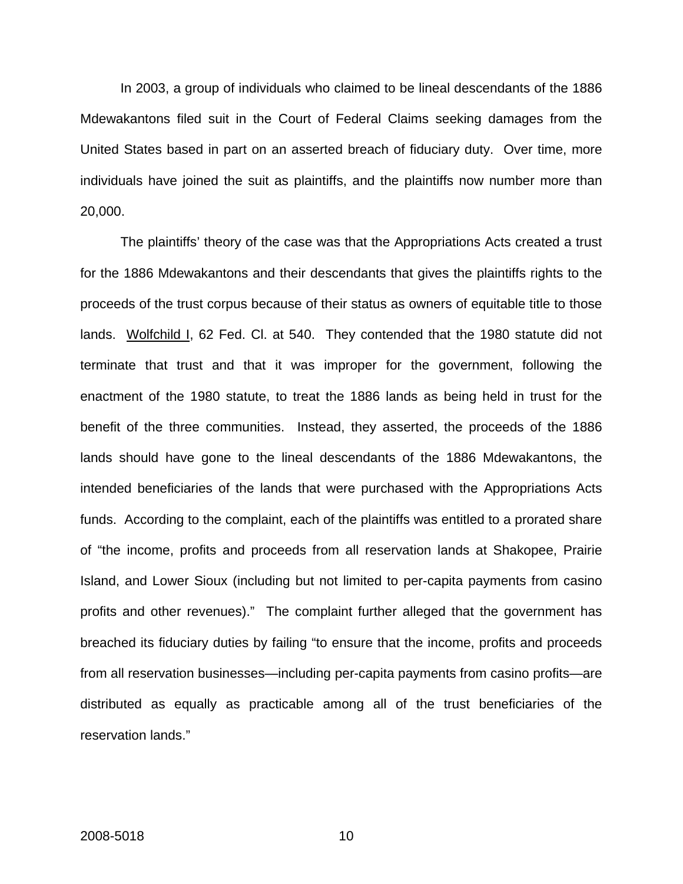In 2003, a group of individuals who claimed to be lineal descendants of the 1886 Mdewakantons filed suit in the Court of Federal Claims seeking damages from the United States based in part on an asserted breach of fiduciary duty. Over time, more individuals have joined the suit as plaintiffs, and the plaintiffs now number more than 20,000.

The plaintiffs' theory of the case was that the Appropriations Acts created a trust for the 1886 Mdewakantons and their descendants that gives the plaintiffs rights to the proceeds of the trust corpus because of their status as owners of equitable title to those lands. Wolfchild I, 62 Fed. Cl. at 540. They contended that the 1980 statute did not terminate that trust and that it was improper for the government, following the enactment of the 1980 statute, to treat the 1886 lands as being held in trust for the benefit of the three communities. Instead, they asserted, the proceeds of the 1886 lands should have gone to the lineal descendants of the 1886 Mdewakantons, the intended beneficiaries of the lands that were purchased with the Appropriations Acts funds. According to the complaint, each of the plaintiffs was entitled to a prorated share of "the income, profits and proceeds from all reservation lands at Shakopee, Prairie Island, and Lower Sioux (including but not limited to per-capita payments from casino profits and other revenues)." The complaint further alleged that the government has breached its fiduciary duties by failing "to ensure that the income, profits and proceeds from all reservation businesses—including per-capita payments from casino profits—are distributed as equally as practicable among all of the trust beneficiaries of the reservation lands."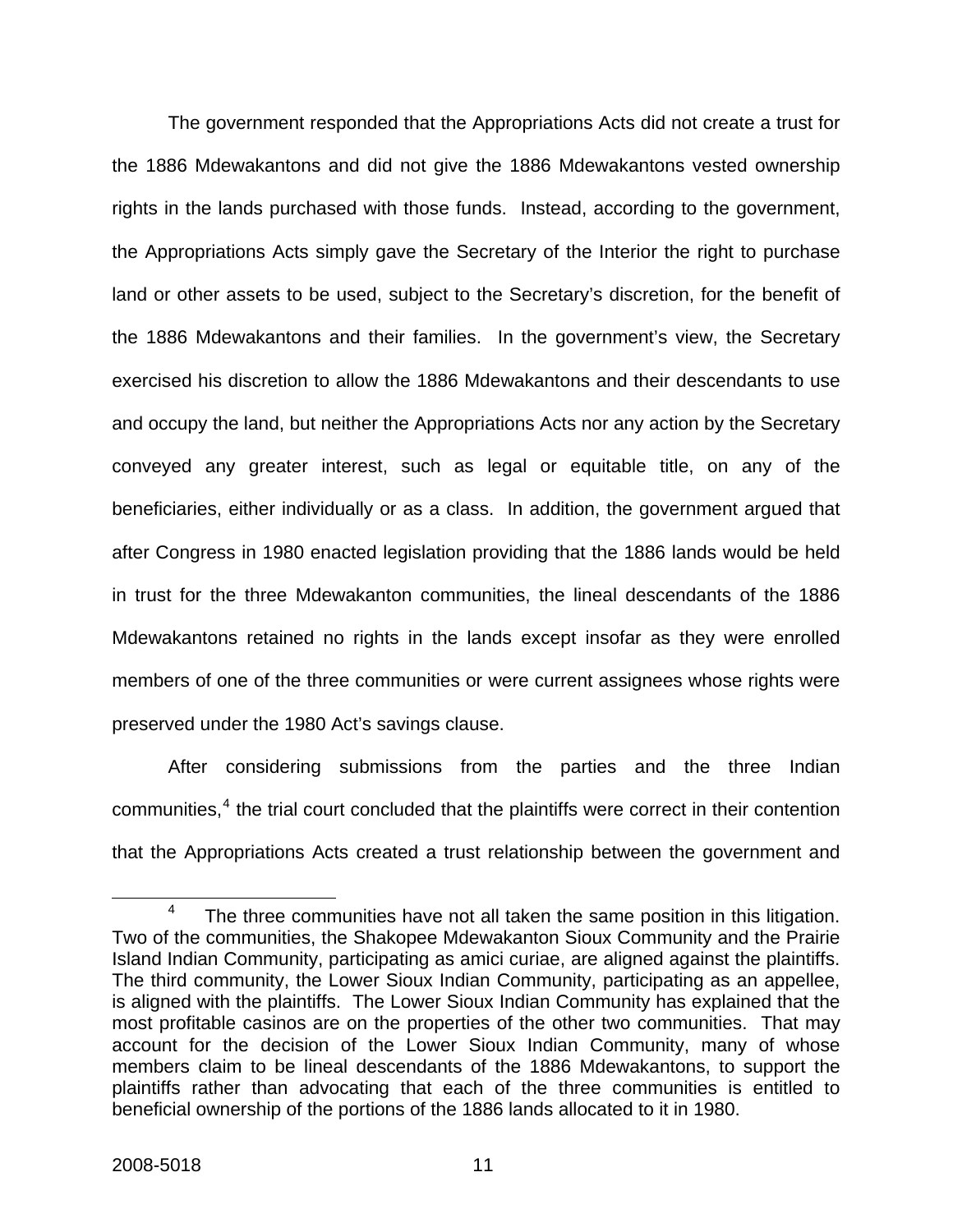The government responded that the Appropriations Acts did not create a trust for the 1886 Mdewakantons and did not give the 1886 Mdewakantons vested ownership rights in the lands purchased with those funds. Instead, according to the government, the Appropriations Acts simply gave the Secretary of the Interior the right to purchase land or other assets to be used, subject to the Secretary's discretion, for the benefit of the 1886 Mdewakantons and their families. In the government's view, the Secretary exercised his discretion to allow the 1886 Mdewakantons and their descendants to use and occupy the land, but neither the Appropriations Acts nor any action by the Secretary conveyed any greater interest, such as legal or equitable title, on any of the beneficiaries, either individually or as a class. In addition, the government argued that after Congress in 1980 enacted legislation providing that the 1886 lands would be held in trust for the three Mdewakanton communities, the lineal descendants of the 1886 Mdewakantons retained no rights in the lands except insofar as they were enrolled members of one of the three communities or were current assignees whose rights were preserved under the 1980 Act's savings clause.

After considering submissions from the parties and the three Indian communities,[4] the trial court concluded that the plaintiffs were correct in their contention that the Appropriations Acts created a trust relationship between the government and

---

[4] The three communities have not all taken the same position in this litigation. Two of the communities, the Shakopee Mdewakanton Sioux Community and the Prairie Island Indian Community, participating as amici curiae, are aligned against the plaintiffs. The third community, the Lower Sioux Indian Community, participating as an appellee, is aligned with the plaintiffs. The Lower Sioux Indian Community has explained that the most profitable casinos are on the properties of the other two communities. That may account for the decision of the Lower Sioux Indian Community, many of whose members claim to be lineal descendants of the 1886 Mdewakantons, to support the plaintiffs rather than advocating that each of the three communities is entitled to beneficial ownership of the portions of the 1886 lands allocated to it in 1980.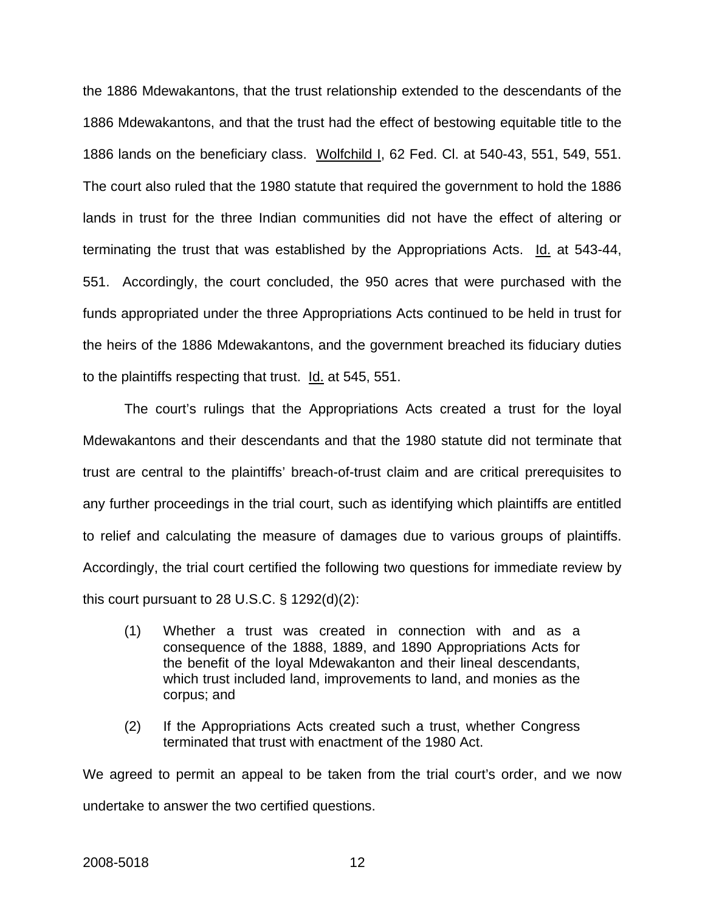the 1886 Mdewakantons, that the trust relationship extended to the descendants of the 1886 Mdewakantons, and that the trust had the effect of bestowing equitable title to the 1886 lands on the beneficiary class. Wolfchild I, 62 Fed. Cl. at 540-43, 551, 549, 551. The court also ruled that the 1980 statute that required the government to hold the 1886 lands in trust for the three Indian communities did not have the effect of altering or terminating the trust that was established by the Appropriations Acts. Id. at 543-44, 551. Accordingly, the court concluded, the 950 acres that were purchased with the funds appropriated under the three Appropriations Acts continued to be held in trust for the heirs of the 1886 Mdewakantons, and the government breached its fiduciary duties to the plaintiffs respecting that trust. Id. at 545, 551.

The court's rulings that the Appropriations Acts created a trust for the loyal Mdewakantons and their descendants and that the 1980 statute did not terminate that trust are central to the plaintiffs' breach-of-trust claim and are critical prerequisites to any further proceedings in the trial court, such as identifying which plaintiffs are entitled to relief and calculating the measure of damages due to various groups of plaintiffs. Accordingly, the trial court certified the following two questions for immediate review by this court pursuant to 28 U.S.C. § 1292(d)(2):

> (1) Whether a trust was created in connection with and as a consequence of the 1888, 1889, and 1890 Appropriations Acts for the benefit of the loyal Mdewakanton and their lineal descendants, which trust included land, improvements to land, and monies as the corpus; and
>
> (2) If the Appropriations Acts created such a trust, whether Congress terminated that trust with enactment of the 1980 Act.

We agreed to permit an appeal to be taken from the trial court's order, and we now undertake to answer the two certified questions.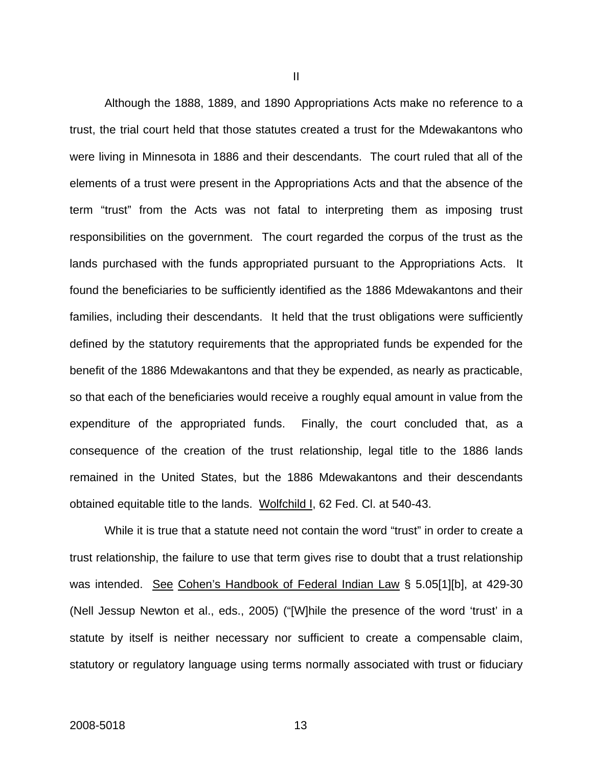## II

Although the 1888, 1889, and 1890 Appropriations Acts make no reference to a trust, the trial court held that those statutes created a trust for the Mdewakantons who were living in Minnesota in 1886 and their descendants. The court ruled that all of the elements of a trust were present in the Appropriations Acts and that the absence of the term "trust" from the Acts was not fatal to interpreting them as imposing trust responsibilities on the government. The court regarded the corpus of the trust as the lands purchased with the funds appropriated pursuant to the Appropriations Acts. It found the beneficiaries to be sufficiently identified as the 1886 Mdewakantons and their families, including their descendants. It held that the trust obligations were sufficiently defined by the statutory requirements that the appropriated funds be expended for the benefit of the 1886 Mdewakantons and that they be expended, as nearly as practicable, so that each of the beneficiaries would receive a roughly equal amount in value from the expenditure of the appropriated funds. Finally, the court concluded that, as a consequence of the creation of the trust relationship, legal title to the 1886 lands remained in the United States, but the 1886 Mdewakantons and their descendants obtained equitable title to the lands. Wolfchild I, 62 Fed. Cl. at 540-43.

While it is true that a statute need not contain the word "trust" in order to create a trust relationship, the failure to use that term gives rise to doubt that a trust relationship was intended. See Cohen's Handbook of Federal Indian Law § 5.05[1][b], at 429-30 (Nell Jessup Newton et al., eds., 2005) ("[W]hile the presence of the word 'trust' in a statute by itself is neither necessary nor sufficient to create a compensable claim, statutory or regulatory language using terms normally associated with trust or fiduciary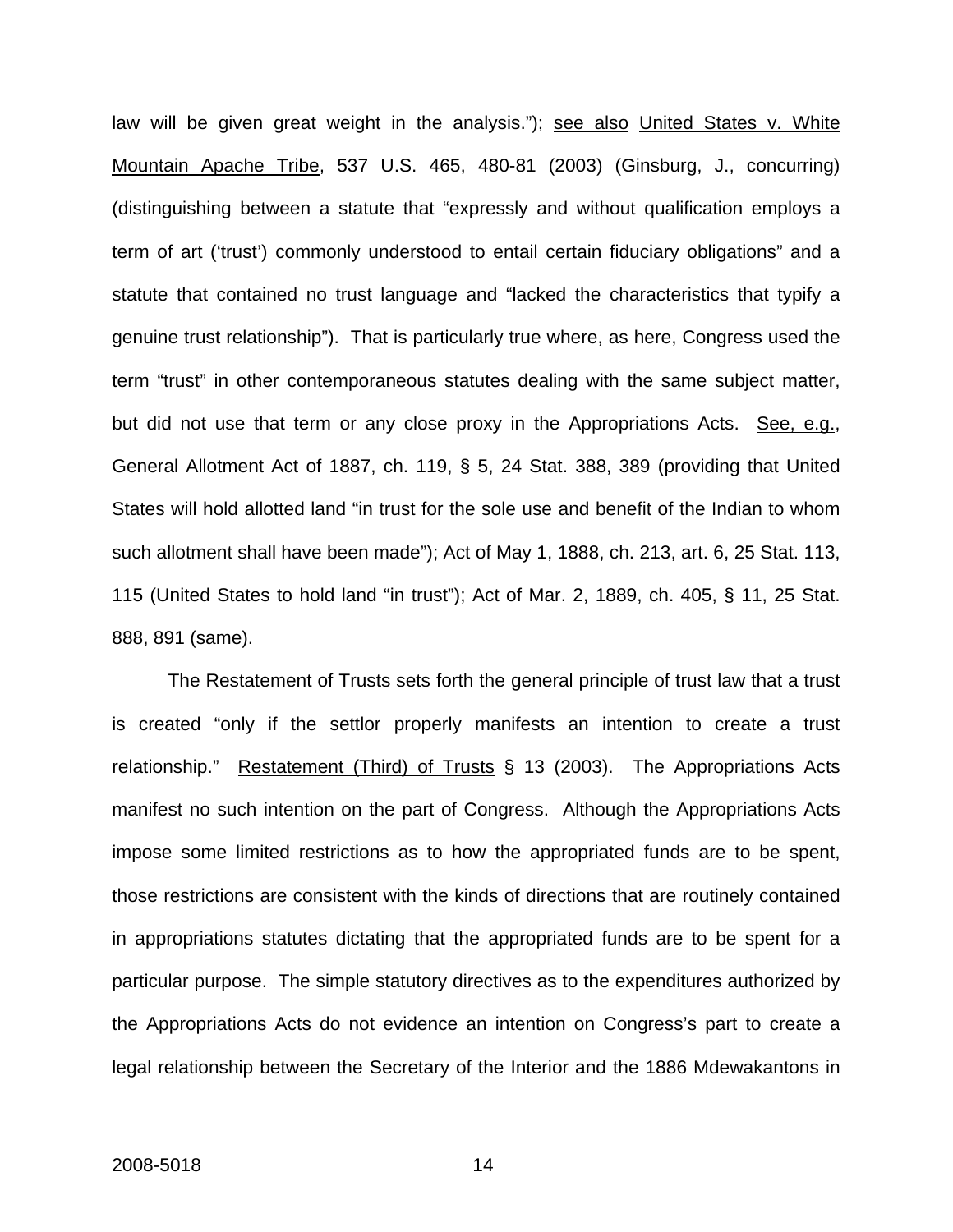law will be given great weight in the analysis."); see also United States v. White Mountain Apache Tribe, 537 U.S. 465, 480-81 (2003) (Ginsburg, J., concurring) (distinguishing between a statute that "expressly and without qualification employs a term of art ('trust') commonly understood to entail certain fiduciary obligations" and a statute that contained no trust language and "lacked the characteristics that typify a genuine trust relationship"). That is particularly true where, as here, Congress used the term "trust" in other contemporaneous statutes dealing with the same subject matter, but did not use that term or any close proxy in the Appropriations Acts. See, e.g., General Allotment Act of 1887, ch. 119, § 5, 24 Stat. 388, 389 (providing that United States will hold allotted land "in trust for the sole use and benefit of the Indian to whom such allotment shall have been made"); Act of May 1, 1888, ch. 213, art. 6, 25 Stat. 113, 115 (United States to hold land "in trust"); Act of Mar. 2, 1889, ch. 405, § 11, 25 Stat. 888, 891 (same).

The Restatement of Trusts sets forth the general principle of trust law that a trust is created "only if the settlor properly manifests an intention to create a trust relationship." Restatement (Third) of Trusts § 13 (2003). The Appropriations Acts manifest no such intention on the part of Congress. Although the Appropriations Acts impose some limited restrictions as to how the appropriated funds are to be spent, those restrictions are consistent with the kinds of directions that are routinely contained in appropriations statutes dictating that the appropriated funds are to be spent for a particular purpose. The simple statutory directives as to the expenditures authorized by the Appropriations Acts do not evidence an intention on Congress's part to create a legal relationship between the Secretary of the Interior and the 1886 Mdewakantons in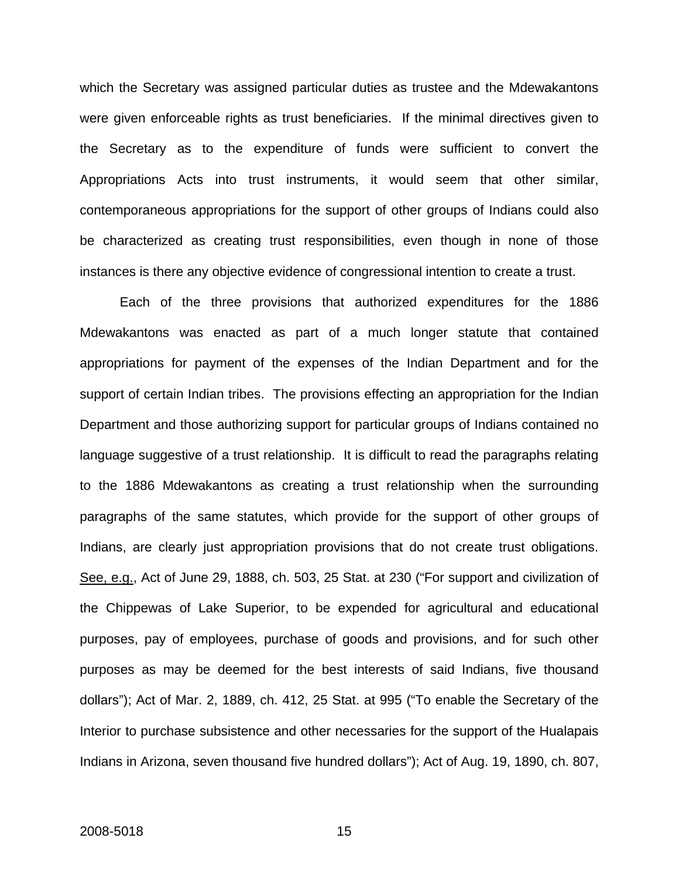which the Secretary was assigned particular duties as trustee and the Mdewakantons were given enforceable rights as trust beneficiaries. If the minimal directives given to the Secretary as to the expenditure of funds were sufficient to convert the Appropriations Acts into trust instruments, it would seem that other similar, contemporaneous appropriations for the support of other groups of Indians could also be characterized as creating trust responsibilities, even though in none of those instances is there any objective evidence of congressional intention to create a trust.

Each of the three provisions that authorized expenditures for the 1886 Mdewakantons was enacted as part of a much longer statute that contained appropriations for payment of the expenses of the Indian Department and for the support of certain Indian tribes. The provisions effecting an appropriation for the Indian Department and those authorizing support for particular groups of Indians contained no language suggestive of a trust relationship. It is difficult to read the paragraphs relating to the 1886 Mdewakantons as creating a trust relationship when the surrounding paragraphs of the same statutes, which provide for the support of other groups of Indians, are clearly just appropriation provisions that do not create trust obligations. See, e.g., Act of June 29, 1888, ch. 503, 25 Stat. at 230 ("For support and civilization of the Chippewas of Lake Superior, to be expended for agricultural and educational purposes, pay of employees, purchase of goods and provisions, and for such other purposes as may be deemed for the best interests of said Indians, five thousand dollars"); Act of Mar. 2, 1889, ch. 412, 25 Stat. at 995 ("To enable the Secretary of the Interior to purchase subsistence and other necessaries for the support of the Hualapais Indians in Arizona, seven thousand five hundred dollars"); Act of Aug. 19, 1890, ch. 807,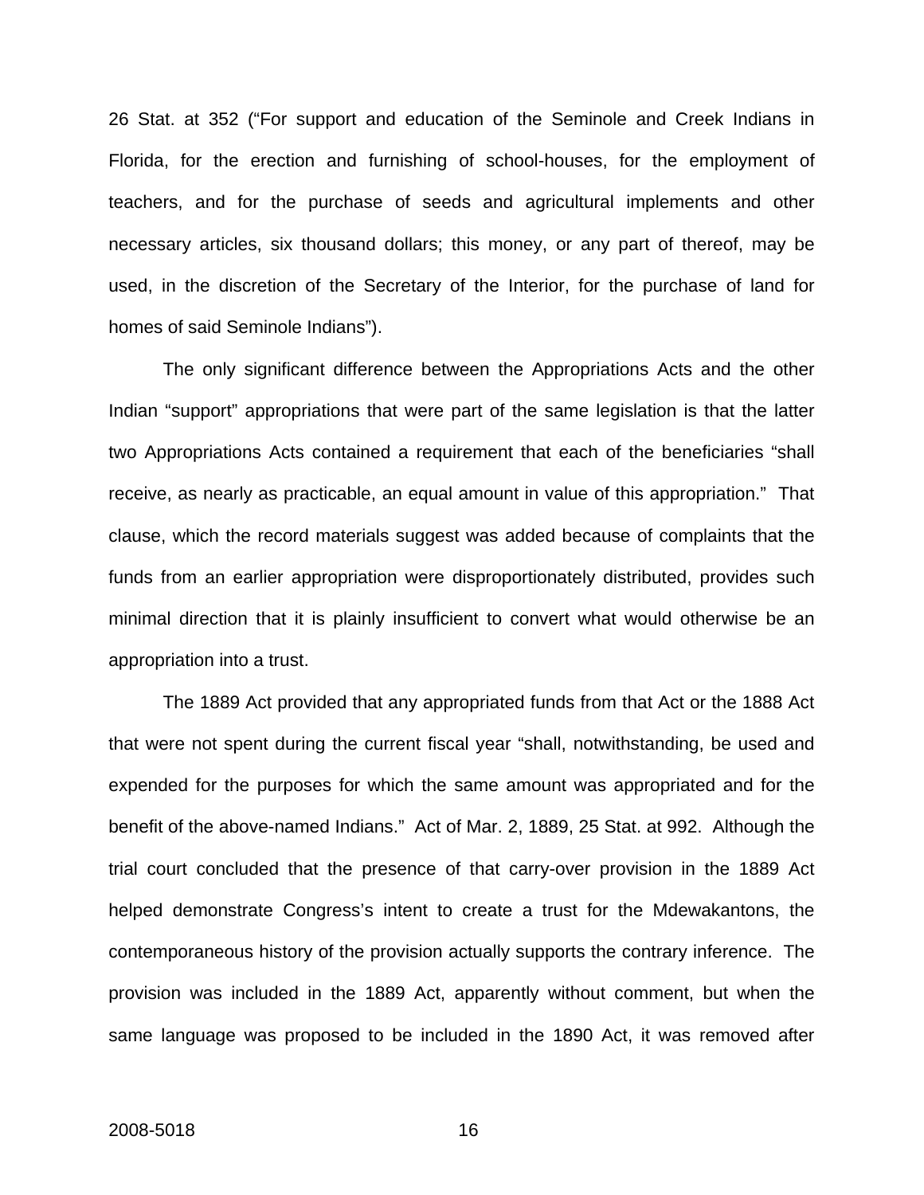26 Stat. at 352 ("For support and education of the Seminole and Creek Indians in Florida, for the erection and furnishing of school-houses, for the employment of teachers, and for the purchase of seeds and agricultural implements and other necessary articles, six thousand dollars; this money, or any part of thereof, may be used, in the discretion of the Secretary of the Interior, for the purchase of land for homes of said Seminole Indians").

The only significant difference between the Appropriations Acts and the other Indian "support" appropriations that were part of the same legislation is that the latter two Appropriations Acts contained a requirement that each of the beneficiaries "shall receive, as nearly as practicable, an equal amount in value of this appropriation." That clause, which the record materials suggest was added because of complaints that the funds from an earlier appropriation were disproportionately distributed, provides such minimal direction that it is plainly insufficient to convert what would otherwise be an appropriation into a trust.

The 1889 Act provided that any appropriated funds from that Act or the 1888 Act that were not spent during the current fiscal year "shall, notwithstanding, be used and expended for the purposes for which the same amount was appropriated and for the benefit of the above-named Indians." Act of Mar. 2, 1889, 25 Stat. at 992. Although the trial court concluded that the presence of that carry-over provision in the 1889 Act helped demonstrate Congress's intent to create a trust for the Mdewakantons, the contemporaneous history of the provision actually supports the contrary inference. The provision was included in the 1889 Act, apparently without comment, but when the same language was proposed to be included in the 1890 Act, it was removed after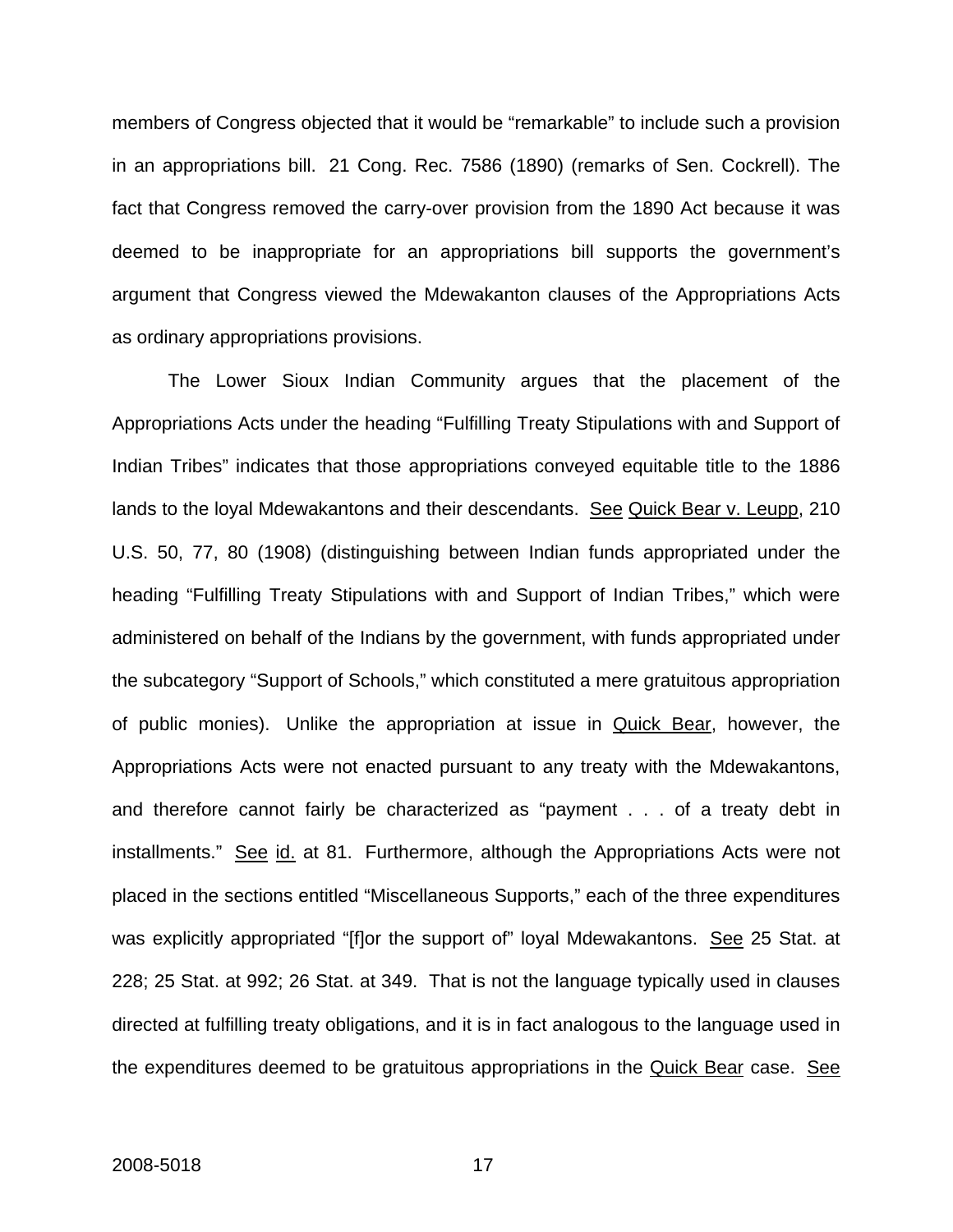members of Congress objected that it would be "remarkable" to include such a provision in an appropriations bill. 21 Cong. Rec. 7586 (1890) (remarks of Sen. Cockrell). The fact that Congress removed the carry-over provision from the 1890 Act because it was deemed to be inappropriate for an appropriations bill supports the government's argument that Congress viewed the Mdewakanton clauses of the Appropriations Acts as ordinary appropriations provisions.

The Lower Sioux Indian Community argues that the placement of the Appropriations Acts under the heading "Fulfilling Treaty Stipulations with and Support of Indian Tribes" indicates that those appropriations conveyed equitable title to the 1886 lands to the loyal Mdewakantons and their descendants. See Quick Bear v. Leupp, 210 U.S. 50, 77, 80 (1908) (distinguishing between Indian funds appropriated under the heading "Fulfilling Treaty Stipulations with and Support of Indian Tribes," which were administered on behalf of the Indians by the government, with funds appropriated under the subcategory "Support of Schools," which constituted a mere gratuitous appropriation of public monies). Unlike the appropriation at issue in Quick Bear, however, the Appropriations Acts were not enacted pursuant to any treaty with the Mdewakantons, and therefore cannot fairly be characterized as "payment . . . of a treaty debt in installments." See id. at 81. Furthermore, although the Appropriations Acts were not placed in the sections entitled "Miscellaneous Supports," each of the three expenditures was explicitly appropriated "[f]or the support of" loyal Mdewakantons. See 25 Stat. at 228; 25 Stat. at 992; 26 Stat. at 349. That is not the language typically used in clauses directed at fulfilling treaty obligations, and it is in fact analogous to the language used in the expenditures deemed to be gratuitous appropriations in the Quick Bear case. See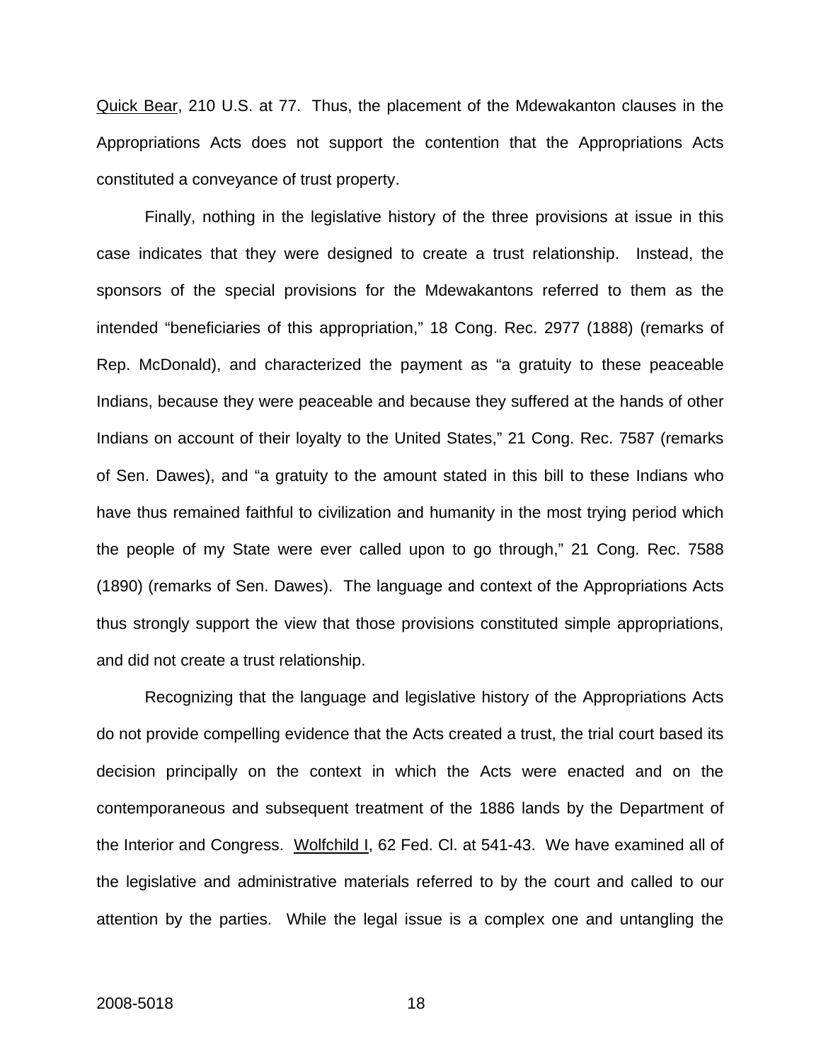Quick Bear, 210 U.S. at 77. Thus, the placement of the Mdewakanton clauses in the Appropriations Acts does not support the contention that the Appropriations Acts constituted a conveyance of trust property.

Finally, nothing in the legislative history of the three provisions at issue in this case indicates that they were designed to create a trust relationship. Instead, the sponsors of the special provisions for the Mdewakantons referred to them as the intended "beneficiaries of this appropriation," 18 Cong. Rec. 2977 (1888) (remarks of Rep. McDonald), and characterized the payment as "a gratuity to these peaceable Indians, because they were peaceable and because they suffered at the hands of other Indians on account of their loyalty to the United States," 21 Cong. Rec. 7587 (remarks of Sen. Dawes), and "a gratuity to the amount stated in this bill to these Indians who have thus remained faithful to civilization and humanity in the most trying period which the people of my State were ever called upon to go through," 21 Cong. Rec. 7588 (1890) (remarks of Sen. Dawes). The language and context of the Appropriations Acts thus strongly support the view that those provisions constituted simple appropriations, and did not create a trust relationship.

Recognizing that the language and legislative history of the Appropriations Acts do not provide compelling evidence that the Acts created a trust, the trial court based its decision principally on the context in which the Acts were enacted and on the contemporaneous and subsequent treatment of the 1886 lands by the Department of the Interior and Congress. Wolfchild I, 62 Fed. Cl. at 541-43. We have examined all of the legislative and administrative materials referred to by the court and called to our attention by the parties. While the legal issue is a complex one and untangling the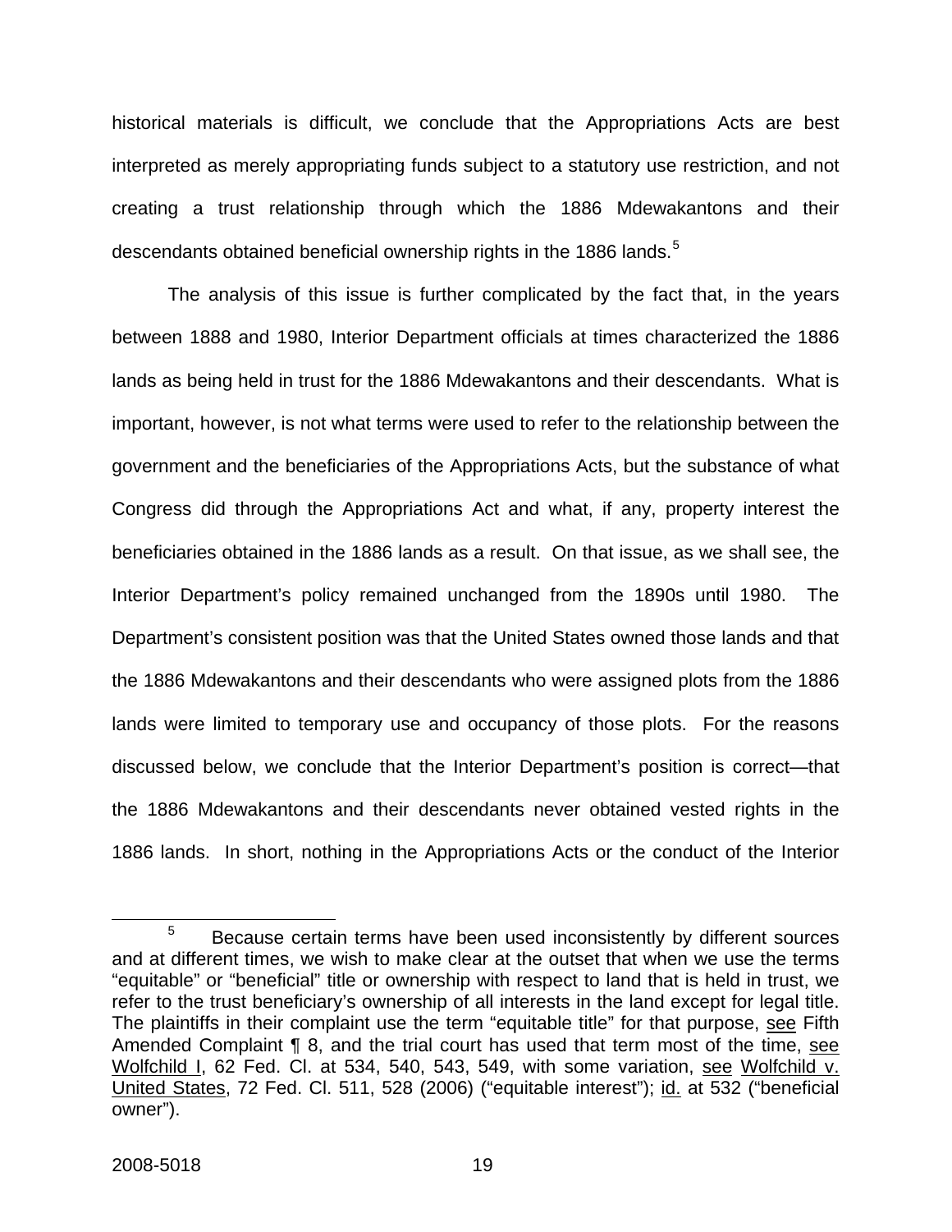historical materials is difficult, we conclude that the Appropriations Acts are best interpreted as merely appropriating funds subject to a statutory use restriction, and not creating a trust relationship through which the 1886 Mdewakantons and their descendants obtained beneficial ownership rights in the 1886 lands.[5]

The analysis of this issue is further complicated by the fact that, in the years between 1888 and 1980, Interior Department officials at times characterized the 1886 lands as being held in trust for the 1886 Mdewakantons and their descendants. What is important, however, is not what terms were used to refer to the relationship between the government and the beneficiaries of the Appropriations Acts, but the substance of what Congress did through the Appropriations Act and what, if any, property interest the beneficiaries obtained in the 1886 lands as a result. On that issue, as we shall see, the Interior Department's policy remained unchanged from the 1890s until 1980. The Department's consistent position was that the United States owned those lands and that the 1886 Mdewakantons and their descendants who were assigned plots from the 1886 lands were limited to temporary use and occupancy of those plots. For the reasons discussed below, we conclude that the Interior Department's position is correct—that the 1886 Mdewakantons and their descendants never obtained vested rights in the 1886 lands. In short, nothing in the Appropriations Acts or the conduct of the Interior

[5] Because certain terms have been used inconsistently by different sources and at different times, we wish to make clear at the outset that when we use the terms "equitable" or "beneficial" title or ownership with respect to land that is held in trust, we refer to the trust beneficiary's ownership of all interests in the land except for legal title. The plaintiffs in their complaint use the term "equitable title" for that purpose, see Fifth Amended Complaint ¶ 8, and the trial court has used that term most of the time, see Wolfchild I, 62 Fed. Cl. at 534, 540, 543, 549, with some variation, see Wolfchild v. United States, 72 Fed. Cl. 511, 528 (2006) ("equitable interest"); id. at 532 ("beneficial owner").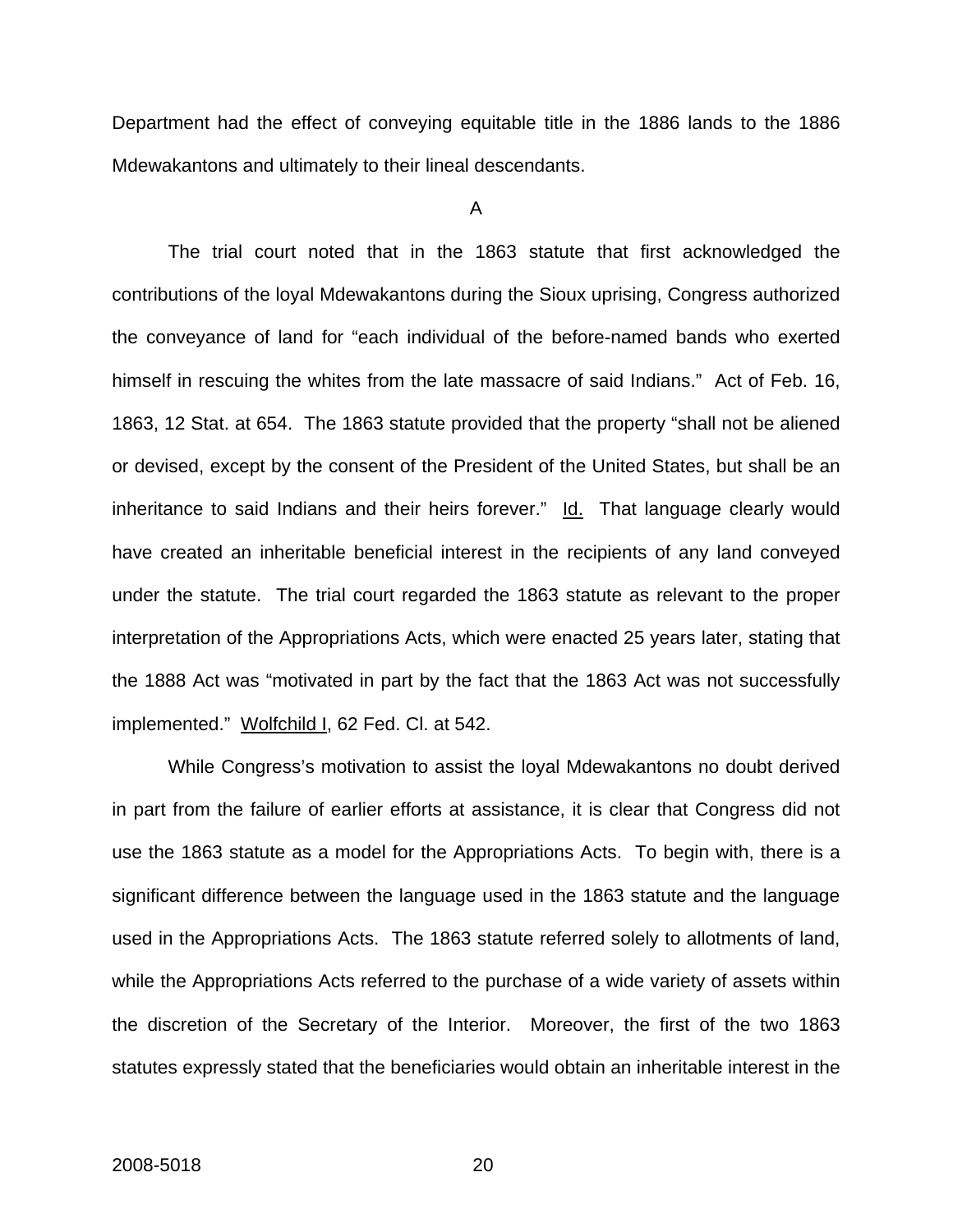Department had the effect of conveying equitable title in the 1886 lands to the 1886 Mdewakantons and ultimately to their lineal descendants.

A

The trial court noted that in the 1863 statute that first acknowledged the contributions of the loyal Mdewakantons during the Sioux uprising, Congress authorized the conveyance of land for "each individual of the before-named bands who exerted himself in rescuing the whites from the late massacre of said Indians." Act of Feb. 16, 1863, 12 Stat. at 654. The 1863 statute provided that the property "shall not be aliened or devised, except by the consent of the President of the United States, but shall be an inheritance to said Indians and their heirs forever." Id. That language clearly would have created an inheritable beneficial interest in the recipients of any land conveyed under the statute. The trial court regarded the 1863 statute as relevant to the proper interpretation of the Appropriations Acts, which were enacted 25 years later, stating that the 1888 Act was "motivated in part by the fact that the 1863 Act was not successfully implemented." Wolfchild I, 62 Fed. Cl. at 542.

While Congress's motivation to assist the loyal Mdewakantons no doubt derived in part from the failure of earlier efforts at assistance, it is clear that Congress did not use the 1863 statute as a model for the Appropriations Acts. To begin with, there is a significant difference between the language used in the 1863 statute and the language used in the Appropriations Acts. The 1863 statute referred solely to allotments of land, while the Appropriations Acts referred to the purchase of a wide variety of assets within the discretion of the Secretary of the Interior. Moreover, the first of the two 1863 statutes expressly stated that the beneficiaries would obtain an inheritable interest in the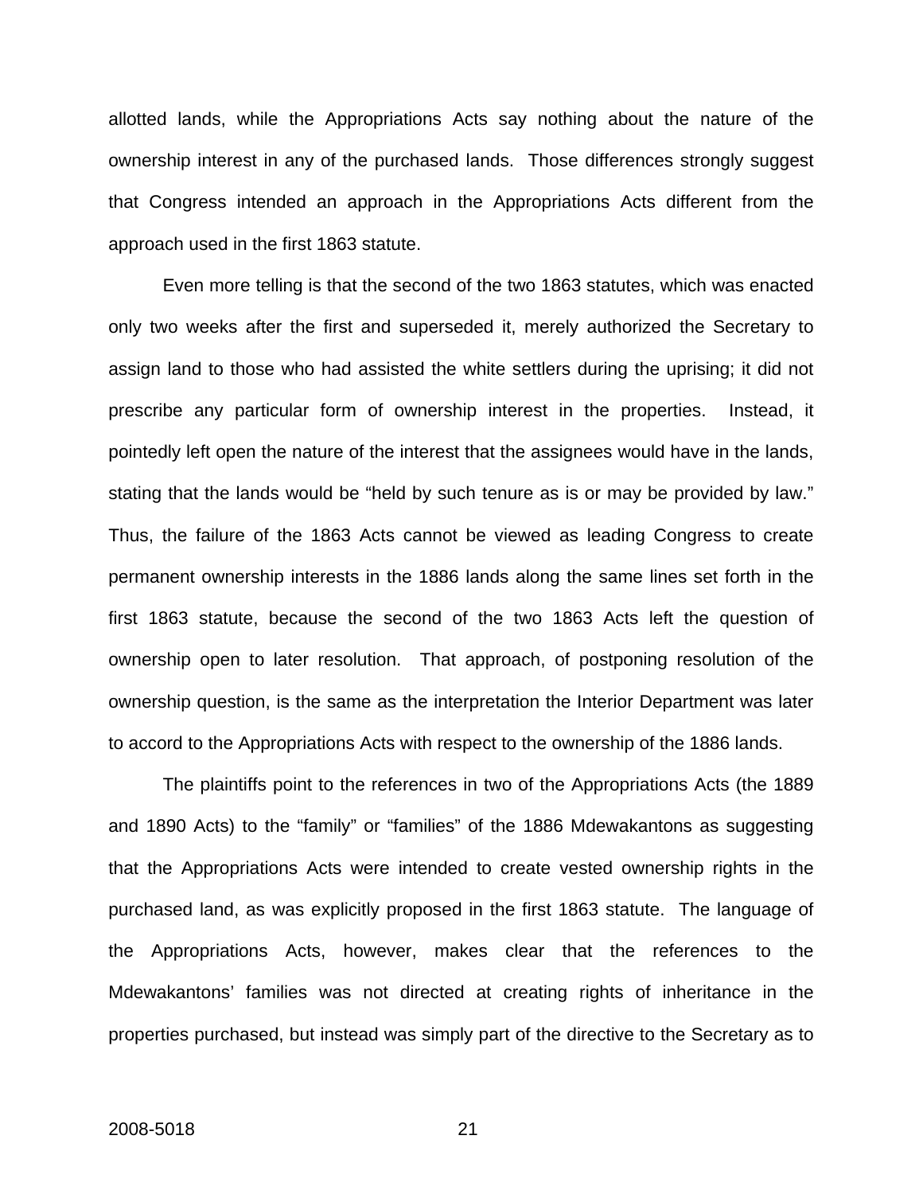allotted lands, while the Appropriations Acts say nothing about the nature of the ownership interest in any of the purchased lands. Those differences strongly suggest that Congress intended an approach in the Appropriations Acts different from the approach used in the first 1863 statute.

Even more telling is that the second of the two 1863 statutes, which was enacted only two weeks after the first and superseded it, merely authorized the Secretary to assign land to those who had assisted the white settlers during the uprising; it did not prescribe any particular form of ownership interest in the properties. Instead, it pointedly left open the nature of the interest that the assignees would have in the lands, stating that the lands would be "held by such tenure as is or may be provided by law." Thus, the failure of the 1863 Acts cannot be viewed as leading Congress to create permanent ownership interests in the 1886 lands along the same lines set forth in the first 1863 statute, because the second of the two 1863 Acts left the question of ownership open to later resolution. That approach, of postponing resolution of the ownership question, is the same as the interpretation the Interior Department was later to accord to the Appropriations Acts with respect to the ownership of the 1886 lands.

The plaintiffs point to the references in two of the Appropriations Acts (the 1889 and 1890 Acts) to the "family" or "families" of the 1886 Mdewakantons as suggesting that the Appropriations Acts were intended to create vested ownership rights in the purchased land, as was explicitly proposed in the first 1863 statute. The language of the Appropriations Acts, however, makes clear that the references to the Mdewakantons' families was not directed at creating rights of inheritance in the properties purchased, but instead was simply part of the directive to the Secretary as to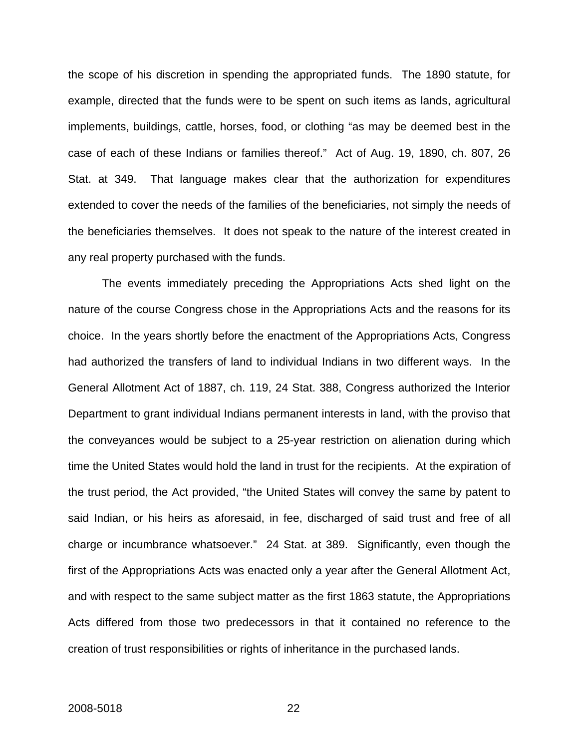the scope of his discretion in spending the appropriated funds. The 1890 statute, for example, directed that the funds were to be spent on such items as lands, agricultural implements, buildings, cattle, horses, food, or clothing "as may be deemed best in the case of each of these Indians or families thereof." Act of Aug. 19, 1890, ch. 807, 26 Stat. at 349. That language makes clear that the authorization for expenditures extended to cover the needs of the families of the beneficiaries, not simply the needs of the beneficiaries themselves. It does not speak to the nature of the interest created in any real property purchased with the funds.

The events immediately preceding the Appropriations Acts shed light on the nature of the course Congress chose in the Appropriations Acts and the reasons for its choice. In the years shortly before the enactment of the Appropriations Acts, Congress had authorized the transfers of land to individual Indians in two different ways. In the General Allotment Act of 1887, ch. 119, 24 Stat. 388, Congress authorized the Interior Department to grant individual Indians permanent interests in land, with the proviso that the conveyances would be subject to a 25-year restriction on alienation during which time the United States would hold the land in trust for the recipients. At the expiration of the trust period, the Act provided, "the United States will convey the same by patent to said Indian, or his heirs as aforesaid, in fee, discharged of said trust and free of all charge or incumbrance whatsoever." 24 Stat. at 389. Significantly, even though the first of the Appropriations Acts was enacted only a year after the General Allotment Act, and with respect to the same subject matter as the first 1863 statute, the Appropriations Acts differed from those two predecessors in that it contained no reference to the creation of trust responsibilities or rights of inheritance in the purchased lands.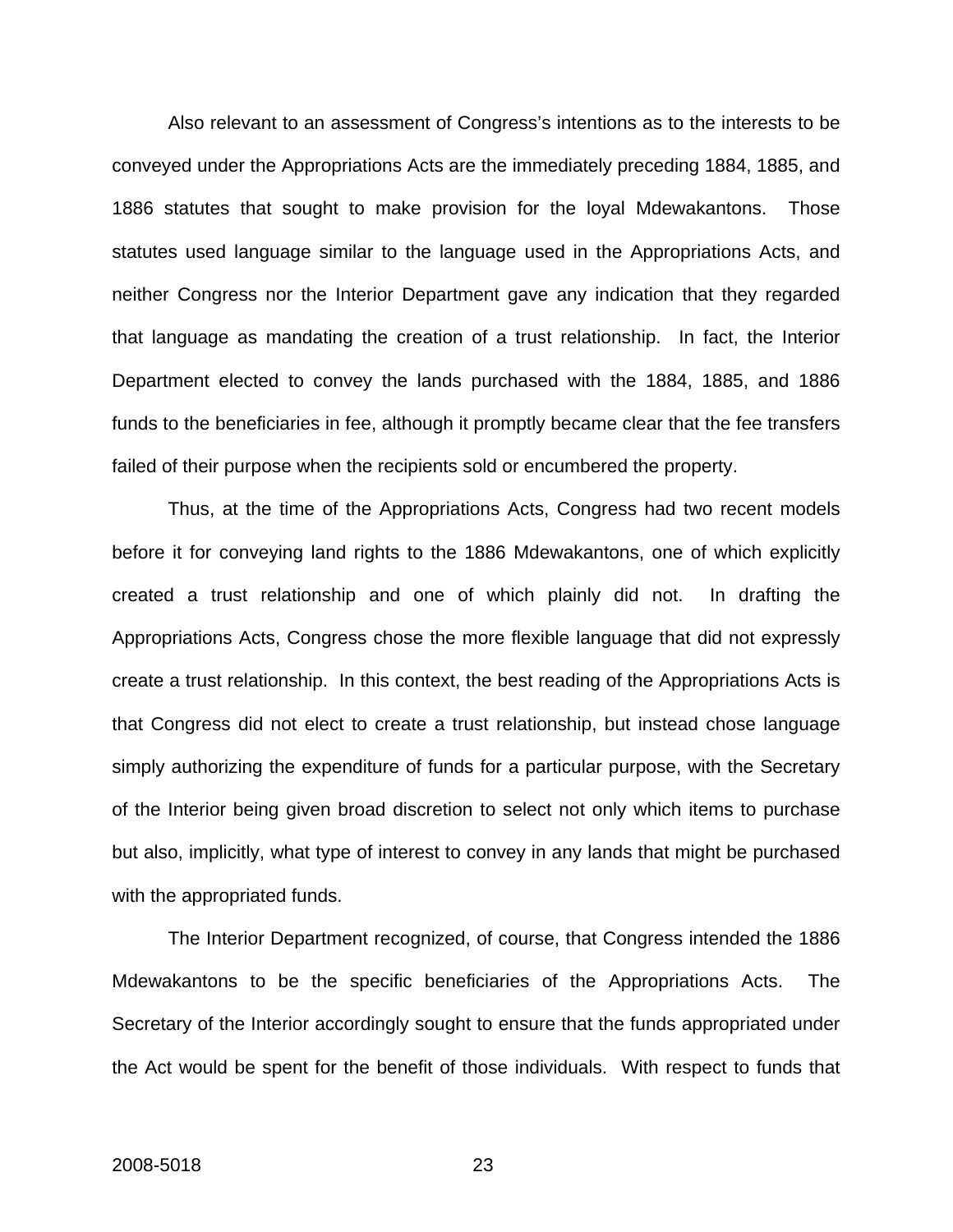Also relevant to an assessment of Congress's intentions as to the interests to be conveyed under the Appropriations Acts are the immediately preceding 1884, 1885, and 1886 statutes that sought to make provision for the loyal Mdewakantons. Those statutes used language similar to the language used in the Appropriations Acts, and neither Congress nor the Interior Department gave any indication that they regarded that language as mandating the creation of a trust relationship. In fact, the Interior Department elected to convey the lands purchased with the 1884, 1885, and 1886 funds to the beneficiaries in fee, although it promptly became clear that the fee transfers failed of their purpose when the recipients sold or encumbered the property.

Thus, at the time of the Appropriations Acts, Congress had two recent models before it for conveying land rights to the 1886 Mdewakantons, one of which explicitly created a trust relationship and one of which plainly did not. In drafting the Appropriations Acts, Congress chose the more flexible language that did not expressly create a trust relationship. In this context, the best reading of the Appropriations Acts is that Congress did not elect to create a trust relationship, but instead chose language simply authorizing the expenditure of funds for a particular purpose, with the Secretary of the Interior being given broad discretion to select not only which items to purchase but also, implicitly, what type of interest to convey in any lands that might be purchased with the appropriated funds.

The Interior Department recognized, of course, that Congress intended the 1886 Mdewakantons to be the specific beneficiaries of the Appropriations Acts. The Secretary of the Interior accordingly sought to ensure that the funds appropriated under the Act would be spent for the benefit of those individuals. With respect to funds that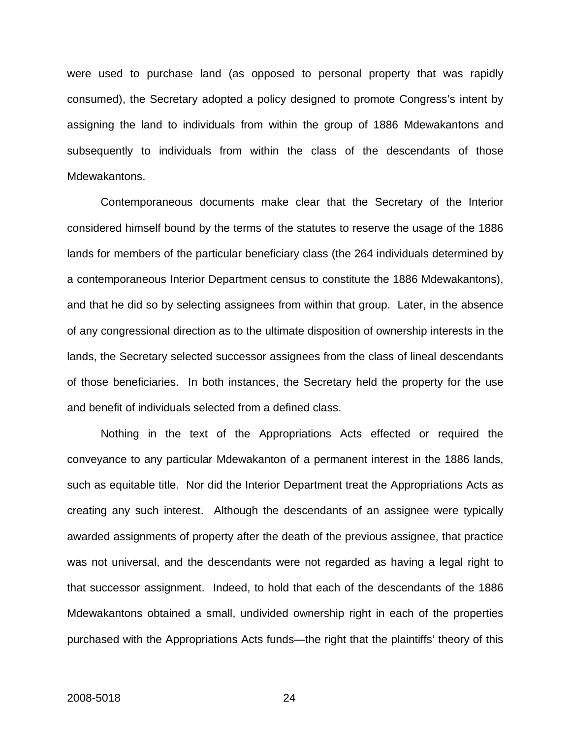were used to purchase land (as opposed to personal property that was rapidly consumed), the Secretary adopted a policy designed to promote Congress's intent by assigning the land to individuals from within the group of 1886 Mdewakantons and subsequently to individuals from within the class of the descendants of those Mdewakantons.

Contemporaneous documents make clear that the Secretary of the Interior considered himself bound by the terms of the statutes to reserve the usage of the 1886 lands for members of the particular beneficiary class (the 264 individuals determined by a contemporaneous Interior Department census to constitute the 1886 Mdewakantons), and that he did so by selecting assignees from within that group. Later, in the absence of any congressional direction as to the ultimate disposition of ownership interests in the lands, the Secretary selected successor assignees from the class of lineal descendants of those beneficiaries. In both instances, the Secretary held the property for the use and benefit of individuals selected from a defined class.

Nothing in the text of the Appropriations Acts effected or required the conveyance to any particular Mdewakanton of a permanent interest in the 1886 lands, such as equitable title. Nor did the Interior Department treat the Appropriations Acts as creating any such interest. Although the descendants of an assignee were typically awarded assignments of property after the death of the previous assignee, that practice was not universal, and the descendants were not regarded as having a legal right to that successor assignment. Indeed, to hold that each of the descendants of the 1886 Mdewakantons obtained a small, undivided ownership right in each of the properties purchased with the Appropriations Acts funds—the right that the plaintiffs' theory of this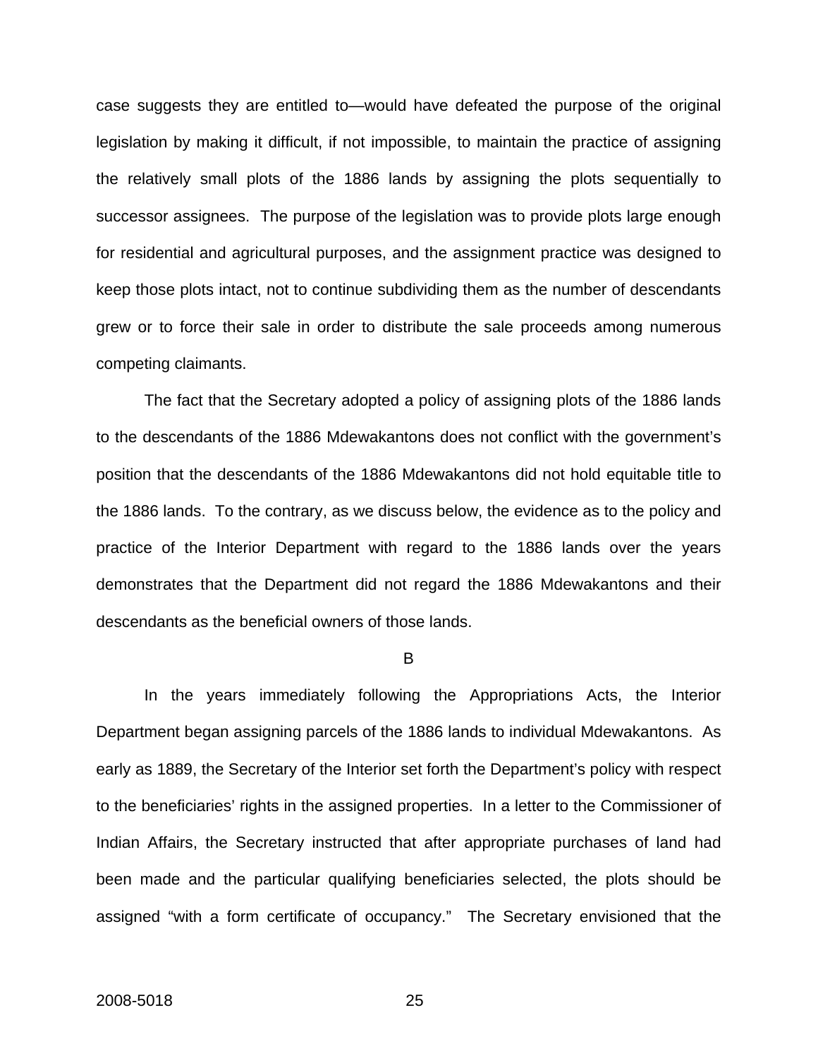case suggests they are entitled to—would have defeated the purpose of the original legislation by making it difficult, if not impossible, to maintain the practice of assigning the relatively small plots of the 1886 lands by assigning the plots sequentially to successor assignees. The purpose of the legislation was to provide plots large enough for residential and agricultural purposes, and the assignment practice was designed to keep those plots intact, not to continue subdividing them as the number of descendants grew or to force their sale in order to distribute the sale proceeds among numerous competing claimants.

The fact that the Secretary adopted a policy of assigning plots of the 1886 lands to the descendants of the 1886 Mdewakantons does not conflict with the government's position that the descendants of the 1886 Mdewakantons did not hold equitable title to the 1886 lands. To the contrary, as we discuss below, the evidence as to the policy and practice of the Interior Department with regard to the 1886 lands over the years demonstrates that the Department did not regard the 1886 Mdewakantons and their descendants as the beneficial owners of those lands.

### B

In the years immediately following the Appropriations Acts, the Interior Department began assigning parcels of the 1886 lands to individual Mdewakantons. As early as 1889, the Secretary of the Interior set forth the Department's policy with respect to the beneficiaries' rights in the assigned properties. In a letter to the Commissioner of Indian Affairs, the Secretary instructed that after appropriate purchases of land had been made and the particular qualifying beneficiaries selected, the plots should be assigned "with a form certificate of occupancy." The Secretary envisioned that the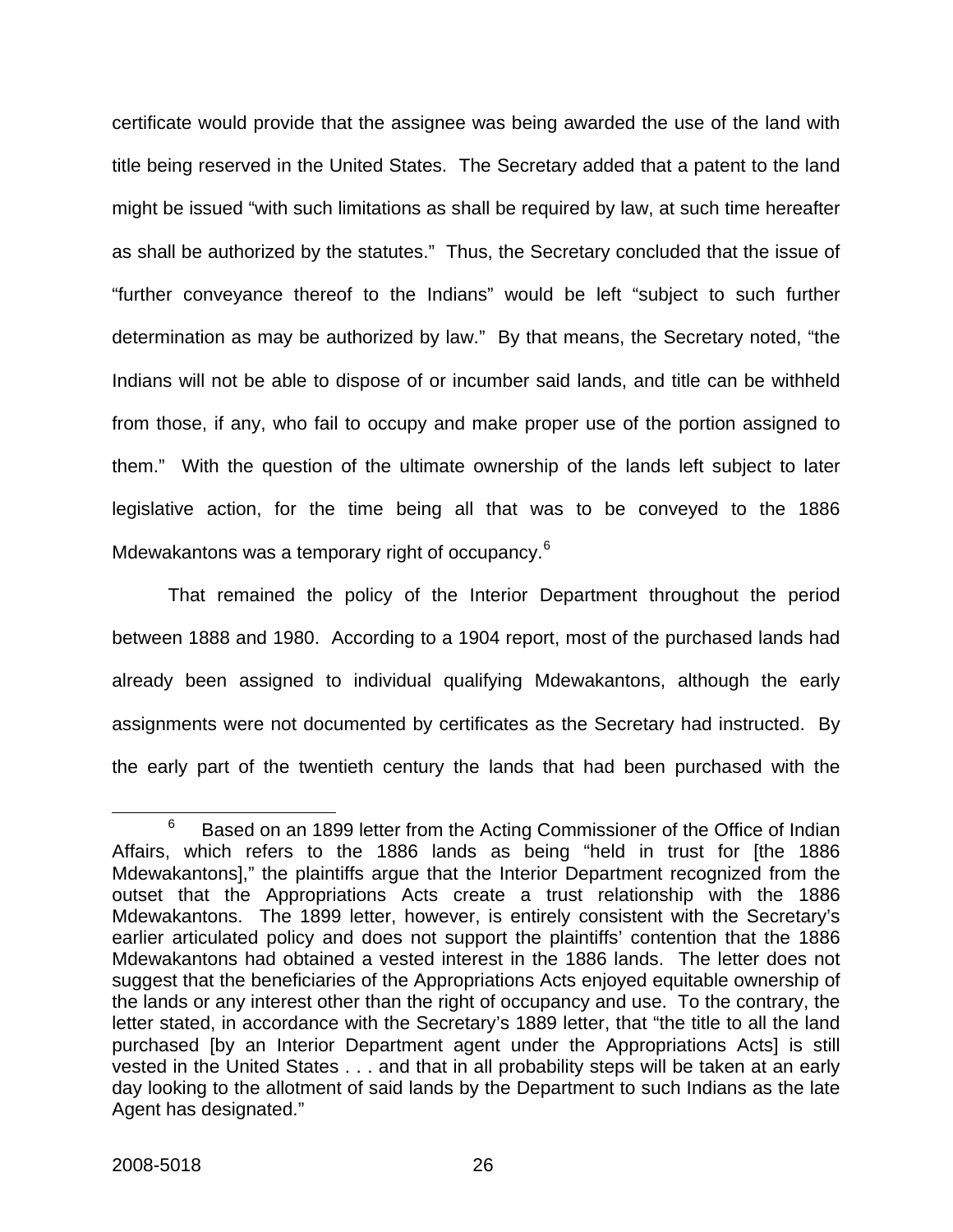certificate would provide that the assignee was being awarded the use of the land with title being reserved in the United States. The Secretary added that a patent to the land might be issued "with such limitations as shall be required by law, at such time hereafter as shall be authorized by the statutes." Thus, the Secretary concluded that the issue of "further conveyance thereof to the Indians" would be left "subject to such further determination as may be authorized by law." By that means, the Secretary noted, "the Indians will not be able to dispose of or incumber said lands, and title can be withheld from those, if any, who fail to occupy and make proper use of the portion assigned to them." With the question of the ultimate ownership of the lands left subject to later legislative action, for the time being all that was to be conveyed to the 1886 Mdewakantons was a temporary right of occupancy.[6]

That remained the policy of the Interior Department throughout the period between 1888 and 1980. According to a 1904 report, most of the purchased lands had already been assigned to individual qualifying Mdewakantons, although the early assignments were not documented by certificates as the Secretary had instructed. By the early part of the twentieth century the lands that had been purchased with the

[6] Based on an 1899 letter from the Acting Commissioner of the Office of Indian Affairs, which refers to the 1886 lands as being "held in trust for [the 1886 Mdewakantons]," the plaintiffs argue that the Interior Department recognized from the outset that the Appropriations Acts create a trust relationship with the 1886 Mdewakantons. The 1899 letter, however, is entirely consistent with the Secretary's earlier articulated policy and does not support the plaintiffs' contention that the 1886 Mdewakantons had obtained a vested interest in the 1886 lands. The letter does not suggest that the beneficiaries of the Appropriations Acts enjoyed equitable ownership of the lands or any interest other than the right of occupancy and use. To the contrary, the letter stated, in accordance with the Secretary's 1889 letter, that "the title to all the land purchased [by an Interior Department agent under the Appropriations Acts] is still vested in the United States . . . and that in all probability steps will be taken at an early day looking to the allotment of said lands by the Department to such Indians as the late Agent has designated."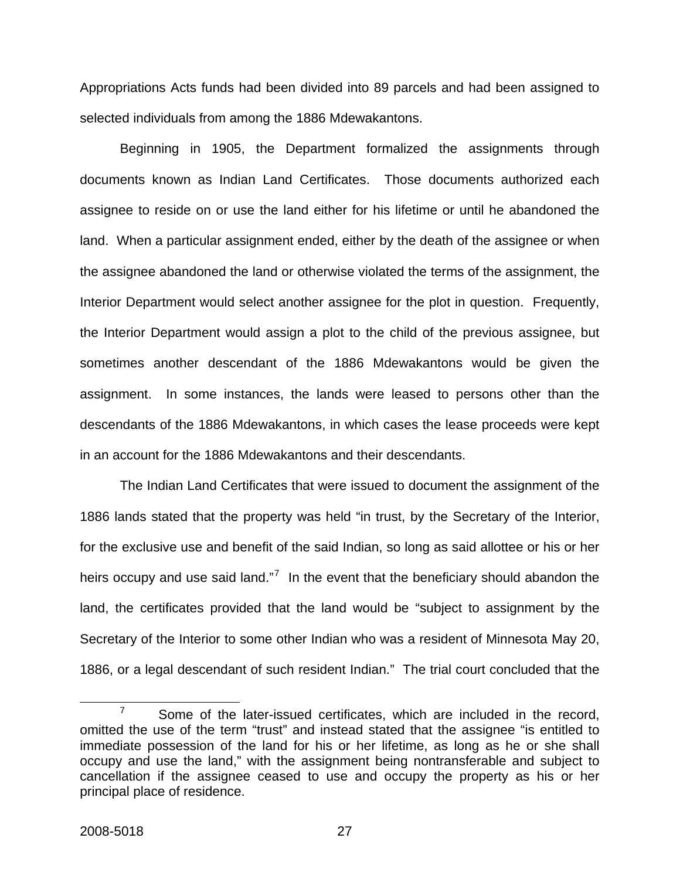Appropriations Acts funds had been divided into 89 parcels and had been assigned to selected individuals from among the 1886 Mdewakantons.

Beginning in 1905, the Department formalized the assignments through documents known as Indian Land Certificates. Those documents authorized each assignee to reside on or use the land either for his lifetime or until he abandoned the land. When a particular assignment ended, either by the death of the assignee or when the assignee abandoned the land or otherwise violated the terms of the assignment, the Interior Department would select another assignee for the plot in question. Frequently, the Interior Department would assign a plot to the child of the previous assignee, but sometimes another descendant of the 1886 Mdewakantons would be given the assignment. In some instances, the lands were leased to persons other than the descendants of the 1886 Mdewakantons, in which cases the lease proceeds were kept in an account for the 1886 Mdewakantons and their descendants.

The Indian Land Certificates that were issued to document the assignment of the 1886 lands stated that the property was held "in trust, by the Secretary of the Interior, for the exclusive use and benefit of the said Indian, so long as said allottee or his or her heirs occupy and use said land."[7] In the event that the beneficiary should abandon the land, the certificates provided that the land would be "subject to assignment by the Secretary of the Interior to some other Indian who was a resident of Minnesota May 20, 1886, or a legal descendant of such resident Indian." The trial court concluded that the

[7] Some of the later-issued certificates, which are included in the record, omitted the use of the term "trust" and instead stated that the assignee "is entitled to immediate possession of the land for his or her lifetime, as long as he or she shall occupy and use the land," with the assignment being nontransferable and subject to cancellation if the assignee ceased to use and occupy the property as his or her principal place of residence.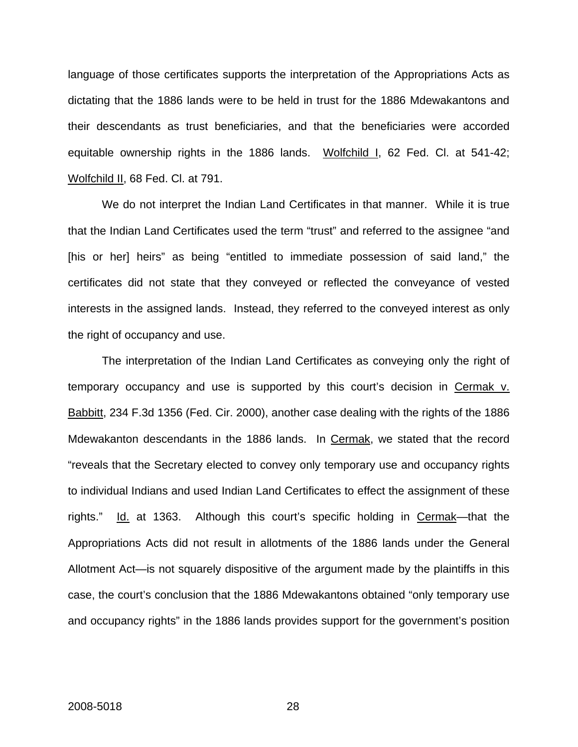language of those certificates supports the interpretation of the Appropriations Acts as dictating that the 1886 lands were to be held in trust for the 1886 Mdewakantons and their descendants as trust beneficiaries, and that the beneficiaries were accorded equitable ownership rights in the 1886 lands. Wolfchild I, 62 Fed. Cl. at 541-42; Wolfchild II, 68 Fed. Cl. at 791.

We do not interpret the Indian Land Certificates in that manner. While it is true that the Indian Land Certificates used the term "trust" and referred to the assignee "and [his or her] heirs" as being "entitled to immediate possession of said land," the certificates did not state that they conveyed or reflected the conveyance of vested interests in the assigned lands. Instead, they referred to the conveyed interest as only the right of occupancy and use.

The interpretation of the Indian Land Certificates as conveying only the right of temporary occupancy and use is supported by this court's decision in Cermak v. Babbitt, 234 F.3d 1356 (Fed. Cir. 2000), another case dealing with the rights of the 1886 Mdewakanton descendants in the 1886 lands. In Cermak, we stated that the record "reveals that the Secretary elected to convey only temporary use and occupancy rights to individual Indians and used Indian Land Certificates to effect the assignment of these rights." Id. at 1363. Although this court's specific holding in Cermak—that the Appropriations Acts did not result in allotments of the 1886 lands under the General Allotment Act—is not squarely dispositive of the argument made by the plaintiffs in this case, the court's conclusion that the 1886 Mdewakantons obtained "only temporary use and occupancy rights" in the 1886 lands provides support for the government's position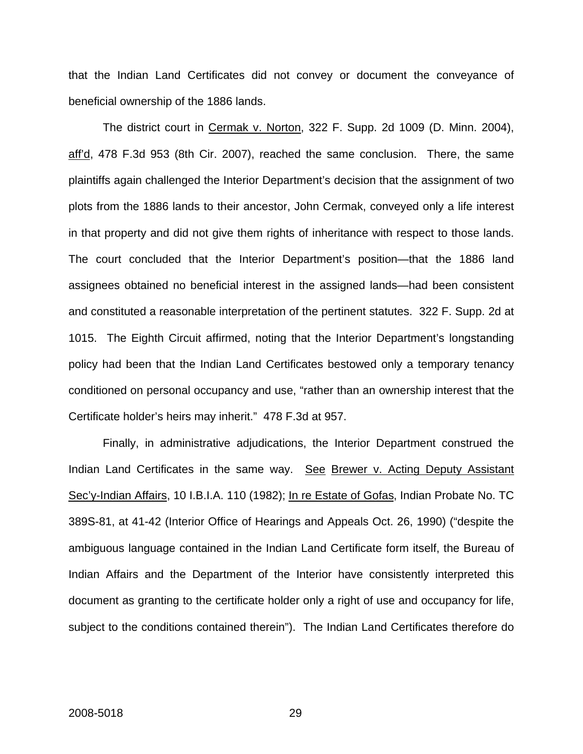that the Indian Land Certificates did not convey or document the conveyance of beneficial ownership of the 1886 lands.

The district court in <u>Cermak v. Norton</u>, 322 F. Supp. 2d 1009 (D. Minn. 2004), <u>aff'd</u>, 478 F.3d 953 (8th Cir. 2007), reached the same conclusion. There, the same plaintiffs again challenged the Interior Department's decision that the assignment of two plots from the 1886 lands to their ancestor, John Cermak, conveyed only a life interest in that property and did not give them rights of inheritance with respect to those lands. The court concluded that the Interior Department's position—that the 1886 land assignees obtained no beneficial interest in the assigned lands—had been consistent and constituted a reasonable interpretation of the pertinent statutes. 322 F. Supp. 2d at 1015. The Eighth Circuit affirmed, noting that the Interior Department's longstanding policy had been that the Indian Land Certificates bestowed only a temporary tenancy conditioned on personal occupancy and use, "rather than an ownership interest that the Certificate holder's heirs may inherit." 478 F.3d at 957.

Finally, in administrative adjudications, the Interior Department construed the Indian Land Certificates in the same way. <u>See</u> <u>Brewer v. Acting Deputy Assistant Sec'y-Indian Affairs</u>, 10 I.B.I.A. 110 (1982); <u>In re Estate of Gofas</u>, Indian Probate No. TC 389S-81, at 41-42 (Interior Office of Hearings and Appeals Oct. 26, 1990) ("despite the ambiguous language contained in the Indian Land Certificate form itself, the Bureau of Indian Affairs and the Department of the Interior have consistently interpreted this document as granting to the certificate holder only a right of use and occupancy for life, subject to the conditions contained therein"). The Indian Land Certificates therefore do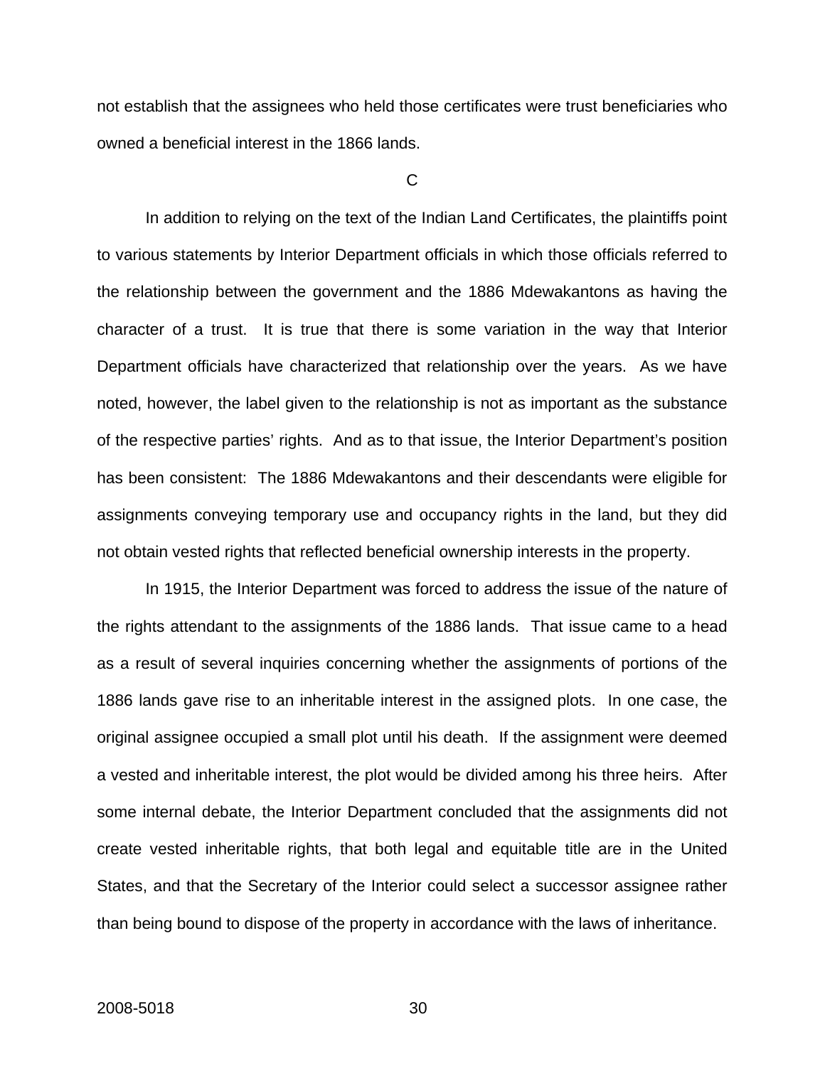not establish that the assignees who held those certificates were trust beneficiaries who owned a beneficial interest in the 1866 lands.

C

In addition to relying on the text of the Indian Land Certificates, the plaintiffs point to various statements by Interior Department officials in which those officials referred to the relationship between the government and the 1886 Mdewakantons as having the character of a trust. It is true that there is some variation in the way that Interior Department officials have characterized that relationship over the years. As we have noted, however, the label given to the relationship is not as important as the substance of the respective parties' rights. And as to that issue, the Interior Department's position has been consistent: The 1886 Mdewakantons and their descendants were eligible for assignments conveying temporary use and occupancy rights in the land, but they did not obtain vested rights that reflected beneficial ownership interests in the property.

In 1915, the Interior Department was forced to address the issue of the nature of the rights attendant to the assignments of the 1886 lands. That issue came to a head as a result of several inquiries concerning whether the assignments of portions of the 1886 lands gave rise to an inheritable interest in the assigned plots. In one case, the original assignee occupied a small plot until his death. If the assignment were deemed a vested and inheritable interest, the plot would be divided among his three heirs. After some internal debate, the Interior Department concluded that the assignments did not create vested inheritable rights, that both legal and equitable title are in the United States, and that the Secretary of the Interior could select a successor assignee rather than being bound to dispose of the property in accordance with the laws of inheritance.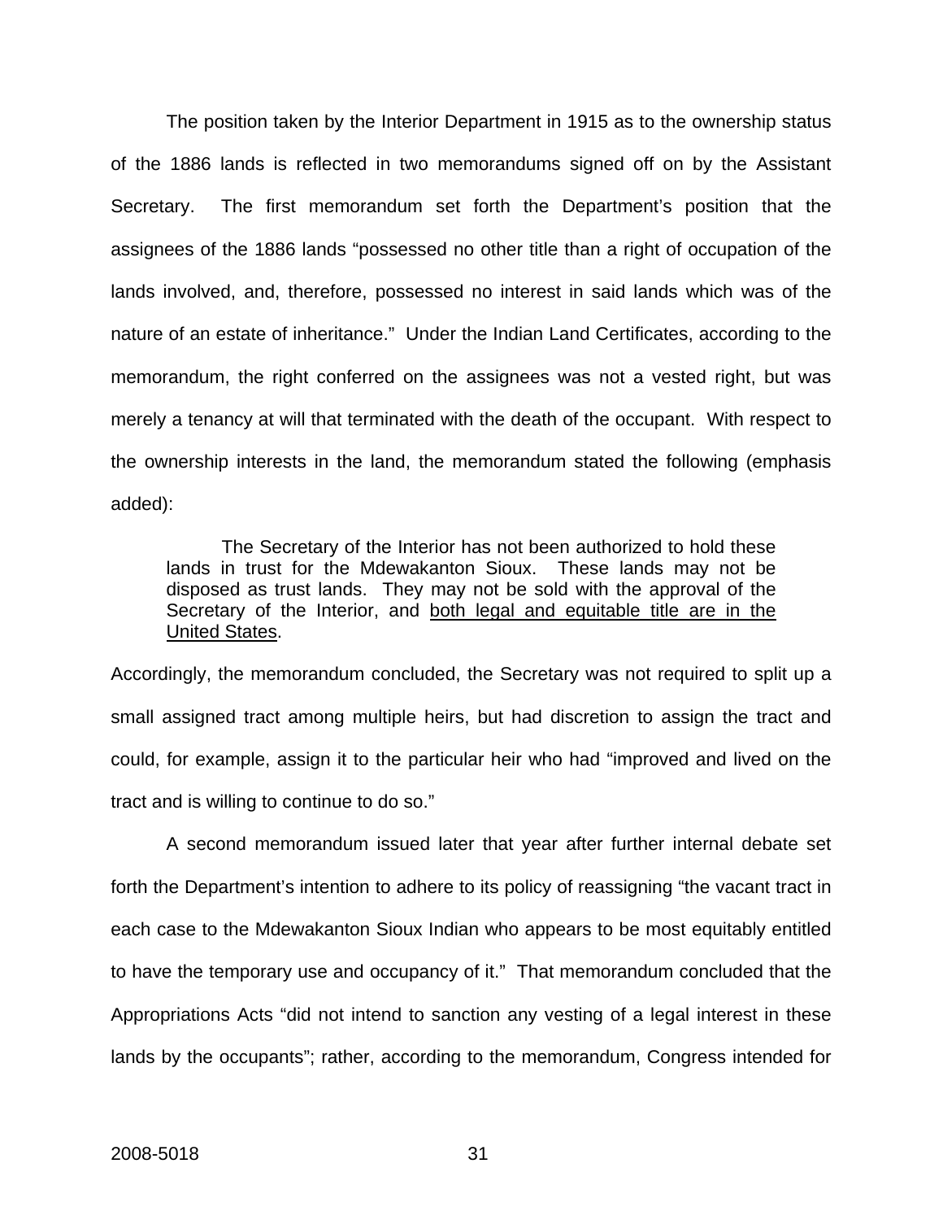The position taken by the Interior Department in 1915 as to the ownership status of the 1886 lands is reflected in two memorandums signed off on by the Assistant Secretary. The first memorandum set forth the Department's position that the assignees of the 1886 lands "possessed no other title than a right of occupation of the lands involved, and, therefore, possessed no interest in said lands which was of the nature of an estate of inheritance." Under the Indian Land Certificates, according to the memorandum, the right conferred on the assignees was not a vested right, but was merely a tenancy at will that terminated with the death of the occupant. With respect to the ownership interests in the land, the memorandum stated the following (emphasis added):

> The Secretary of the Interior has not been authorized to hold these lands in trust for the Mdewakanton Sioux. These lands may not be disposed as trust lands. They may not be sold with the approval of the Secretary of the Interior, and <u>both legal and equitable title are in the United States</u>.

Accordingly, the memorandum concluded, the Secretary was not required to split up a small assigned tract among multiple heirs, but had discretion to assign the tract and could, for example, assign it to the particular heir who had "improved and lived on the tract and is willing to continue to do so."

A second memorandum issued later that year after further internal debate set forth the Department's intention to adhere to its policy of reassigning "the vacant tract in each case to the Mdewakanton Sioux Indian who appears to be most equitably entitled to have the temporary use and occupancy of it." That memorandum concluded that the Appropriations Acts "did not intend to sanction any vesting of a legal interest in these lands by the occupants"; rather, according to the memorandum, Congress intended for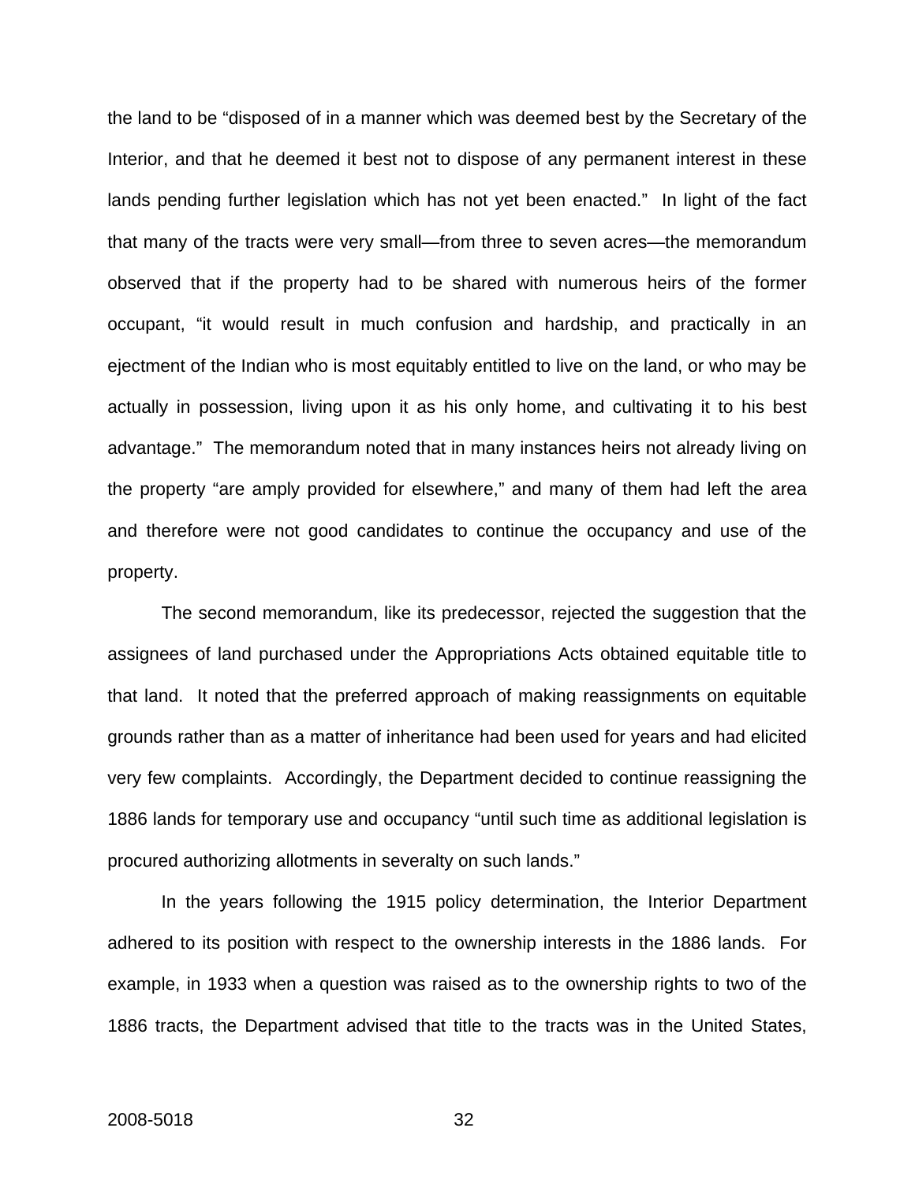the land to be "disposed of in a manner which was deemed best by the Secretary of the Interior, and that he deemed it best not to dispose of any permanent interest in these lands pending further legislation which has not yet been enacted." In light of the fact that many of the tracts were very small—from three to seven acres—the memorandum observed that if the property had to be shared with numerous heirs of the former occupant, "it would result in much confusion and hardship, and practically in an ejectment of the Indian who is most equitably entitled to live on the land, or who may be actually in possession, living upon it as his only home, and cultivating it to his best advantage." The memorandum noted that in many instances heirs not already living on the property "are amply provided for elsewhere," and many of them had left the area and therefore were not good candidates to continue the occupancy and use of the property.

The second memorandum, like its predecessor, rejected the suggestion that the assignees of land purchased under the Appropriations Acts obtained equitable title to that land. It noted that the preferred approach of making reassignments on equitable grounds rather than as a matter of inheritance had been used for years and had elicited very few complaints. Accordingly, the Department decided to continue reassigning the 1886 lands for temporary use and occupancy "until such time as additional legislation is procured authorizing allotments in severalty on such lands."

In the years following the 1915 policy determination, the Interior Department adhered to its position with respect to the ownership interests in the 1886 lands. For example, in 1933 when a question was raised as to the ownership rights to two of the 1886 tracts, the Department advised that title to the tracts was in the United States,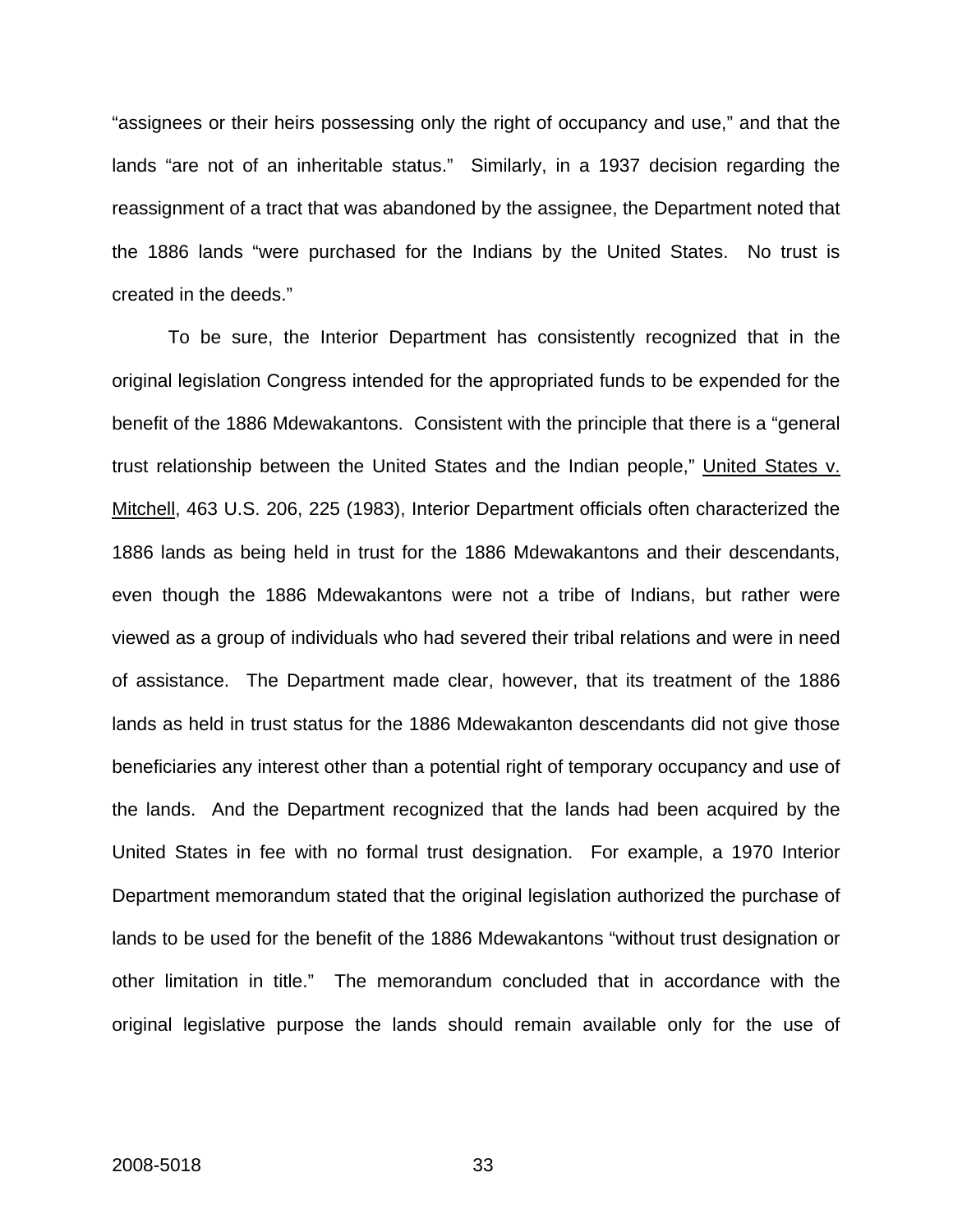"assignees or their heirs possessing only the right of occupancy and use," and that the lands "are not of an inheritable status." Similarly, in a 1937 decision regarding the reassignment of a tract that was abandoned by the assignee, the Department noted that the 1886 lands "were purchased for the Indians by the United States. No trust is created in the deeds."

To be sure, the Interior Department has consistently recognized that in the original legislation Congress intended for the appropriated funds to be expended for the benefit of the 1886 Mdewakantons. Consistent with the principle that there is a "general trust relationship between the United States and the Indian people," United States v. Mitchell, 463 U.S. 206, 225 (1983), Interior Department officials often characterized the 1886 lands as being held in trust for the 1886 Mdewakantons and their descendants, even though the 1886 Mdewakantons were not a tribe of Indians, but rather were viewed as a group of individuals who had severed their tribal relations and were in need of assistance. The Department made clear, however, that its treatment of the 1886 lands as held in trust status for the 1886 Mdewakanton descendants did not give those beneficiaries any interest other than a potential right of temporary occupancy and use of the lands. And the Department recognized that the lands had been acquired by the United States in fee with no formal trust designation. For example, a 1970 Interior Department memorandum stated that the original legislation authorized the purchase of lands to be used for the benefit of the 1886 Mdewakantons "without trust designation or other limitation in title." The memorandum concluded that in accordance with the original legislative purpose the lands should remain available only for the use of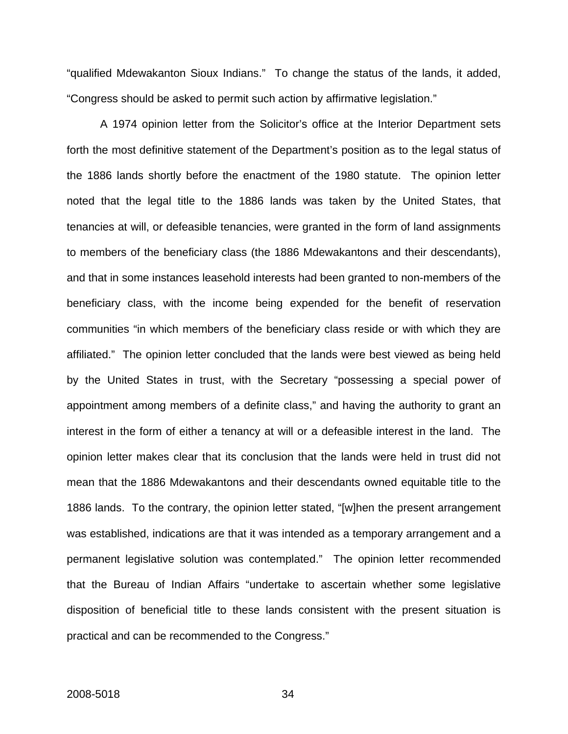"qualified Mdewakanton Sioux Indians." To change the status of the lands, it added, "Congress should be asked to permit such action by affirmative legislation."

A 1974 opinion letter from the Solicitor's office at the Interior Department sets forth the most definitive statement of the Department's position as to the legal status of the 1886 lands shortly before the enactment of the 1980 statute. The opinion letter noted that the legal title to the 1886 lands was taken by the United States, that tenancies at will, or defeasible tenancies, were granted in the form of land assignments to members of the beneficiary class (the 1886 Mdewakantons and their descendants), and that in some instances leasehold interests had been granted to non-members of the beneficiary class, with the income being expended for the benefit of reservation communities "in which members of the beneficiary class reside or with which they are affiliated." The opinion letter concluded that the lands were best viewed as being held by the United States in trust, with the Secretary "possessing a special power of appointment among members of a definite class," and having the authority to grant an interest in the form of either a tenancy at will or a defeasible interest in the land. The opinion letter makes clear that its conclusion that the lands were held in trust did not mean that the 1886 Mdewakantons and their descendants owned equitable title to the 1886 lands. To the contrary, the opinion letter stated, "[w]hen the present arrangement was established, indications are that it was intended as a temporary arrangement and a permanent legislative solution was contemplated." The opinion letter recommended that the Bureau of Indian Affairs "undertake to ascertain whether some legislative disposition of beneficial title to these lands consistent with the present situation is practical and can be recommended to the Congress."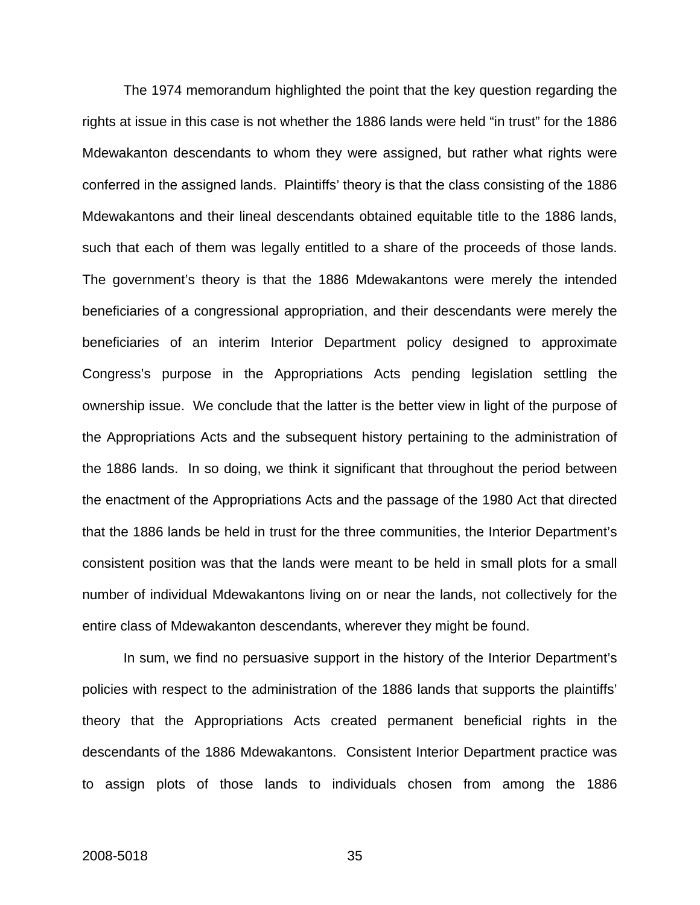The 1974 memorandum highlighted the point that the key question regarding the rights at issue in this case is not whether the 1886 lands were held "in trust" for the 1886 Mdewakanton descendants to whom they were assigned, but rather what rights were conferred in the assigned lands. Plaintiffs' theory is that the class consisting of the 1886 Mdewakantons and their lineal descendants obtained equitable title to the 1886 lands, such that each of them was legally entitled to a share of the proceeds of those lands. The government's theory is that the 1886 Mdewakantons were merely the intended beneficiaries of a congressional appropriation, and their descendants were merely the beneficiaries of an interim Interior Department policy designed to approximate Congress's purpose in the Appropriations Acts pending legislation settling the ownership issue. We conclude that the latter is the better view in light of the purpose of the Appropriations Acts and the subsequent history pertaining to the administration of the 1886 lands. In so doing, we think it significant that throughout the period between the enactment of the Appropriations Acts and the passage of the 1980 Act that directed that the 1886 lands be held in trust for the three communities, the Interior Department's consistent position was that the lands were meant to be held in small plots for a small number of individual Mdewakantons living on or near the lands, not collectively for the entire class of Mdewakanton descendants, wherever they might be found.

In sum, we find no persuasive support in the history of the Interior Department's policies with respect to the administration of the 1886 lands that supports the plaintiffs' theory that the Appropriations Acts created permanent beneficial rights in the descendants of the 1886 Mdewakantons. Consistent Interior Department practice was to assign plots of those lands to individuals chosen from among the 1886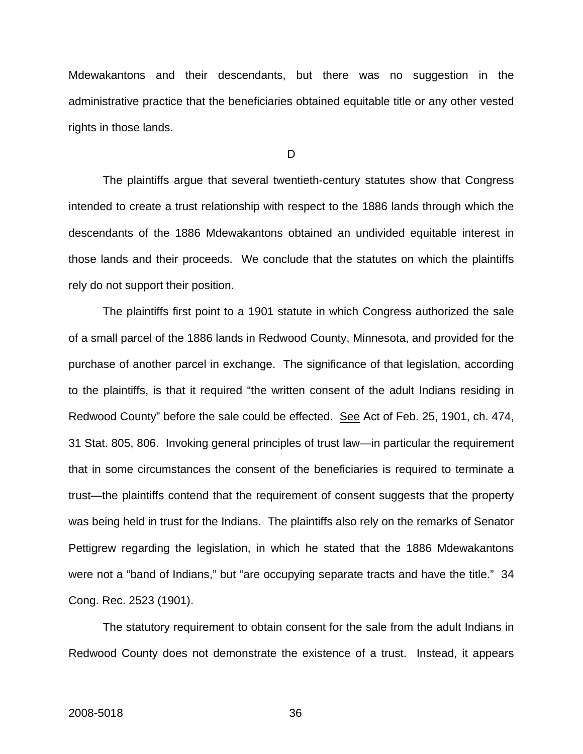Mdewakantons and their descendants, but there was no suggestion in the administrative practice that the beneficiaries obtained equitable title or any other vested rights in those lands.

D

The plaintiffs argue that several twentieth-century statutes show that Congress intended to create a trust relationship with respect to the 1886 lands through which the descendants of the 1886 Mdewakantons obtained an undivided equitable interest in those lands and their proceeds. We conclude that the statutes on which the plaintiffs rely do not support their position.

The plaintiffs first point to a 1901 statute in which Congress authorized the sale of a small parcel of the 1886 lands in Redwood County, Minnesota, and provided for the purchase of another parcel in exchange. The significance of that legislation, according to the plaintiffs, is that it required "the written consent of the adult Indians residing in Redwood County" before the sale could be effected. See Act of Feb. 25, 1901, ch. 474, 31 Stat. 805, 806. Invoking general principles of trust law—in particular the requirement that in some circumstances the consent of the beneficiaries is required to terminate a trust—the plaintiffs contend that the requirement of consent suggests that the property was being held in trust for the Indians. The plaintiffs also rely on the remarks of Senator Pettigrew regarding the legislation, in which he stated that the 1886 Mdewakantons were not a "band of Indians," but "are occupying separate tracts and have the title." 34 Cong. Rec. 2523 (1901).

The statutory requirement to obtain consent for the sale from the adult Indians in Redwood County does not demonstrate the existence of a trust. Instead, it appears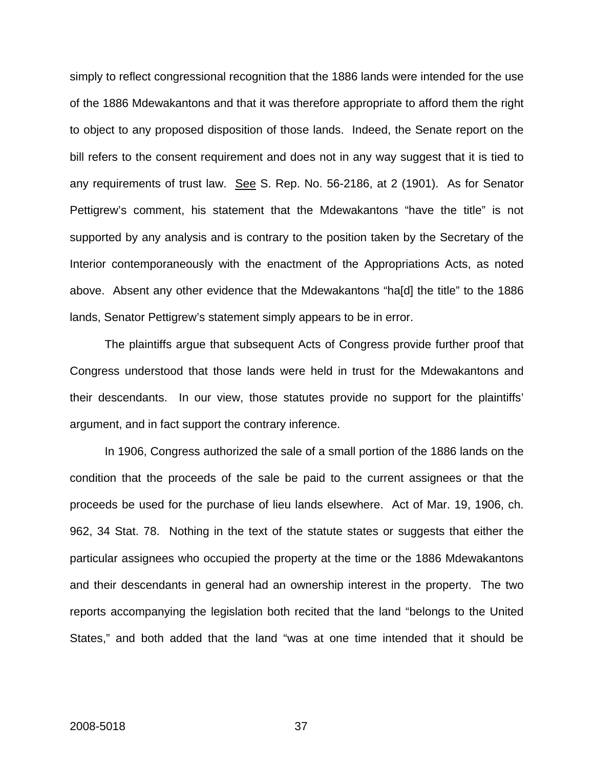simply to reflect congressional recognition that the 1886 lands were intended for the use of the 1886 Mdewakantons and that it was therefore appropriate to afford them the right to object to any proposed disposition of those lands. Indeed, the Senate report on the bill refers to the consent requirement and does not in any way suggest that it is tied to any requirements of trust law. See S. Rep. No. 56-2186, at 2 (1901). As for Senator Pettigrew's comment, his statement that the Mdewakantons "have the title" is not supported by any analysis and is contrary to the position taken by the Secretary of the Interior contemporaneously with the enactment of the Appropriations Acts, as noted above. Absent any other evidence that the Mdewakantons "ha[d] the title" to the 1886 lands, Senator Pettigrew's statement simply appears to be in error.

The plaintiffs argue that subsequent Acts of Congress provide further proof that Congress understood that those lands were held in trust for the Mdewakantons and their descendants. In our view, those statutes provide no support for the plaintiffs' argument, and in fact support the contrary inference.

In 1906, Congress authorized the sale of a small portion of the 1886 lands on the condition that the proceeds of the sale be paid to the current assignees or that the proceeds be used for the purchase of lieu lands elsewhere. Act of Mar. 19, 1906, ch. 962, 34 Stat. 78. Nothing in the text of the statute states or suggests that either the particular assignees who occupied the property at the time or the 1886 Mdewakantons and their descendants in general had an ownership interest in the property. The two reports accompanying the legislation both recited that the land "belongs to the United States," and both added that the land "was at one time intended that it should be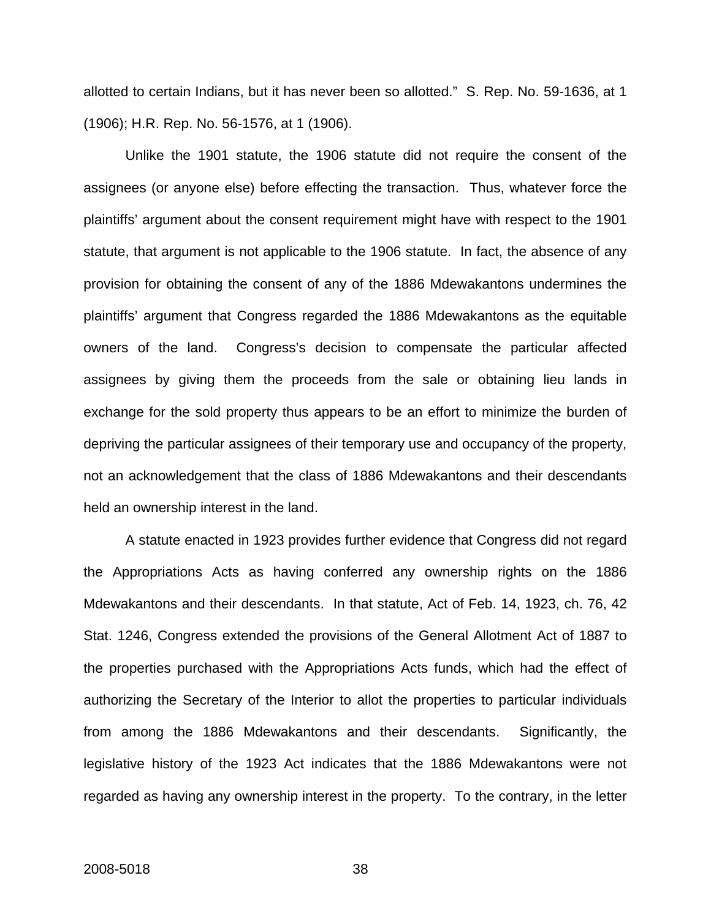allotted to certain Indians, but it has never been so allotted." S. Rep. No. 59-1636, at 1 (1906); H.R. Rep. No. 56-1576, at 1 (1906).

Unlike the 1901 statute, the 1906 statute did not require the consent of the assignees (or anyone else) before effecting the transaction. Thus, whatever force the plaintiffs' argument about the consent requirement might have with respect to the 1901 statute, that argument is not applicable to the 1906 statute. In fact, the absence of any provision for obtaining the consent of any of the 1886 Mdewakantons undermines the plaintiffs' argument that Congress regarded the 1886 Mdewakantons as the equitable owners of the land. Congress's decision to compensate the particular affected assignees by giving them the proceeds from the sale or obtaining lieu lands in exchange for the sold property thus appears to be an effort to minimize the burden of depriving the particular assignees of their temporary use and occupancy of the property, not an acknowledgement that the class of 1886 Mdewakantons and their descendants held an ownership interest in the land.

A statute enacted in 1923 provides further evidence that Congress did not regard the Appropriations Acts as having conferred any ownership rights on the 1886 Mdewakantons and their descendants. In that statute, Act of Feb. 14, 1923, ch. 76, 42 Stat. 1246, Congress extended the provisions of the General Allotment Act of 1887 to the properties purchased with the Appropriations Acts funds, which had the effect of authorizing the Secretary of the Interior to allot the properties to particular individuals from among the 1886 Mdewakantons and their descendants. Significantly, the legislative history of the 1923 Act indicates that the 1886 Mdewakantons were not regarded as having any ownership interest in the property. To the contrary, in the letter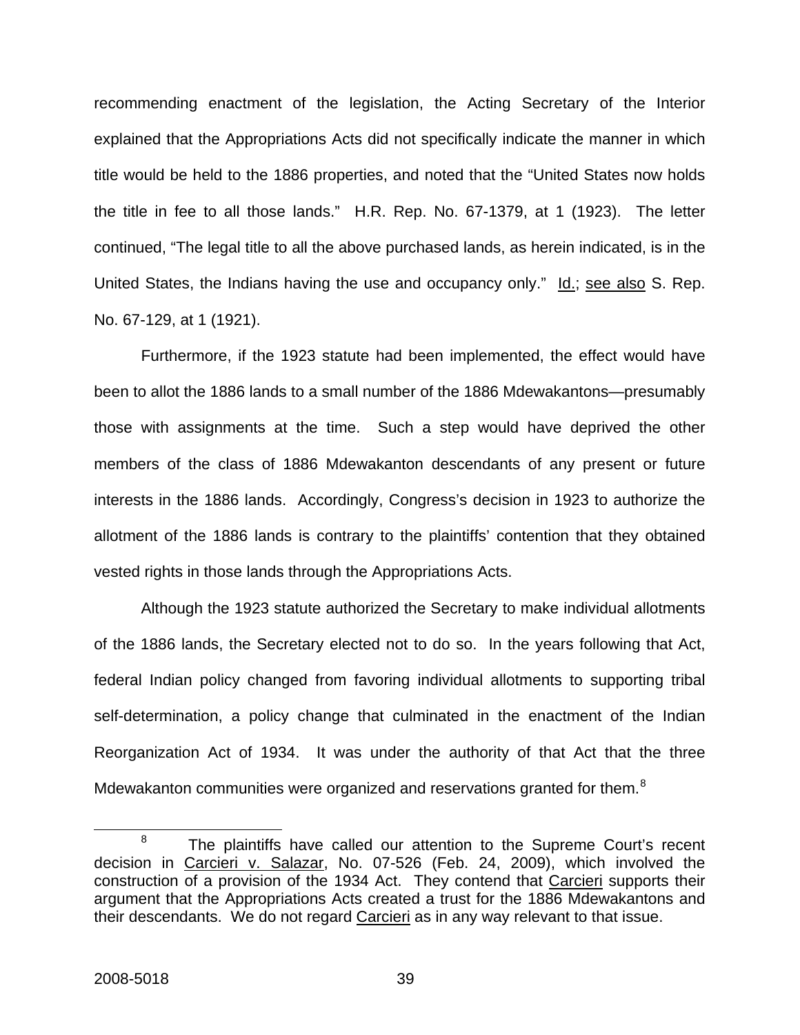recommending enactment of the legislation, the Acting Secretary of the Interior explained that the Appropriations Acts did not specifically indicate the manner in which title would be held to the 1886 properties, and noted that the "United States now holds the title in fee to all those lands." H.R. Rep. No. 67-1379, at 1 (1923). The letter continued, "The legal title to all the above purchased lands, as herein indicated, is in the United States, the Indians having the use and occupancy only." Id.; see also S. Rep. No. 67-129, at 1 (1921).

Furthermore, if the 1923 statute had been implemented, the effect would have been to allot the 1886 lands to a small number of the 1886 Mdewakantons—presumably those with assignments at the time. Such a step would have deprived the other members of the class of 1886 Mdewakanton descendants of any present or future interests in the 1886 lands. Accordingly, Congress's decision in 1923 to authorize the allotment of the 1886 lands is contrary to the plaintiffs' contention that they obtained vested rights in those lands through the Appropriations Acts.

Although the 1923 statute authorized the Secretary to make individual allotments of the 1886 lands, the Secretary elected not to do so. In the years following that Act, federal Indian policy changed from favoring individual allotments to supporting tribal self-determination, a policy change that culminated in the enactment of the Indian Reorganization Act of 1934. It was under the authority of that Act that the three Mdewakanton communities were organized and reservations granted for them.[8]

[8] The plaintiffs have called our attention to the Supreme Court's recent decision in Carcieri v. Salazar, No. 07-526 (Feb. 24, 2009), which involved the construction of a provision of the 1934 Act. They contend that Carcieri supports their argument that the Appropriations Acts created a trust for the 1886 Mdewakantons and their descendants. We do not regard Carcieri as in any way relevant to that issue.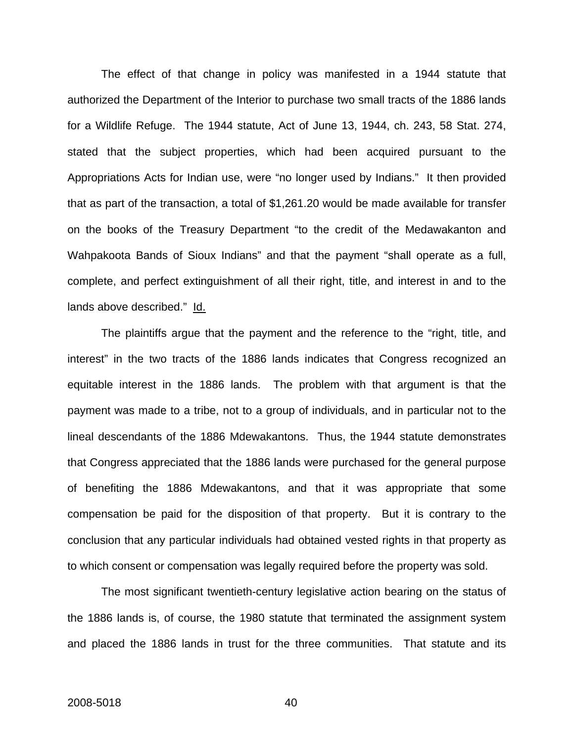The effect of that change in policy was manifested in a 1944 statute that authorized the Department of the Interior to purchase two small tracts of the 1886 lands for a Wildlife Refuge. The 1944 statute, Act of June 13, 1944, ch. 243, 58 Stat. 274, stated that the subject properties, which had been acquired pursuant to the Appropriations Acts for Indian use, were "no longer used by Indians." It then provided that as part of the transaction, a total of $1,261.20 would be made available for transfer on the books of the Treasury Department "to the credit of the Medawakanton and Wahpakoota Bands of Sioux Indians" and that the payment "shall operate as a full, complete, and perfect extinguishment of all their right, title, and interest in and to the lands above described." Id.

The plaintiffs argue that the payment and the reference to the "right, title, and interest" in the two tracts of the 1886 lands indicates that Congress recognized an equitable interest in the 1886 lands. The problem with that argument is that the payment was made to a tribe, not to a group of individuals, and in particular not to the lineal descendants of the 1886 Mdewakantons. Thus, the 1944 statute demonstrates that Congress appreciated that the 1886 lands were purchased for the general purpose of benefiting the 1886 Mdewakantons, and that it was appropriate that some compensation be paid for the disposition of that property. But it is contrary to the conclusion that any particular individuals had obtained vested rights in that property as to which consent or compensation was legally required before the property was sold.

The most significant twentieth-century legislative action bearing on the status of the 1886 lands is, of course, the 1980 statute that terminated the assignment system and placed the 1886 lands in trust for the three communities. That statute and its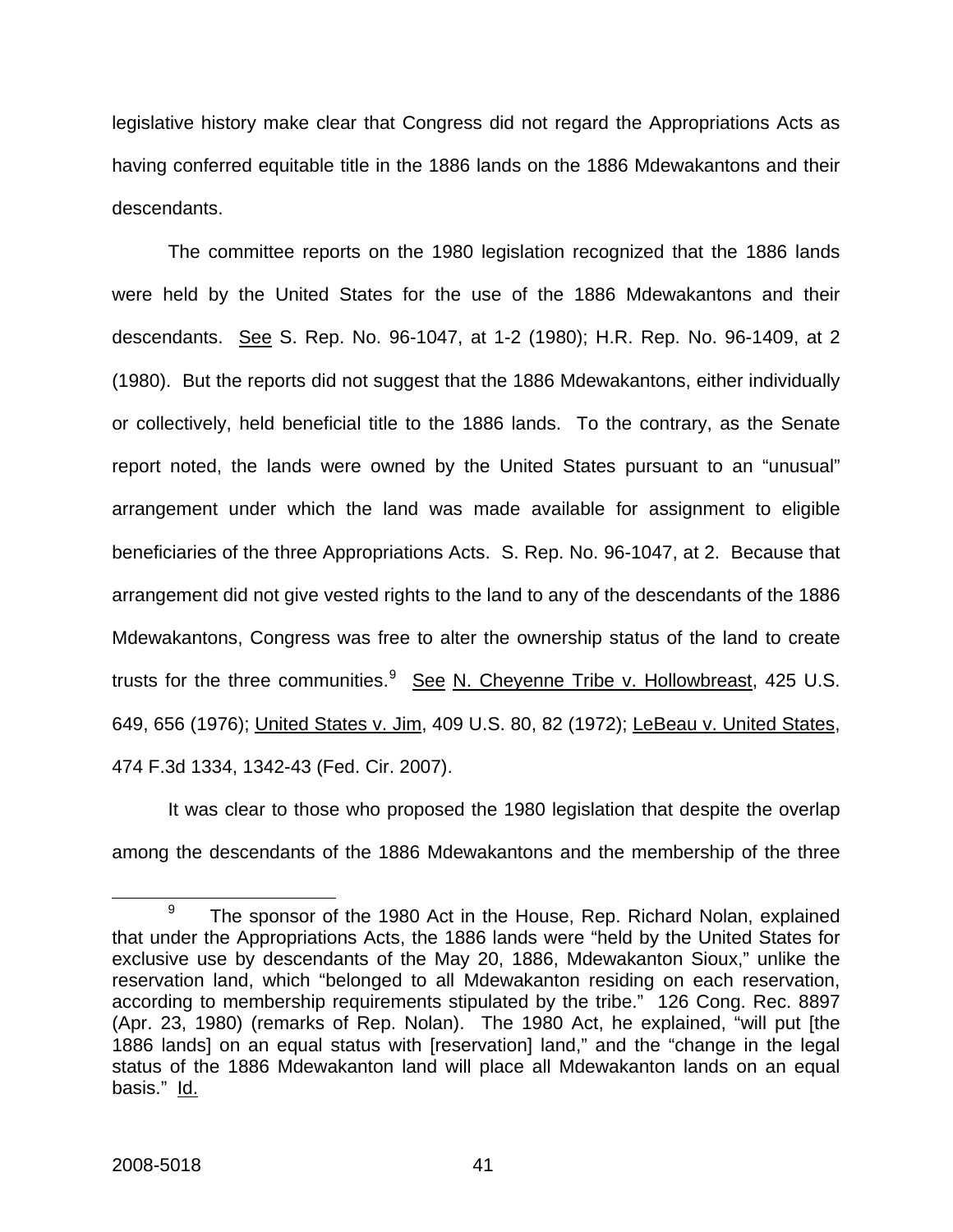legislative history make clear that Congress did not regard the Appropriations Acts as having conferred equitable title in the 1886 lands on the 1886 Mdewakantons and their descendants.

The committee reports on the 1980 legislation recognized that the 1886 lands were held by the United States for the use of the 1886 Mdewakantons and their descendants. See S. Rep. No. 96-1047, at 1-2 (1980); H.R. Rep. No. 96-1409, at 2 (1980). But the reports did not suggest that the 1886 Mdewakantons, either individually or collectively, held beneficial title to the 1886 lands. To the contrary, as the Senate report noted, the lands were owned by the United States pursuant to an "unusual" arrangement under which the land was made available for assignment to eligible beneficiaries of the three Appropriations Acts. S. Rep. No. 96-1047, at 2. Because that arrangement did not give vested rights to the land to any of the descendants of the 1886 Mdewakantons, Congress was free to alter the ownership status of the land to create trusts for the three communities.[9] See N. Cheyenne Tribe v. Hollowbreast, 425 U.S. 649, 656 (1976); United States v. Jim, 409 U.S. 80, 82 (1972); LeBeau v. United States, 474 F.3d 1334, 1342-43 (Fed. Cir. 2007).

It was clear to those who proposed the 1980 legislation that despite the overlap among the descendants of the 1886 Mdewakantons and the membership of the three

[9] The sponsor of the 1980 Act in the House, Rep. Richard Nolan, explained that under the Appropriations Acts, the 1886 lands were "held by the United States for exclusive use by descendants of the May 20, 1886, Mdewakanton Sioux," unlike the reservation land, which "belonged to all Mdewakanton residing on each reservation, according to membership requirements stipulated by the tribe." 126 Cong. Rec. 8897 (Apr. 23, 1980) (remarks of Rep. Nolan). The 1980 Act, he explained, "will put [the 1886 lands] on an equal status with [reservation] land," and the "change in the legal status of the 1886 Mdewakanton land will place all Mdewakanton lands on an equal basis." Id.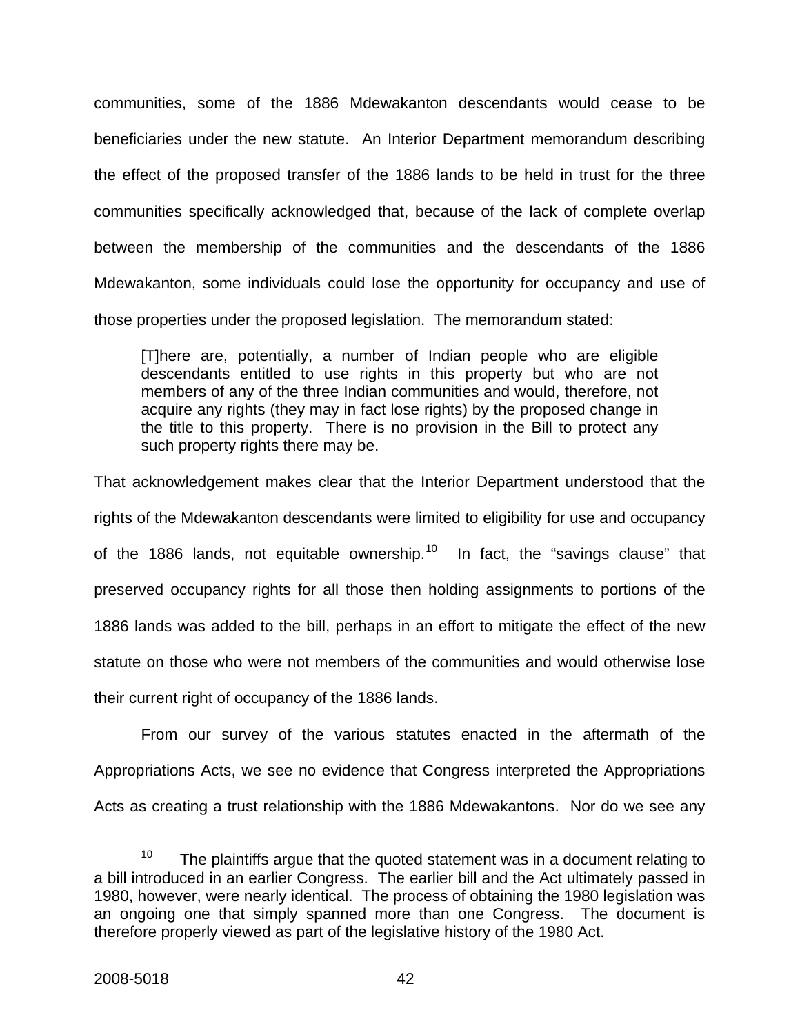communities, some of the 1886 Mdewakanton descendants would cease to be beneficiaries under the new statute. An Interior Department memorandum describing the effect of the proposed transfer of the 1886 lands to be held in trust for the three communities specifically acknowledged that, because of the lack of complete overlap between the membership of the communities and the descendants of the 1886 Mdewakanton, some individuals could lose the opportunity for occupancy and use of those properties under the proposed legislation. The memorandum stated:

> [T]here are, potentially, a number of Indian people who are eligible descendants entitled to use rights in this property but who are not members of any of the three Indian communities and would, therefore, not acquire any rights (they may in fact lose rights) by the proposed change in the title to this property. There is no provision in the Bill to protect any such property rights there may be.

That acknowledgement makes clear that the Interior Department understood that the rights of the Mdewakanton descendants were limited to eligibility for use and occupancy of the 1886 lands, not equitable ownership.[10] In fact, the "savings clause" that preserved occupancy rights for all those then holding assignments to portions of the 1886 lands was added to the bill, perhaps in an effort to mitigate the effect of the new statute on those who were not members of the communities and would otherwise lose their current right of occupancy of the 1886 lands.

From our survey of the various statutes enacted in the aftermath of the Appropriations Acts, we see no evidence that Congress interpreted the Appropriations Acts as creating a trust relationship with the 1886 Mdewakantons. Nor do we see any

[10] The plaintiffs argue that the quoted statement was in a document relating to a bill introduced in an earlier Congress. The earlier bill and the Act ultimately passed in 1980, however, were nearly identical. The process of obtaining the 1980 legislation was an ongoing one that simply spanned more than one Congress. The document is therefore properly viewed as part of the legislative history of the 1980 Act.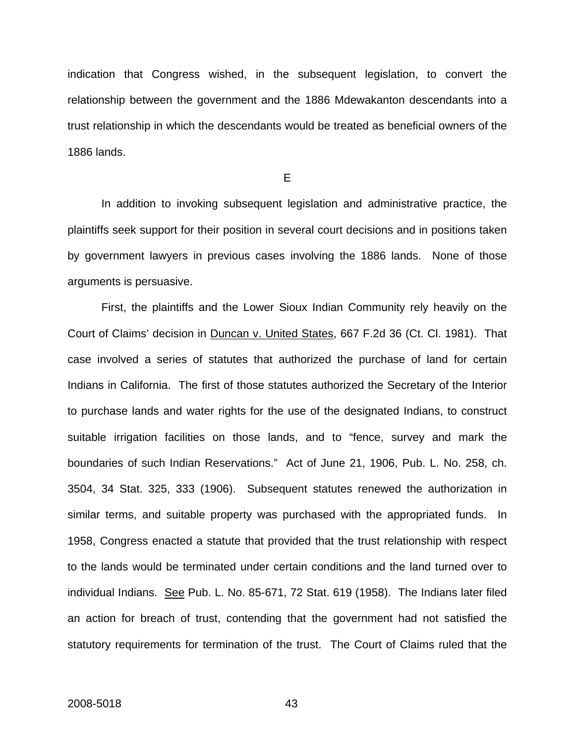indication that Congress wished, in the subsequent legislation, to convert the relationship between the government and the 1886 Mdewakanton descendants into a trust relationship in which the descendants would be treated as beneficial owners of the 1886 lands.

E

In addition to invoking subsequent legislation and administrative practice, the plaintiffs seek support for their position in several court decisions and in positions taken by government lawyers in previous cases involving the 1886 lands. None of those arguments is persuasive.

First, the plaintiffs and the Lower Sioux Indian Community rely heavily on the Court of Claims' decision in Duncan v. United States, 667 F.2d 36 (Ct. Cl. 1981). That case involved a series of statutes that authorized the purchase of land for certain Indians in California. The first of those statutes authorized the Secretary of the Interior to purchase lands and water rights for the use of the designated Indians, to construct suitable irrigation facilities on those lands, and to "fence, survey and mark the boundaries of such Indian Reservations." Act of June 21, 1906, Pub. L. No. 258, ch. 3504, 34 Stat. 325, 333 (1906). Subsequent statutes renewed the authorization in similar terms, and suitable property was purchased with the appropriated funds. In 1958, Congress enacted a statute that provided that the trust relationship with respect to the lands would be terminated under certain conditions and the land turned over to individual Indians. See Pub. L. No. 85-671, 72 Stat. 619 (1958). The Indians later filed an action for breach of trust, contending that the government had not satisfied the statutory requirements for termination of the trust. The Court of Claims ruled that the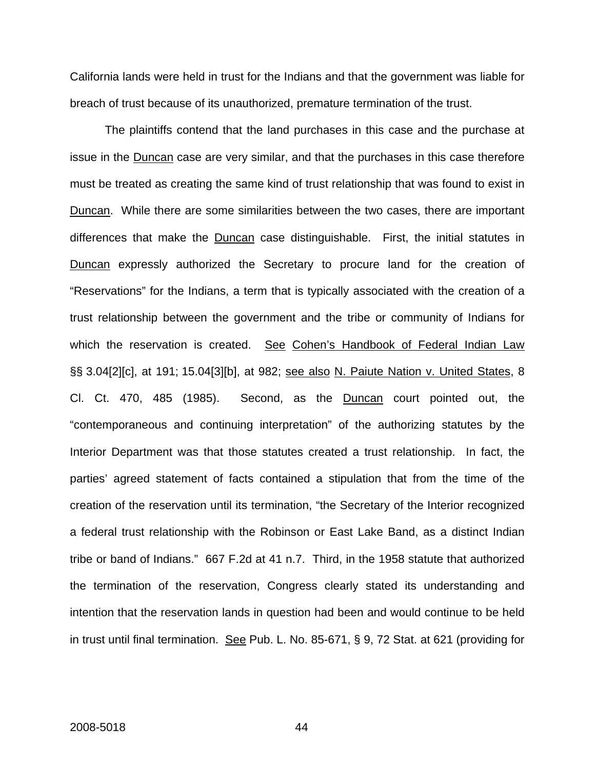California lands were held in trust for the Indians and that the government was liable for breach of trust because of its unauthorized, premature termination of the trust.

The plaintiffs contend that the land purchases in this case and the purchase at issue in the Duncan case are very similar, and that the purchases in this case therefore must be treated as creating the same kind of trust relationship that was found to exist in Duncan. While there are some similarities between the two cases, there are important differences that make the Duncan case distinguishable. First, the initial statutes in Duncan expressly authorized the Secretary to procure land for the creation of "Reservations" for the Indians, a term that is typically associated with the creation of a trust relationship between the government and the tribe or community of Indians for which the reservation is created. See Cohen's Handbook of Federal Indian Law §§ 3.04[2][c], at 191; 15.04[3][b], at 982; see also N. Paiute Nation v. United States, 8 Cl. Ct. 470, 485 (1985). Second, as the Duncan court pointed out, the "contemporaneous and continuing interpretation" of the authorizing statutes by the Interior Department was that those statutes created a trust relationship. In fact, the parties' agreed statement of facts contained a stipulation that from the time of the creation of the reservation until its termination, "the Secretary of the Interior recognized a federal trust relationship with the Robinson or East Lake Band, as a distinct Indian tribe or band of Indians." 667 F.2d at 41 n.7. Third, in the 1958 statute that authorized the termination of the reservation, Congress clearly stated its understanding and intention that the reservation lands in question had been and would continue to be held in trust until final termination. See Pub. L. No. 85-671, § 9, 72 Stat. at 621 (providing for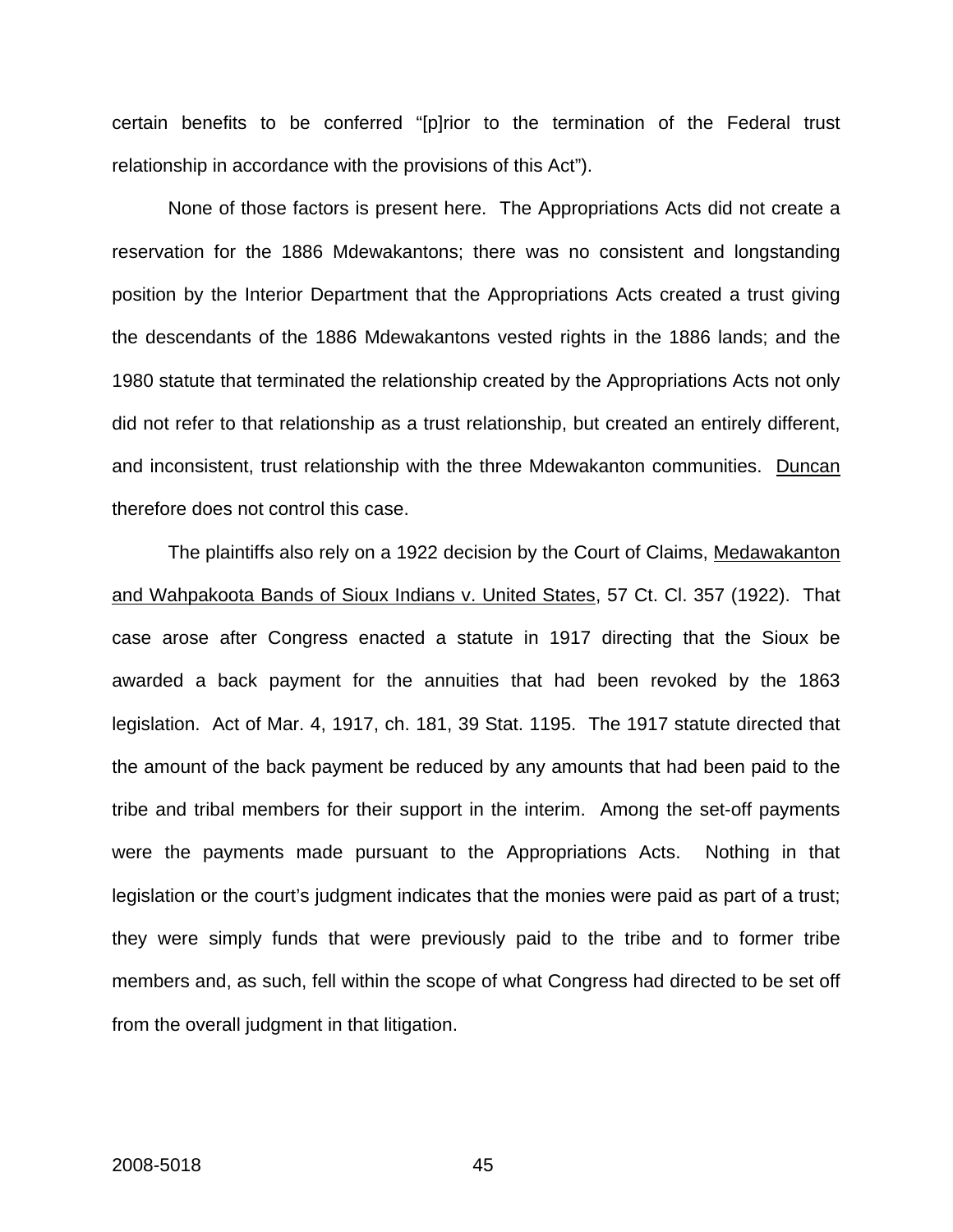certain benefits to be conferred "[p]rior to the termination of the Federal trust relationship in accordance with the provisions of this Act").

None of those factors is present here. The Appropriations Acts did not create a reservation for the 1886 Mdewakantons; there was no consistent and longstanding position by the Interior Department that the Appropriations Acts created a trust giving the descendants of the 1886 Mdewakantons vested rights in the 1886 lands; and the 1980 statute that terminated the relationship created by the Appropriations Acts not only did not refer to that relationship as a trust relationship, but created an entirely different, and inconsistent, trust relationship with the three Mdewakanton communities. Duncan therefore does not control this case.

The plaintiffs also rely on a 1922 decision by the Court of Claims, Medawakanton and Wahpakoota Bands of Sioux Indians v. United States, 57 Ct. Cl. 357 (1922). That case arose after Congress enacted a statute in 1917 directing that the Sioux be awarded a back payment for the annuities that had been revoked by the 1863 legislation. Act of Mar. 4, 1917, ch. 181, 39 Stat. 1195. The 1917 statute directed that the amount of the back payment be reduced by any amounts that had been paid to the tribe and tribal members for their support in the interim. Among the set-off payments were the payments made pursuant to the Appropriations Acts. Nothing in that legislation or the court's judgment indicates that the monies were paid as part of a trust; they were simply funds that were previously paid to the tribe and to former tribe members and, as such, fell within the scope of what Congress had directed to be set off from the overall judgment in that litigation.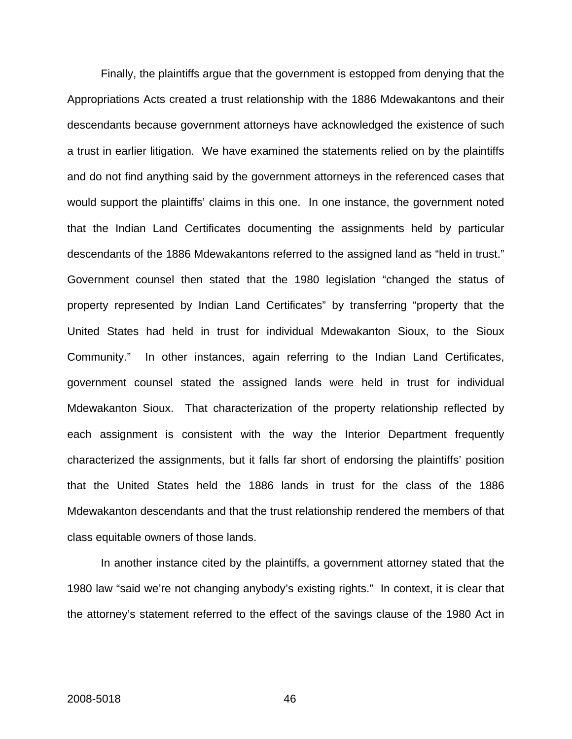Finally, the plaintiffs argue that the government is estopped from denying that the Appropriations Acts created a trust relationship with the 1886 Mdewakantons and their descendants because government attorneys have acknowledged the existence of such a trust in earlier litigation. We have examined the statements relied on by the plaintiffs and do not find anything said by the government attorneys in the referenced cases that would support the plaintiffs' claims in this one. In one instance, the government noted that the Indian Land Certificates documenting the assignments held by particular descendants of the 1886 Mdewakantons referred to the assigned land as "held in trust." Government counsel then stated that the 1980 legislation "changed the status of property represented by Indian Land Certificates" by transferring "property that the United States had held in trust for individual Mdewakanton Sioux, to the Sioux Community." In other instances, again referring to the Indian Land Certificates, government counsel stated the assigned lands were held in trust for individual Mdewakanton Sioux. That characterization of the property relationship reflected by each assignment is consistent with the way the Interior Department frequently characterized the assignments, but it falls far short of endorsing the plaintiffs' position that the United States held the 1886 lands in trust for the class of the 1886 Mdewakanton descendants and that the trust relationship rendered the members of that class equitable owners of those lands.

In another instance cited by the plaintiffs, a government attorney stated that the 1980 law "said we're not changing anybody's existing rights." In context, it is clear that the attorney's statement referred to the effect of the savings clause of the 1980 Act in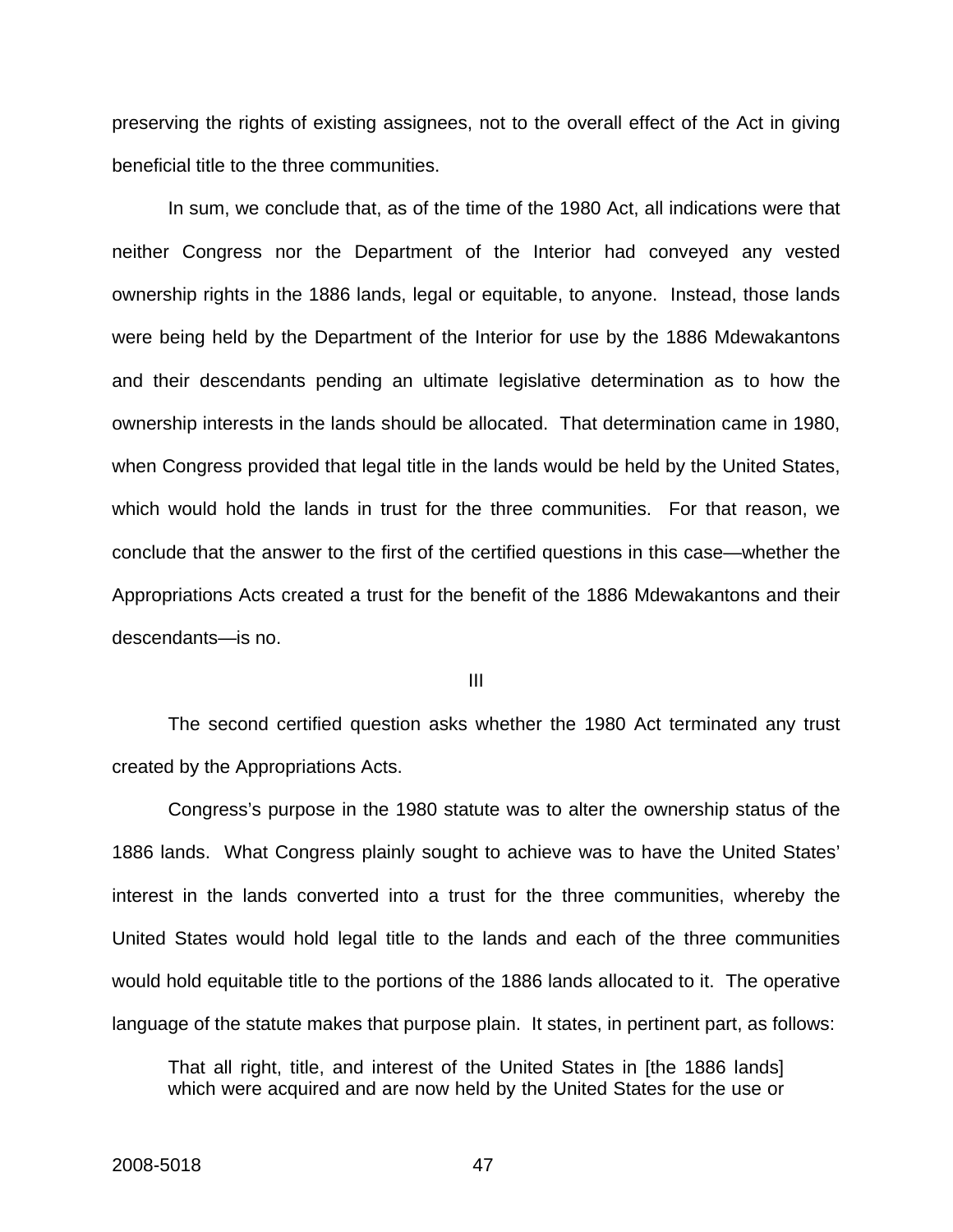preserving the rights of existing assignees, not to the overall effect of the Act in giving beneficial title to the three communities.

In sum, we conclude that, as of the time of the 1980 Act, all indications were that neither Congress nor the Department of the Interior had conveyed any vested ownership rights in the 1886 lands, legal or equitable, to anyone. Instead, those lands were being held by the Department of the Interior for use by the 1886 Mdewakantons and their descendants pending an ultimate legislative determination as to how the ownership interests in the lands should be allocated. That determination came in 1980, when Congress provided that legal title in the lands would be held by the United States, which would hold the lands in trust for the three communities. For that reason, we conclude that the answer to the first of the certified questions in this case—whether the Appropriations Acts created a trust for the benefit of the 1886 Mdewakantons and their descendants—is no.

## III

The second certified question asks whether the 1980 Act terminated any trust created by the Appropriations Acts.

Congress's purpose in the 1980 statute was to alter the ownership status of the 1886 lands. What Congress plainly sought to achieve was to have the United States' interest in the lands converted into a trust for the three communities, whereby the United States would hold legal title to the lands and each of the three communities would hold equitable title to the portions of the 1886 lands allocated to it. The operative language of the statute makes that purpose plain. It states, in pertinent part, as follows:

> That all right, title, and interest of the United States in [the 1886 lands] which were acquired and are now held by the United States for the use or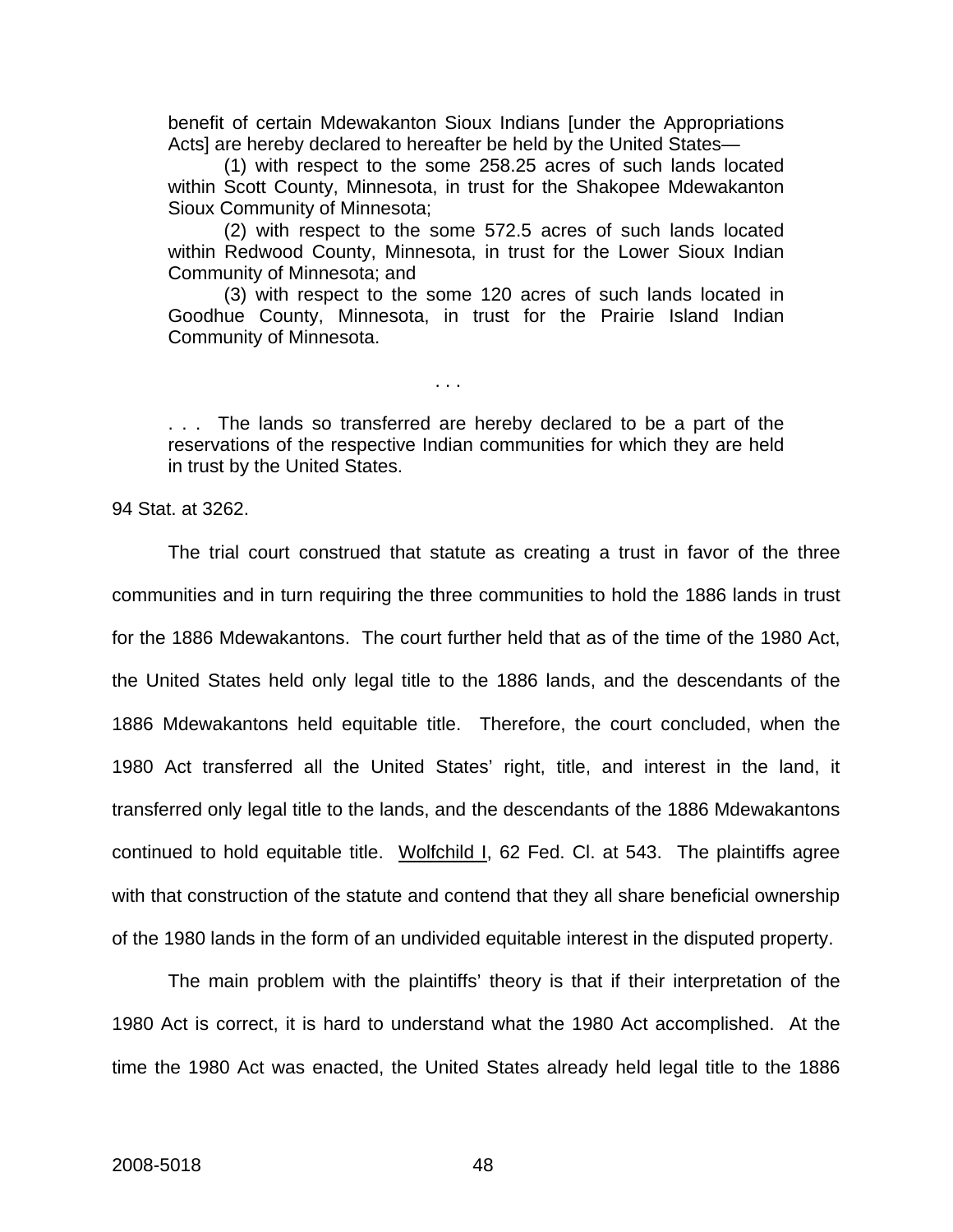> benefit of certain Mdewakanton Sioux Indians [under the Appropriations Acts] are hereby declared to hereafter be held by the United States—
>
> (1) with respect to the some 258.25 acres of such lands located within Scott County, Minnesota, in trust for the Shakopee Mdewakanton Sioux Community of Minnesota;
>
> (2) with respect to the some 572.5 acres of such lands located within Redwood County, Minnesota, in trust for the Lower Sioux Indian Community of Minnesota; and
>
> (3) with respect to the some 120 acres of such lands located in Goodhue County, Minnesota, in trust for the Prairie Island Indian Community of Minnesota.
>
> . . .
>
> . . . The lands so transferred are hereby declared to be a part of the reservations of the respective Indian communities for which they are held in trust by the United States.

94 Stat. at 3262.

The trial court construed that statute as creating a trust in favor of the three communities and in turn requiring the three communities to hold the 1886 lands in trust for the 1886 Mdewakantons. The court further held that as of the time of the 1980 Act, the United States held only legal title to the 1886 lands, and the descendants of the 1886 Mdewakantons held equitable title. Therefore, the court concluded, when the 1980 Act transferred all the United States' right, title, and interest in the land, it transferred only legal title to the lands, and the descendants of the 1886 Mdewakantons continued to hold equitable title. Wolfchild I, 62 Fed. Cl. at 543. The plaintiffs agree with that construction of the statute and contend that they all share beneficial ownership of the 1980 lands in the form of an undivided equitable interest in the disputed property.

The main problem with the plaintiffs' theory is that if their interpretation of the 1980 Act is correct, it is hard to understand what the 1980 Act accomplished. At the time the 1980 Act was enacted, the United States already held legal title to the 1886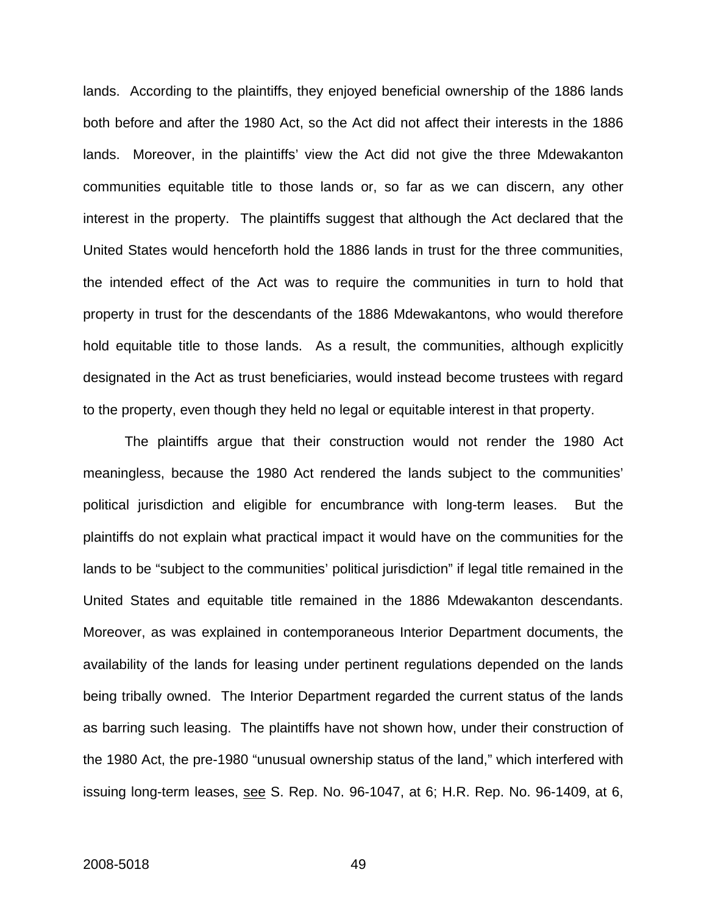lands. According to the plaintiffs, they enjoyed beneficial ownership of the 1886 lands both before and after the 1980 Act, so the Act did not affect their interests in the 1886 lands. Moreover, in the plaintiffs' view the Act did not give the three Mdewakanton communities equitable title to those lands or, so far as we can discern, any other interest in the property. The plaintiffs suggest that although the Act declared that the United States would henceforth hold the 1886 lands in trust for the three communities, the intended effect of the Act was to require the communities in turn to hold that property in trust for the descendants of the 1886 Mdewakantons, who would therefore hold equitable title to those lands. As a result, the communities, although explicitly designated in the Act as trust beneficiaries, would instead become trustees with regard to the property, even though they held no legal or equitable interest in that property.

The plaintiffs argue that their construction would not render the 1980 Act meaningless, because the 1980 Act rendered the lands subject to the communities' political jurisdiction and eligible for encumbrance with long-term leases. But the plaintiffs do not explain what practical impact it would have on the communities for the lands to be "subject to the communities' political jurisdiction" if legal title remained in the United States and equitable title remained in the 1886 Mdewakanton descendants. Moreover, as was explained in contemporaneous Interior Department documents, the availability of the lands for leasing under pertinent regulations depended on the lands being tribally owned. The Interior Department regarded the current status of the lands as barring such leasing. The plaintiffs have not shown how, under their construction of the 1980 Act, the pre-1980 "unusual ownership status of the land," which interfered with issuing long-term leases, see S. Rep. No. 96-1047, at 6; H.R. Rep. No. 96-1409, at 6,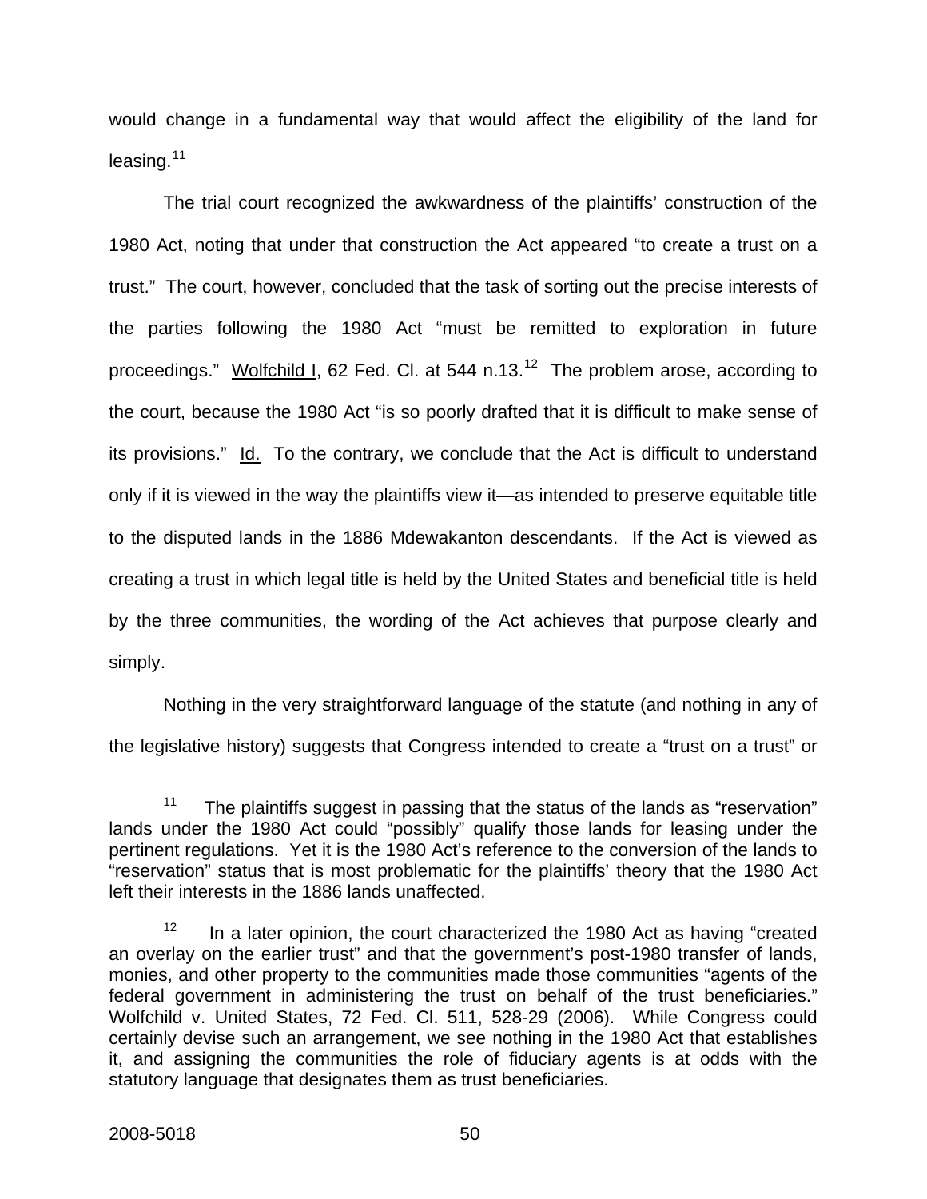would change in a fundamental way that would affect the eligibility of the land for leasing.[11]

The trial court recognized the awkwardness of the plaintiffs' construction of the 1980 Act, noting that under that construction the Act appeared "to create a trust on a trust." The court, however, concluded that the task of sorting out the precise interests of the parties following the 1980 Act "must be remitted to exploration in future proceedings." Wolfchild I, 62 Fed. Cl. at 544 n.13.[12] The problem arose, according to the court, because the 1980 Act "is so poorly drafted that it is difficult to make sense of its provisions." Id. To the contrary, we conclude that the Act is difficult to understand only if it is viewed in the way the plaintiffs view it—as intended to preserve equitable title to the disputed lands in the 1886 Mdewakanton descendants. If the Act is viewed as creating a trust in which legal title is held by the United States and beneficial title is held by the three communities, the wording of the Act achieves that purpose clearly and simply.

Nothing in the very straightforward language of the statute (and nothing in any of the legislative history) suggests that Congress intended to create a "trust on a trust" or

---

[11] The plaintiffs suggest in passing that the status of the lands as "reservation" lands under the 1980 Act could "possibly" qualify those lands for leasing under the pertinent regulations. Yet it is the 1980 Act's reference to the conversion of the lands to "reservation" status that is most problematic for the plaintiffs' theory that the 1980 Act left their interests in the 1886 lands unaffected.

[12] In a later opinion, the court characterized the 1980 Act as having "created an overlay on the earlier trust" and that the government's post-1980 transfer of lands, monies, and other property to the communities made those communities "agents of the federal government in administering the trust on behalf of the trust beneficiaries." Wolfchild v. United States, 72 Fed. Cl. 511, 528-29 (2006). While Congress could certainly devise such an arrangement, we see nothing in the 1980 Act that establishes it, and assigning the communities the role of fiduciary agents is at odds with the statutory language that designates them as trust beneficiaries.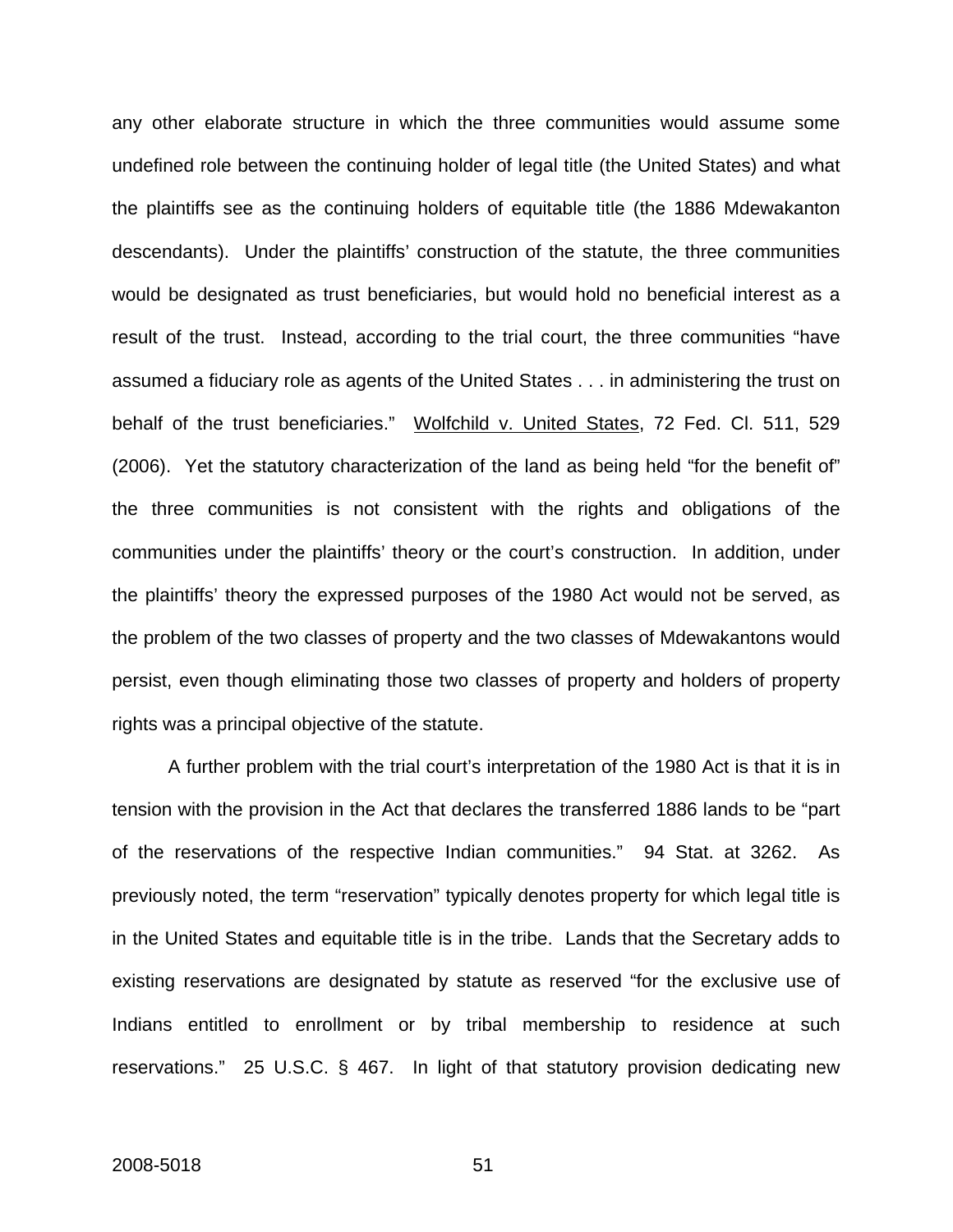any other elaborate structure in which the three communities would assume some undefined role between the continuing holder of legal title (the United States) and what the plaintiffs see as the continuing holders of equitable title (the 1886 Mdewakanton descendants). Under the plaintiffs' construction of the statute, the three communities would be designated as trust beneficiaries, but would hold no beneficial interest as a result of the trust. Instead, according to the trial court, the three communities "have assumed a fiduciary role as agents of the United States . . . in administering the trust on behalf of the trust beneficiaries." Wolfchild v. United States, 72 Fed. Cl. 511, 529 (2006). Yet the statutory characterization of the land as being held "for the benefit of" the three communities is not consistent with the rights and obligations of the communities under the plaintiffs' theory or the court's construction. In addition, under the plaintiffs' theory the expressed purposes of the 1980 Act would not be served, as the problem of the two classes of property and the two classes of Mdewakantons would persist, even though eliminating those two classes of property and holders of property rights was a principal objective of the statute.

A further problem with the trial court's interpretation of the 1980 Act is that it is in tension with the provision in the Act that declares the transferred 1886 lands to be "part of the reservations of the respective Indian communities." 94 Stat. at 3262. As previously noted, the term "reservation" typically denotes property for which legal title is in the United States and equitable title is in the tribe. Lands that the Secretary adds to existing reservations are designated by statute as reserved "for the exclusive use of Indians entitled to enrollment or by tribal membership to residence at such reservations." 25 U.S.C. § 467. In light of that statutory provision dedicating new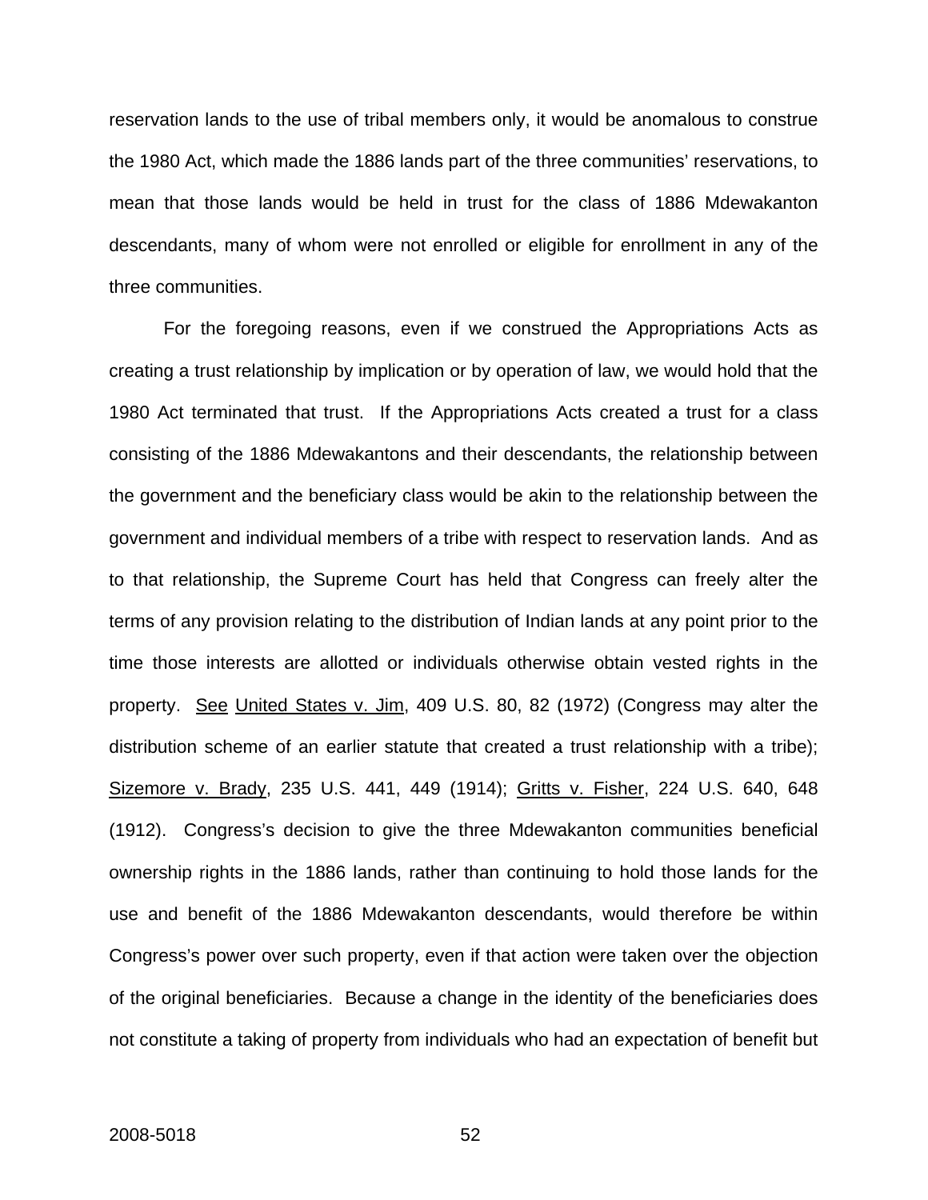reservation lands to the use of tribal members only, it would be anomalous to construe the 1980 Act, which made the 1886 lands part of the three communities' reservations, to mean that those lands would be held in trust for the class of 1886 Mdewakanton descendants, many of whom were not enrolled or eligible for enrollment in any of the three communities.

For the foregoing reasons, even if we construed the Appropriations Acts as creating a trust relationship by implication or by operation of law, we would hold that the 1980 Act terminated that trust. If the Appropriations Acts created a trust for a class consisting of the 1886 Mdewakantons and their descendants, the relationship between the government and the beneficiary class would be akin to the relationship between the government and individual members of a tribe with respect to reservation lands. And as to that relationship, the Supreme Court has held that Congress can freely alter the terms of any provision relating to the distribution of Indian lands at any point prior to the time those interests are allotted or individuals otherwise obtain vested rights in the property. See United States v. Jim, 409 U.S. 80, 82 (1972) (Congress may alter the distribution scheme of an earlier statute that created a trust relationship with a tribe); Sizemore v. Brady, 235 U.S. 441, 449 (1914); Gritts v. Fisher, 224 U.S. 640, 648 (1912). Congress's decision to give the three Mdewakanton communities beneficial ownership rights in the 1886 lands, rather than continuing to hold those lands for the use and benefit of the 1886 Mdewakanton descendants, would therefore be within Congress's power over such property, even if that action were taken over the objection of the original beneficiaries. Because a change in the identity of the beneficiaries does not constitute a taking of property from individuals who had an expectation of benefit but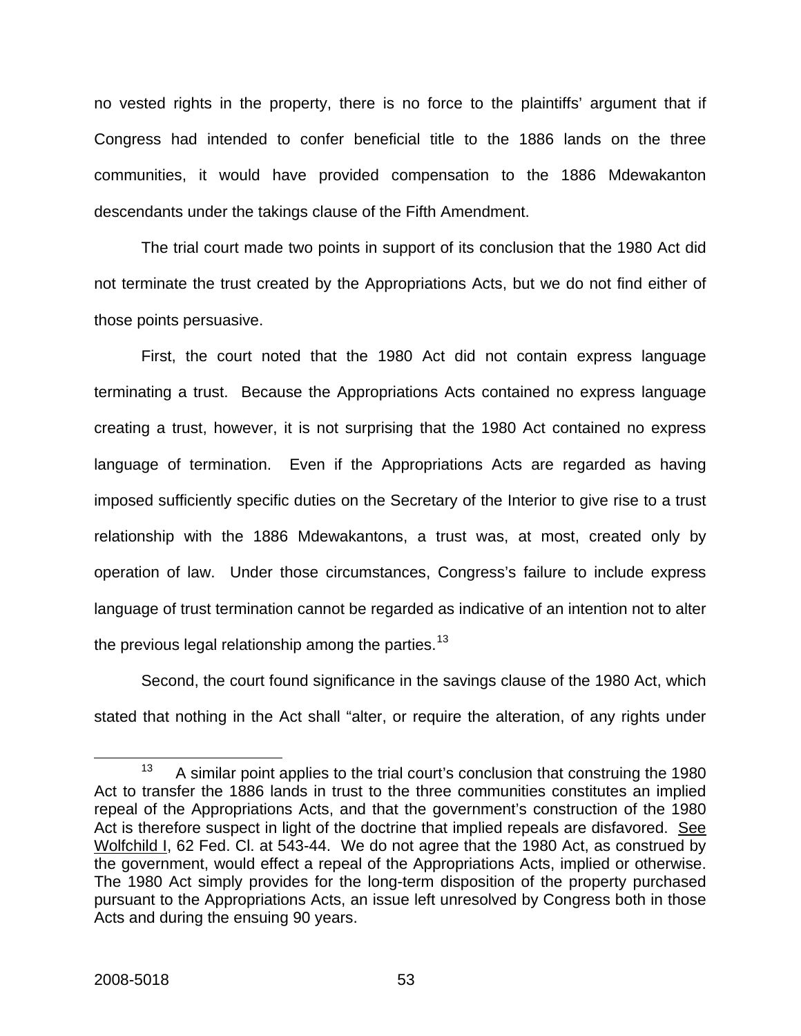no vested rights in the property, there is no force to the plaintiffs' argument that if Congress had intended to confer beneficial title to the 1886 lands on the three communities, it would have provided compensation to the 1886 Mdewakanton descendants under the takings clause of the Fifth Amendment.

The trial court made two points in support of its conclusion that the 1980 Act did not terminate the trust created by the Appropriations Acts, but we do not find either of those points persuasive.

First, the court noted that the 1980 Act did not contain express language terminating a trust. Because the Appropriations Acts contained no express language creating a trust, however, it is not surprising that the 1980 Act contained no express language of termination. Even if the Appropriations Acts are regarded as having imposed sufficiently specific duties on the Secretary of the Interior to give rise to a trust relationship with the 1886 Mdewakantons, a trust was, at most, created only by operation of law. Under those circumstances, Congress's failure to include express language of trust termination cannot be regarded as indicative of an intention not to alter the previous legal relationship among the parties.[13]

Second, the court found significance in the savings clause of the 1980 Act, which stated that nothing in the Act shall "alter, or require the alteration, of any rights under

[13] A similar point applies to the trial court's conclusion that construing the 1980 Act to transfer the 1886 lands in trust to the three communities constitutes an implied repeal of the Appropriations Acts, and that the government's construction of the 1980 Act is therefore suspect in light of the doctrine that implied repeals are disfavored. See Wolfchild I, 62 Fed. Cl. at 543-44. We do not agree that the 1980 Act, as construed by the government, would effect a repeal of the Appropriations Acts, implied or otherwise. The 1980 Act simply provides for the long-term disposition of the property purchased pursuant to the Appropriations Acts, an issue left unresolved by Congress both in those Acts and during the ensuing 90 years.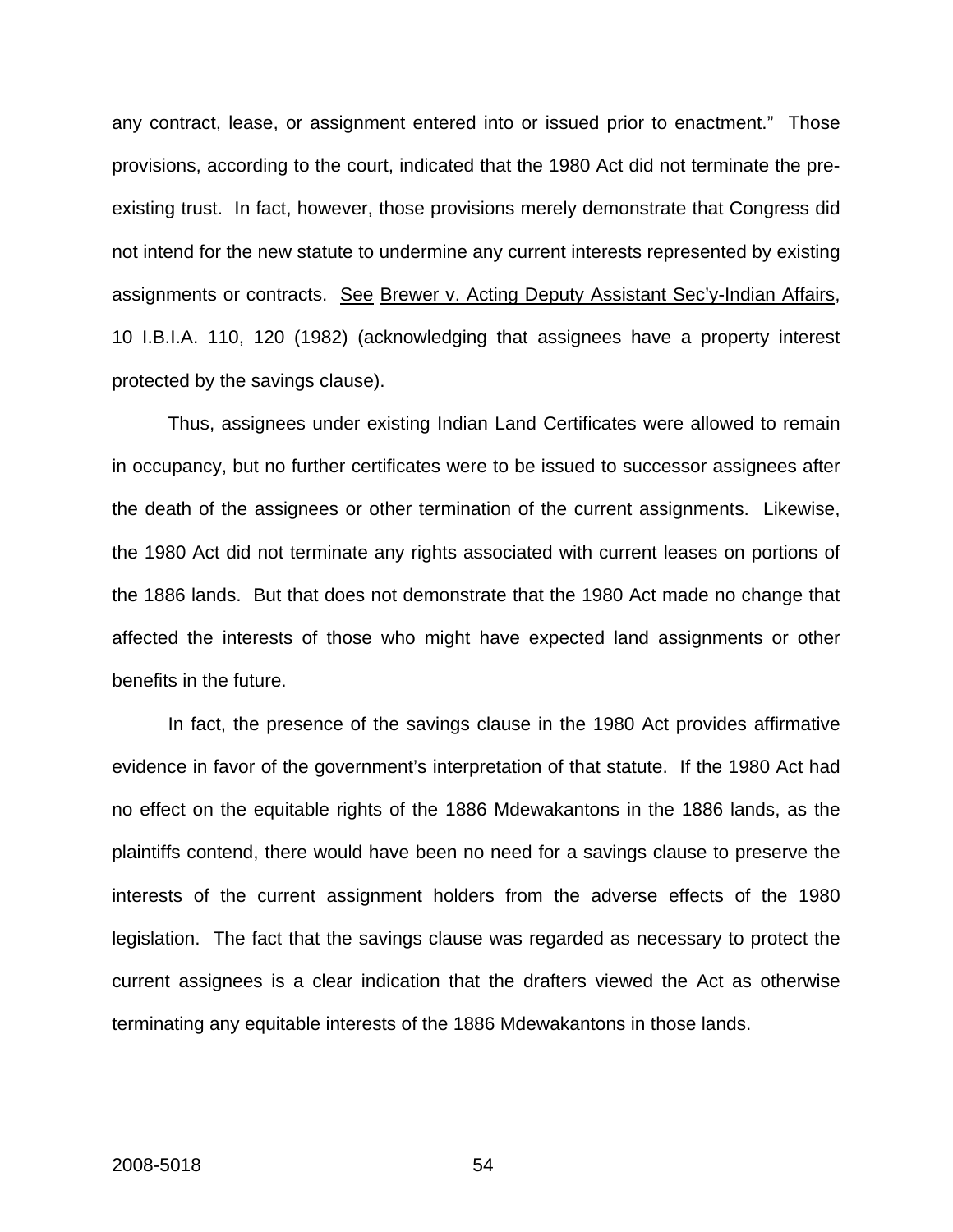any contract, lease, or assignment entered into or issued prior to enactment." Those provisions, according to the court, indicated that the 1980 Act did not terminate the pre-existing trust. In fact, however, those provisions merely demonstrate that Congress did not intend for the new statute to undermine any current interests represented by existing assignments or contracts. See Brewer v. Acting Deputy Assistant Sec'y-Indian Affairs, 10 I.B.I.A. 110, 120 (1982) (acknowledging that assignees have a property interest protected by the savings clause).

Thus, assignees under existing Indian Land Certificates were allowed to remain in occupancy, but no further certificates were to be issued to successor assignees after the death of the assignees or other termination of the current assignments. Likewise, the 1980 Act did not terminate any rights associated with current leases on portions of the 1886 lands. But that does not demonstrate that the 1980 Act made no change that affected the interests of those who might have expected land assignments or other benefits in the future.

In fact, the presence of the savings clause in the 1980 Act provides affirmative evidence in favor of the government's interpretation of that statute. If the 1980 Act had no effect on the equitable rights of the 1886 Mdewakantons in the 1886 lands, as the plaintiffs contend, there would have been no need for a savings clause to preserve the interests of the current assignment holders from the adverse effects of the 1980 legislation. The fact that the savings clause was regarded as necessary to protect the current assignees is a clear indication that the drafters viewed the Act as otherwise terminating any equitable interests of the 1886 Mdewakantons in those lands.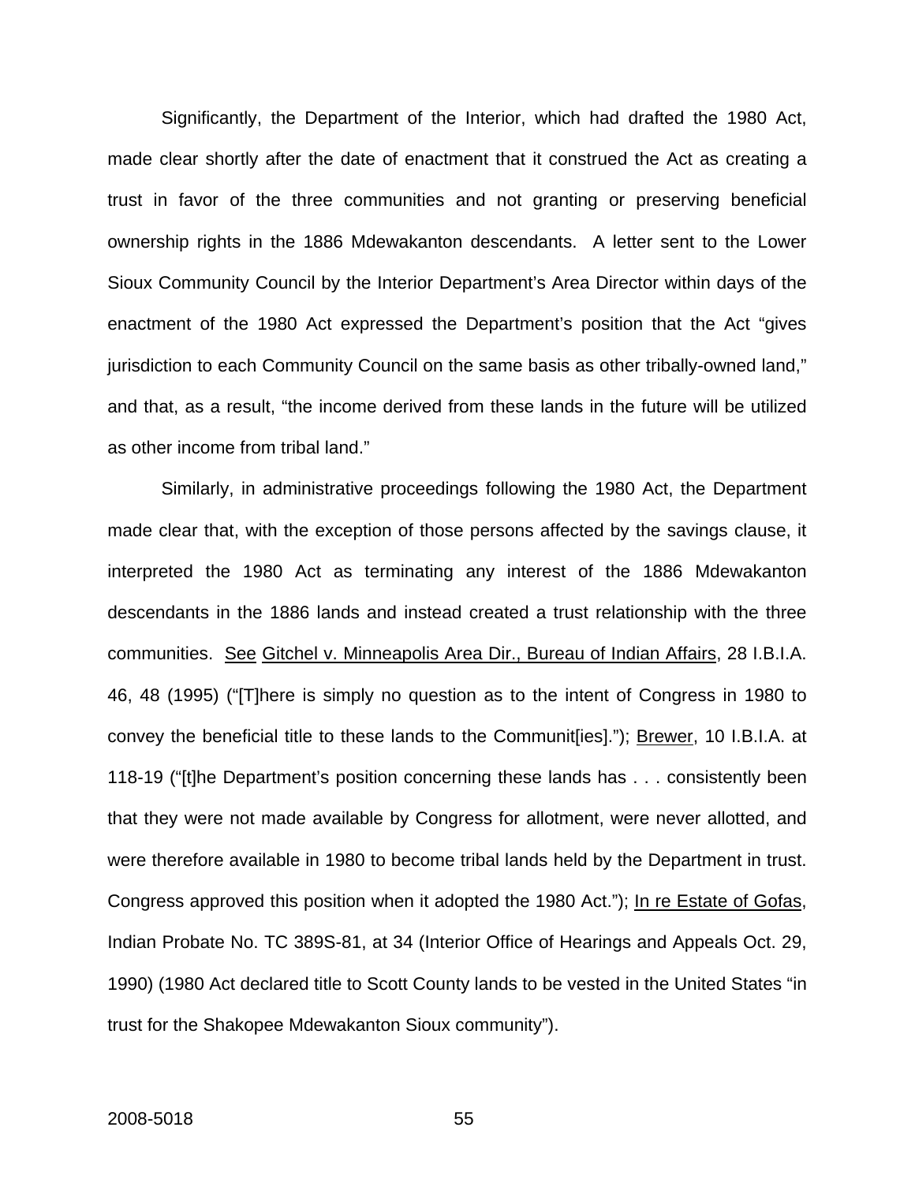Significantly, the Department of the Interior, which had drafted the 1980 Act, made clear shortly after the date of enactment that it construed the Act as creating a trust in favor of the three communities and not granting or preserving beneficial ownership rights in the 1886 Mdewakanton descendants. A letter sent to the Lower Sioux Community Council by the Interior Department's Area Director within days of the enactment of the 1980 Act expressed the Department's position that the Act "gives jurisdiction to each Community Council on the same basis as other tribally-owned land," and that, as a result, "the income derived from these lands in the future will be utilized as other income from tribal land."

Similarly, in administrative proceedings following the 1980 Act, the Department made clear that, with the exception of those persons affected by the savings clause, it interpreted the 1980 Act as terminating any interest of the 1886 Mdewakanton descendants in the 1886 lands and instead created a trust relationship with the three communities. See Gitchel v. Minneapolis Area Dir., Bureau of Indian Affairs, 28 I.B.I.A. 46, 48 (1995) ("[T]here is simply no question as to the intent of Congress in 1980 to convey the beneficial title to these lands to the Communit[ies]."); Brewer, 10 I.B.I.A. at 118-19 ("[t]he Department's position concerning these lands has . . . consistently been that they were not made available by Congress for allotment, were never allotted, and were therefore available in 1980 to become tribal lands held by the Department in trust. Congress approved this position when it adopted the 1980 Act."); In re Estate of Gofas, Indian Probate No. TC 389S-81, at 34 (Interior Office of Hearings and Appeals Oct. 29, 1990) (1980 Act declared title to Scott County lands to be vested in the United States "in trust for the Shakopee Mdewakanton Sioux community").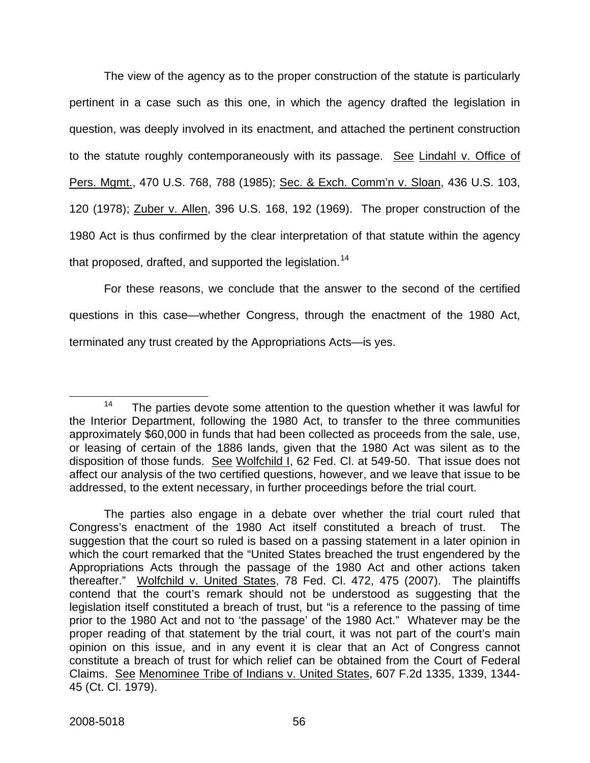The view of the agency as to the proper construction of the statute is particularly pertinent in a case such as this one, in which the agency drafted the legislation in question, was deeply involved in its enactment, and attached the pertinent construction to the statute roughly contemporaneously with its passage. See Lindahl v. Office of Pers. Mgmt., 470 U.S. 768, 788 (1985); Sec. & Exch. Comm'n v. Sloan, 436 U.S. 103, 120 (1978); Zuber v. Allen, 396 U.S. 168, 192 (1969). The proper construction of the 1980 Act is thus confirmed by the clear interpretation of that statute within the agency that proposed, drafted, and supported the legislation.[14]

For these reasons, we conclude that the answer to the second of the certified questions in this case—whether Congress, through the enactment of the 1980 Act, terminated any trust created by the Appropriations Acts—is yes.

---

[14] The parties devote some attention to the question whether it was lawful for the Interior Department, following the 1980 Act, to transfer to the three communities approximately $60,000 in funds that had been collected as proceeds from the sale, use, or leasing of certain of the 1886 lands, given that the 1980 Act was silent as to the disposition of those funds. See Wolfchild I, 62 Fed. Cl. at 549-50. That issue does not affect our analysis of the two certified questions, however, and we leave that issue to be addressed, to the extent necessary, in further proceedings before the trial court.

The parties also engage in a debate over whether the trial court ruled that Congress's enactment of the 1980 Act itself constituted a breach of trust. The suggestion that the court so ruled is based on a passing statement in a later opinion in which the court remarked that the "United States breached the trust engendered by the Appropriations Acts through the passage of the 1980 Act and other actions taken thereafter." Wolfchild v. United States, 78 Fed. Cl. 472, 475 (2007). The plaintiffs contend that the court's remark should not be understood as suggesting that the legislation itself constituted a breach of trust, but "is a reference to the passing of time prior to the 1980 Act and not to 'the passage' of the 1980 Act." Whatever may be the proper reading of that statement by the trial court, it was not part of the court's main opinion on this issue, and in any event it is clear that an Act of Congress cannot constitute a breach of trust for which relief can be obtained from the Court of Federal Claims. See Menominee Tribe of Indians v. United States, 607 F.2d 1335, 1339, 1344-45 (Ct. Cl. 1979).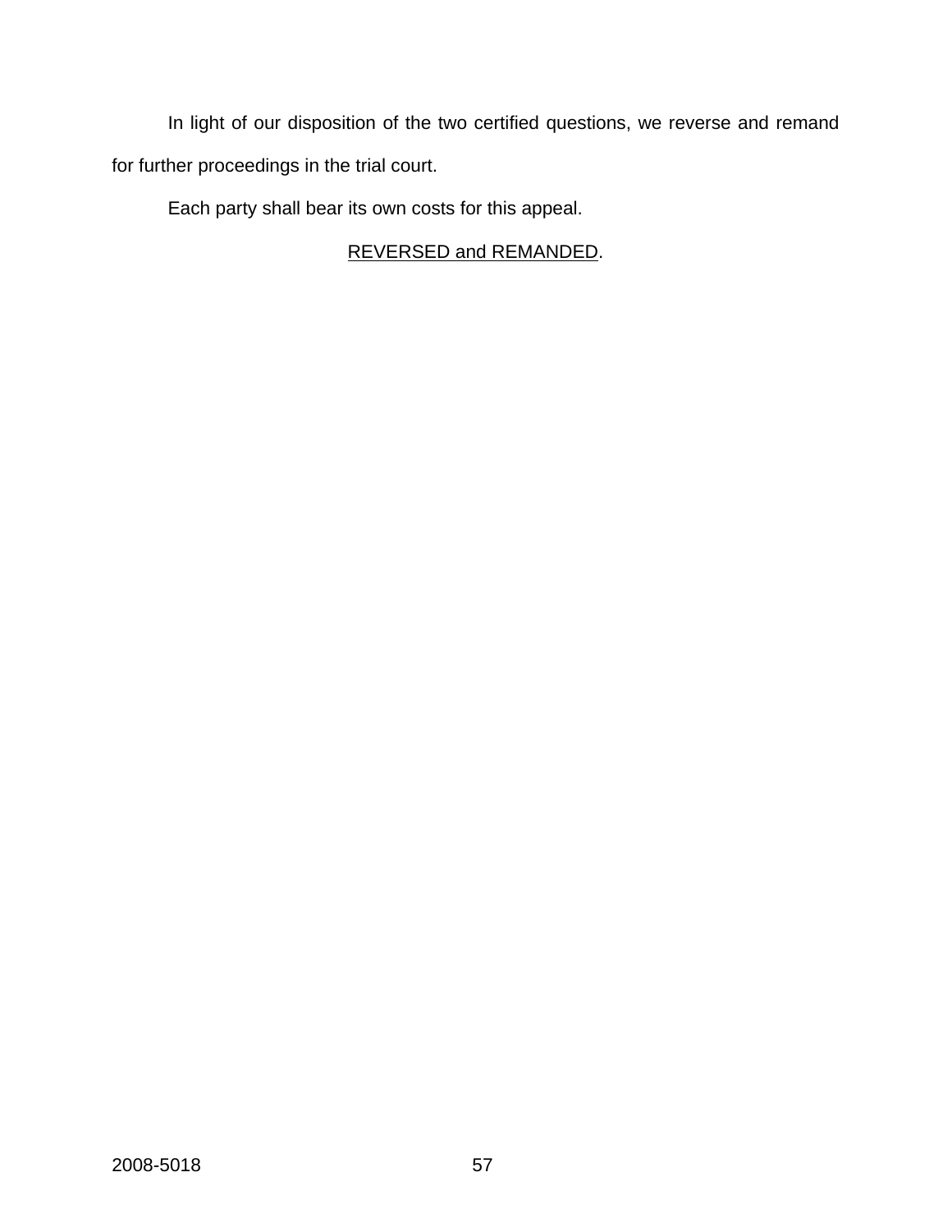In light of our disposition of the two certified questions, we reverse and remand for further proceedings in the trial court.

Each party shall bear its own costs for this appeal.

REVERSED and REMANDED.